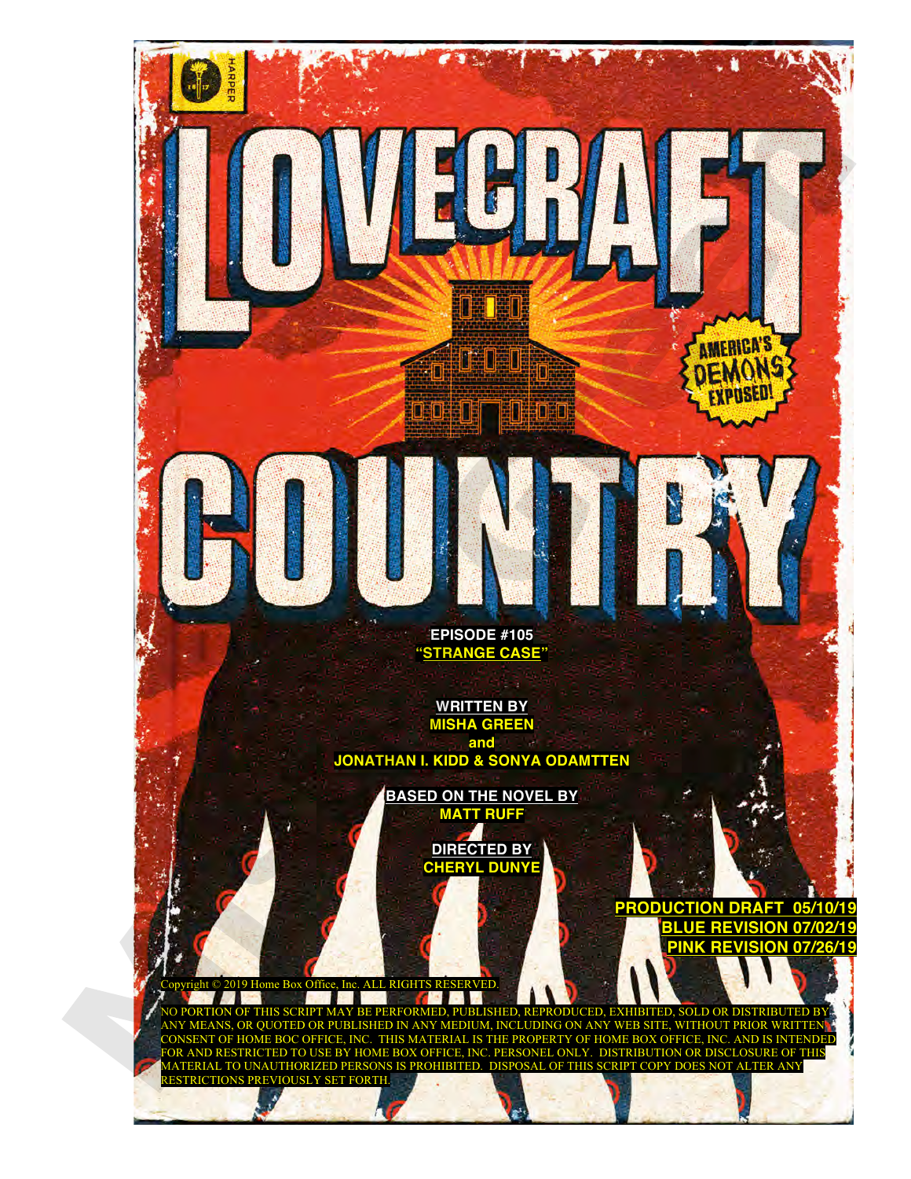# LOVECRAFT COUNTRY

AMERICA'S DEMONS EXPOSED!

**EPISODE #105**
**"STRANGE CASE"**

**WRITTEN BY**
**MISHA GREEN**
**and**
**JONATHAN I. KIDD & SONYA ODAMTTEN**

**BASED ON THE NOVEL BY**
**MATT RUFF**

**DIRECTED BY**
**CHERYL DUNYE**

**PRODUCTION DRAFT 05/10/19**
**BLUE REVISION 07/02/19**
**PINK REVISION 07/26/19**

Copyright © 2019 Home Box Office, Inc. ALL RIGHTS RESERVED.

NO PORTION OF THIS SCRIPT MAY BE PERFORMED, PUBLISHED, REPRODUCED, EXHIBITED, SOLD OR DISTRIBUTED BY ANY MEANS, OR QUOTED OR PUBLISHED IN ANY MEDIUM, INCLUDING ON ANY WEB SITE, WITHOUT PRIOR WRITTEN CONSENT OF HOME BOC OFFICE, INC. THIS MATERIAL IS THE PROPERTY OF HOME BOX OFFICE, INC. AND IS INTENDED FOR AND RESTRICTED TO USE BY HOME BOX OFFICE, INC. PERSONEL ONLY. DISTRIBUTION OR DISCLOSURE OF THIS MATERIAL TO UNAUTHORIZED PERSONS IS PROHIBITED. DISPOSAL OF THIS SCRIPT COPY DOES NOT ALTER ANY RESTRICTIONS PREVIOUSLY SET FORTH.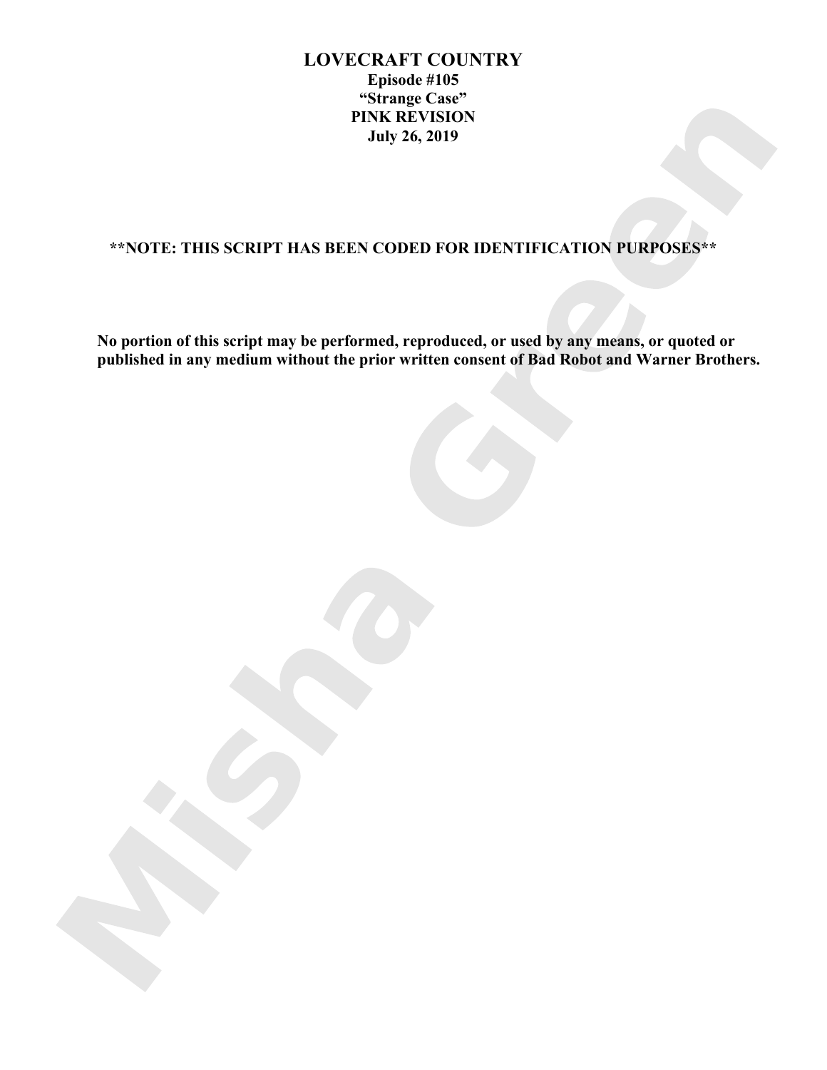**LOVECRAFT COUNTRY**
**Episode #105**
**"Strange Case"**
**PINK REVISION**
**July 26, 2019**

**\*\*NOTE: THIS SCRIPT HAS BEEN CODED FOR IDENTIFICATION PURPOSES\*\***

**No portion of this script may be performed, reproduced, or used by any means, or quoted or published in any medium without the prior written consent of Bad Robot and Warner Brothers.**

Misha Green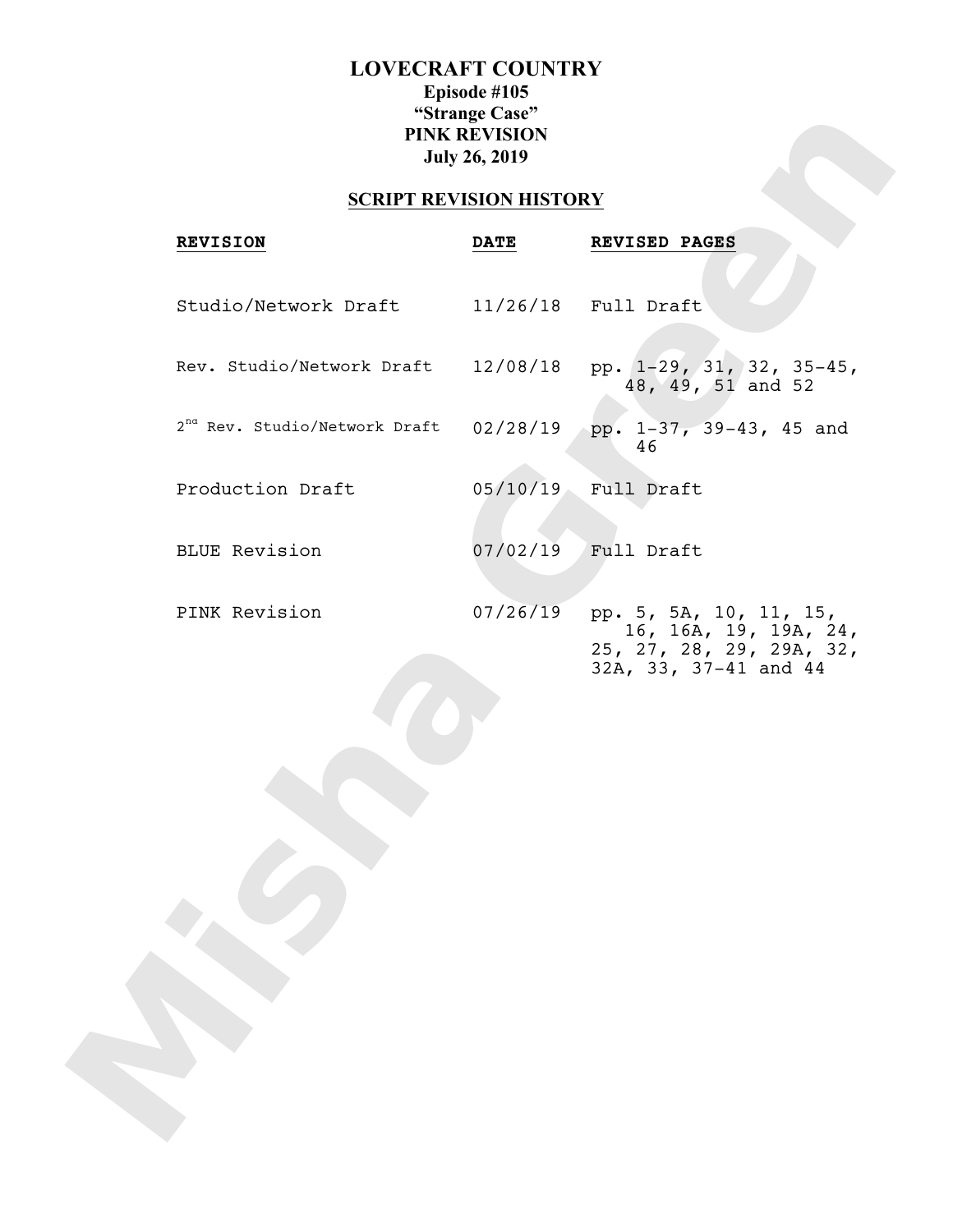# LOVECRAFT COUNTRY

**Episode #105**
**"Strange Case"**
**PINK REVISION**
**July 26, 2019**

## SCRIPT REVISION HISTORY

| REVISION | DATE | REVISED PAGES |
|---|---|---|
| Studio/Network Draft | 11/26/18 | Full Draft |
| Rev. Studio/Network Draft | 12/08/18 | pp. 1-29, 31, 32, 35-45, 48, 49, 51 and 52 |
| 2nd Rev. Studio/Network Draft | 02/28/19 | pp. 1-37, 39-43, 45 and 46 |
| Production Draft | 05/10/19 | Full Draft |
| BLUE Revision | 07/02/19 | Full Draft |
| PINK Revision | 07/26/19 | pp. 5, 5A, 10, 11, 15, 16, 16A, 19, 19A, 24, 25, 27, 28, 29, 29A, 32, 32A, 33, 37-41 and 44 |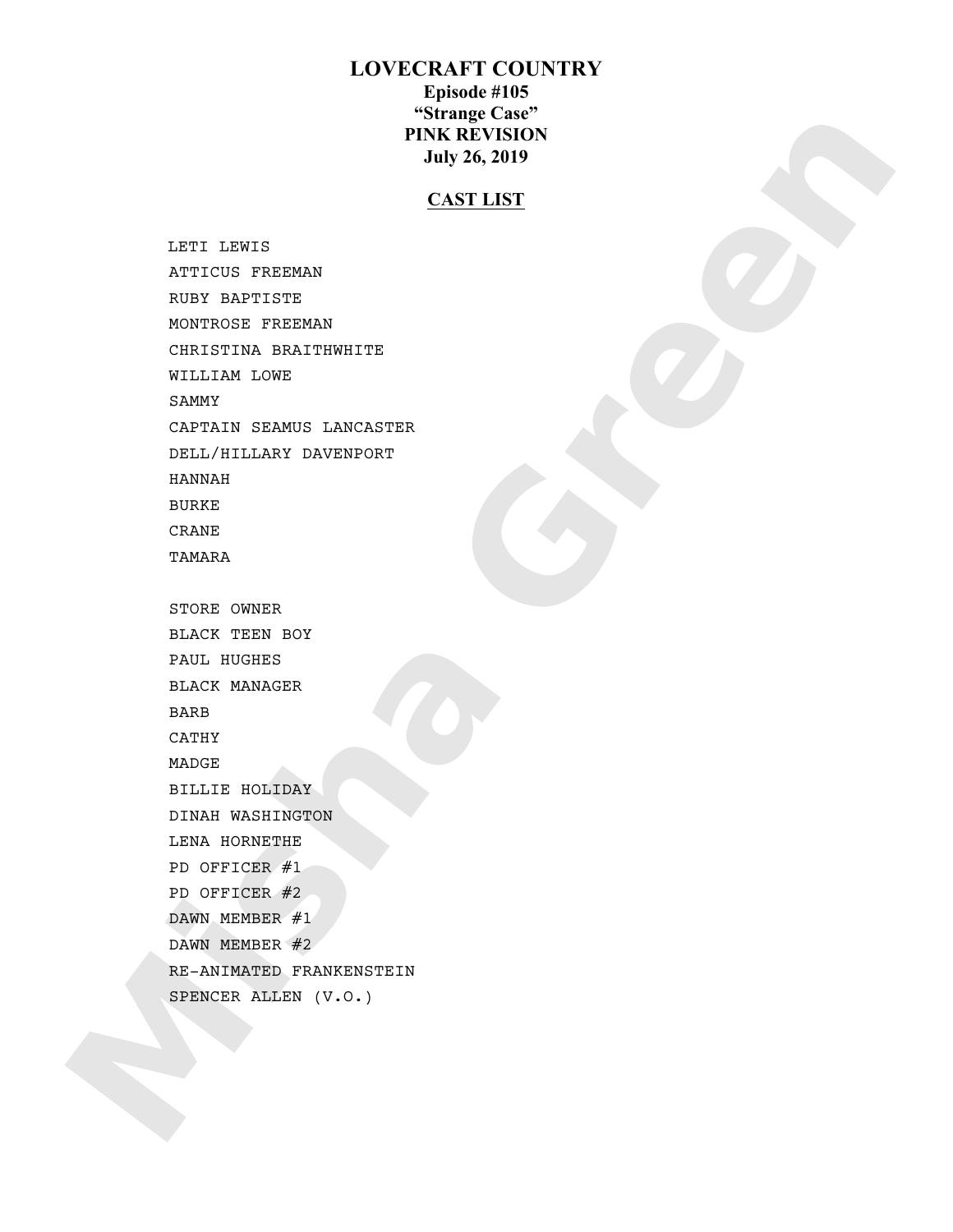# LOVECRAFT COUNTRY

**Episode #105**
**"Strange Case"**
**PINK REVISION**
**July 26, 2019**

## CAST LIST

LETI LEWIS
ATTICUS FREEMAN
RUBY BAPTISTE
MONTROSE FREEMAN
CHRISTINA BRAITHWHITE
WILLIAM LOWE
SAMMY
CAPTAIN SEAMUS LANCASTER
DELL/HILLARY DAVENPORT
HANNAH
BURKE
CRANE
TAMARA

STORE OWNER
BLACK TEEN BOY
PAUL HUGHES
BLACK MANAGER
BARB
CATHY
MADGE
BILLIE HOLIDAY
DINAH WASHINGTON
LENA HORNETHE
PD OFFICER #1
PD OFFICER #2
DAWN MEMBER #1
DAWN MEMBER #2
RE-ANIMATED FRANKENSTEIN
SPENCER ALLEN (V.O.)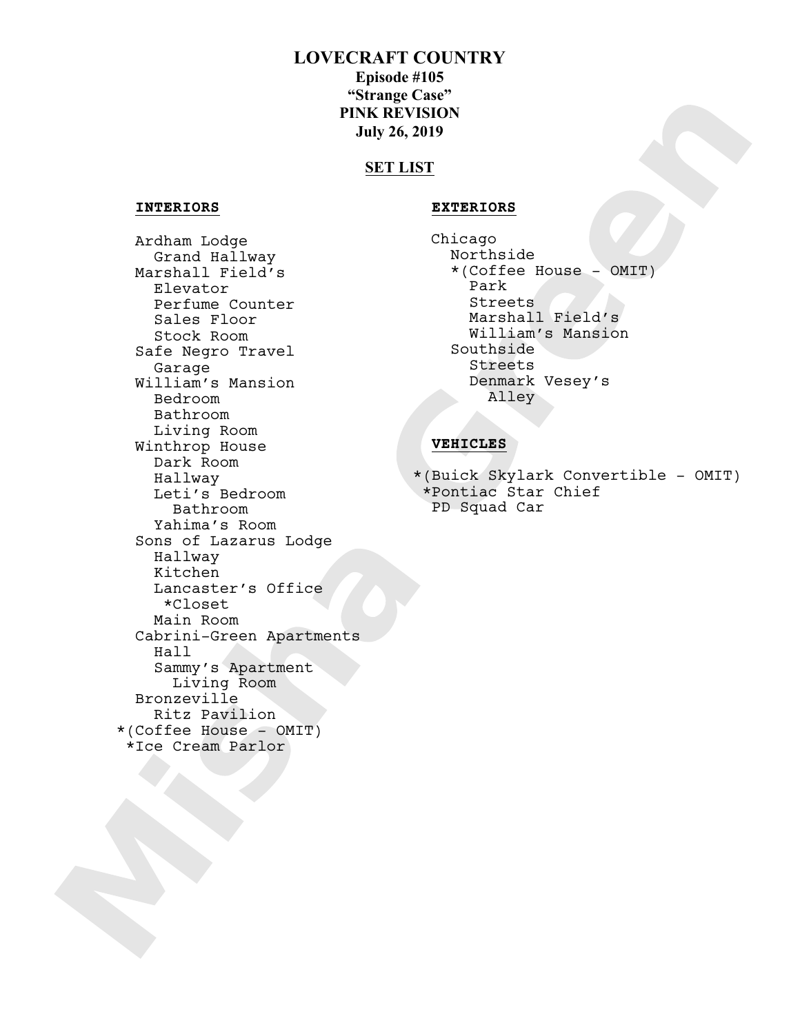# LOVECRAFT COUNTRY

**Episode #105**
**"Strange Case"**
**PINK REVISION**
**July 26, 2019**

## SET LIST

### INTERIORS

- Ardham Lodge
  - Grand Hallway
- Marshall Field's
  - Elevator
  - Perfume Counter
  - Sales Floor
  - Stock Room
- Safe Negro Travel
  - Garage
- William's Mansion
  - Bedroom
  - Bathroom
  - Living Room
- Winthrop House
  - Dark Room
  - Hallway
  - Leti's Bedroom
    - Bathroom
  - Yahima's Room
- Sons of Lazarus Lodge
  - Hallway
  - Kitchen
  - Lancaster's Office
    - *Closet
  - Main Room
- Cabrini-Green Apartments
  - Hall
  - Sammy's Apartment
    - Living Room
- Bronzeville
  - Ritz Pavilion
- *(Coffee House - OMIT)
- *Ice Cream Parlor

### EXTERIORS

- Chicago
  - Northside
    - *(Coffee House - OMIT)
    - Park
    - Streets
    - Marshall Field's
    - William's Mansion
  - Southside
    - Streets
    - Denmark Vesey's
      - Alley

### VEHICLES

- *(Buick Skylark Convertible - OMIT)
- *Pontiac Star Chief
- PD Squad Car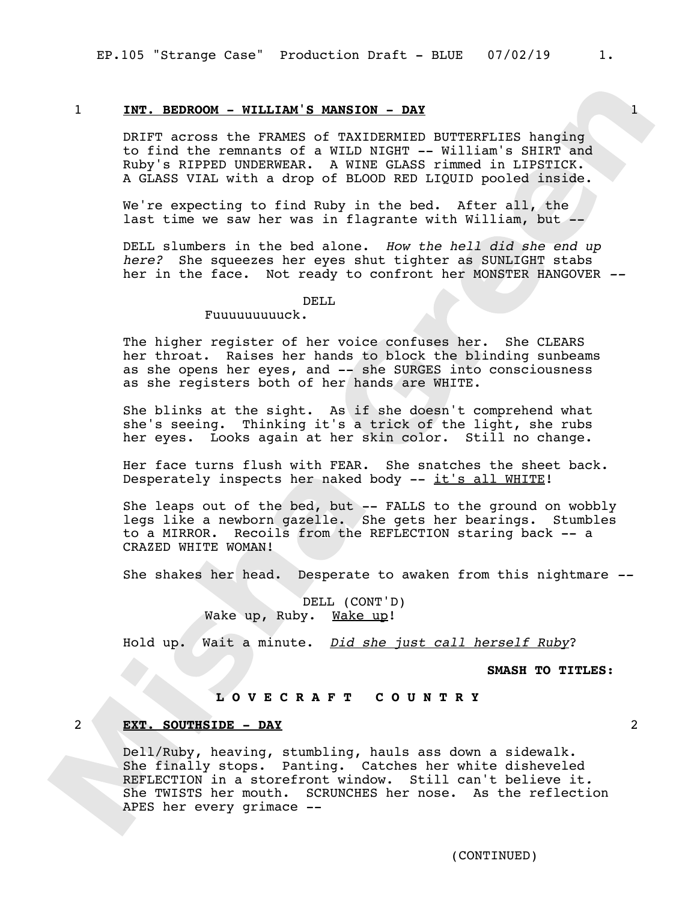**1 INT. BEDROOM - WILLIAM'S MANSION - DAY 1**

DRIFT across the FRAMES of TAXIDERMIED BUTTERFLIES hanging to find the remnants of a WILD NIGHT -- William's SHIRT and Ruby's RIPPED UNDERWEAR. A WINE GLASS rimmed in LIPSTICK. A GLASS VIAL with a drop of BLOOD RED LIQUID pooled inside.

We're expecting to find Ruby in the bed. After all, the last time we saw her was in flagrante with William, but --

DELL slumbers in the bed alone. *How the hell did she end up here?* She squeezes her eyes shut tighter as SUNLIGHT stabs her in the face. Not ready to confront her MONSTER HANGOVER --

DELL
Fuuuuuuuuuck.

The higher register of her voice confuses her. She CLEARS her throat. Raises her hands to block the blinding sunbeams as she opens her eyes, and -- she SURGES into consciousness as she registers both of her hands are WHITE.

She blinks at the sight. As if she doesn't comprehend what she's seeing. Thinking it's a trick of the light, she rubs her eyes. Looks again at her skin color. Still no change.

Her face turns flush with FEAR. She snatches the sheet back. Desperately inspects her naked body -- it's all WHITE!

She leaps out of the bed, but -- FALLS to the ground on wobbly legs like a newborn gazelle. She gets her bearings. Stumbles to a MIRROR. Recoils from the REFLECTION staring back -- a CRAZED WHITE WOMAN!

She shakes her head. Desperate to awaken from this nightmare --

DELL (CONT'D)
Wake up, Ruby. Wake up!

Hold up. Wait a minute. *Did she just call herself Ruby*?

**SMASH TO TITLES:**

**L O V E C R A F T   C O U N T R Y**

**2 EXT. SOUTHSIDE - DAY 2**

Dell/Ruby, heaving, stumbling, hauls ass down a sidewalk. She finally stops. Panting. Catches her white disheveled REFLECTION in a storefront window. Still can't believe it. She TWISTS her mouth. SCRUNCHES her nose. As the reflection APES her every grimace --

(CONTINUED)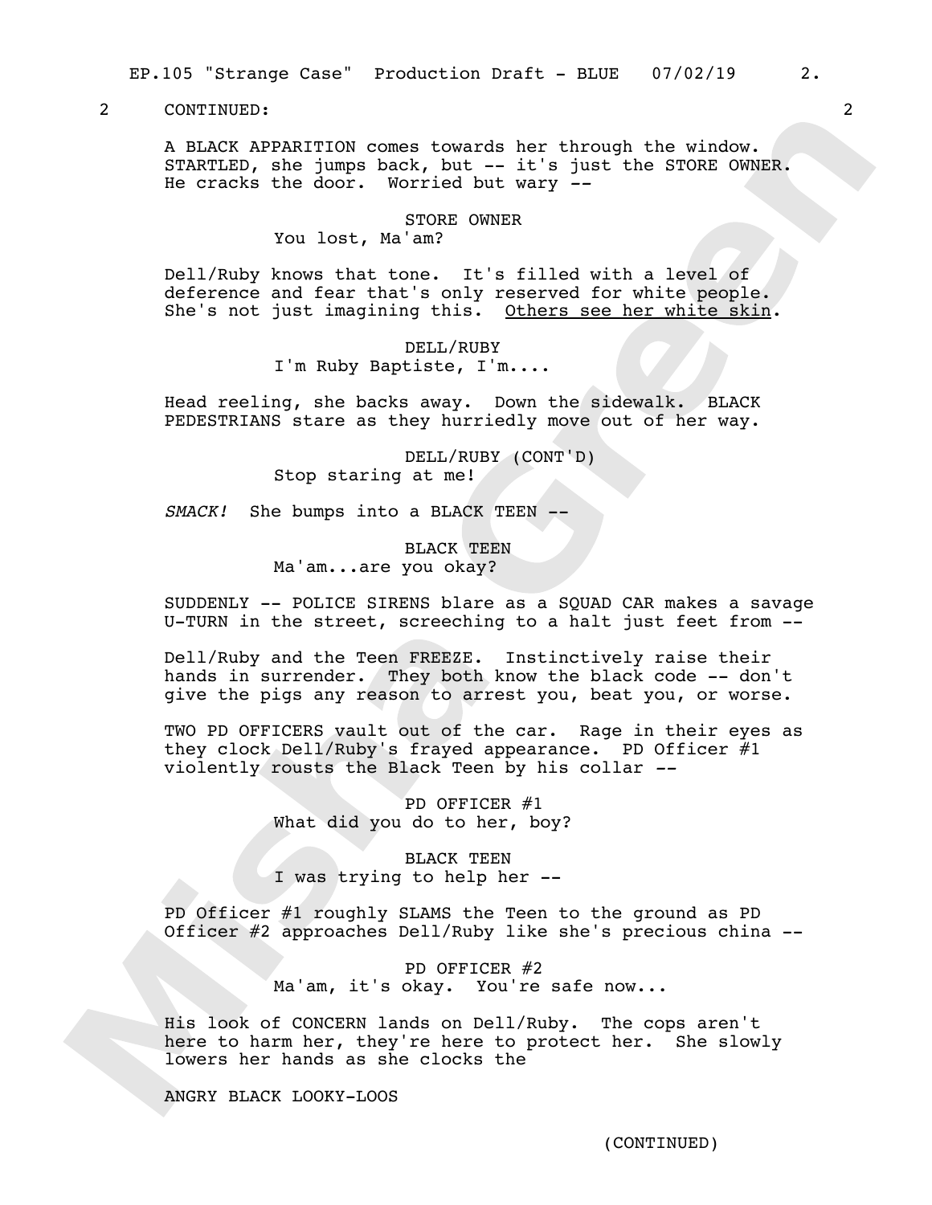2 CONTINUED: 2

A BLACK APPARITION comes towards her through the window. STARTLED, she jumps back, but -- it's just the STORE OWNER. He cracks the door. Worried but wary --

STORE OWNER
You lost, Ma'am?

Dell/Ruby knows that tone. It's filled with a level of deference and fear that's only reserved for white people. She's not just imagining this. <u>Others see her white skin</u>.

DELL/RUBY
I'm Ruby Baptiste, I'm....

Head reeling, she backs away. Down the sidewalk. BLACK PEDESTRIANS stare as they hurriedly move out of her way.

DELL/RUBY (CONT'D)
Stop staring at me!

*SMACK!* She bumps into a BLACK TEEN --

BLACK TEEN
Ma'am...are you okay?

SUDDENLY -- POLICE SIRENS blare as a SQUAD CAR makes a savage U-TURN in the street, screeching to a halt just feet from --

Dell/Ruby and the Teen FREEZE. Instinctively raise their hands in surrender. They both know the black code -- don't give the pigs any reason to arrest you, beat you, or worse.

TWO PD OFFICERS vault out of the car. Rage in their eyes as they clock Dell/Ruby's frayed appearance. PD Officer #1 violently rousts the Black Teen by his collar --

PD OFFICER #1
What did you do to her, boy?

BLACK TEEN
I was trying to help her --

PD Officer #1 roughly SLAMS the Teen to the ground as PD Officer #2 approaches Dell/Ruby like she's precious china --

PD OFFICER #2
Ma'am, it's okay. You're safe now...

His look of CONCERN lands on Dell/Ruby. The cops aren't here to harm her, they're here to protect her. She slowly lowers her hands as she clocks the

ANGRY BLACK LOOKY-LOOS

(CONTINUED)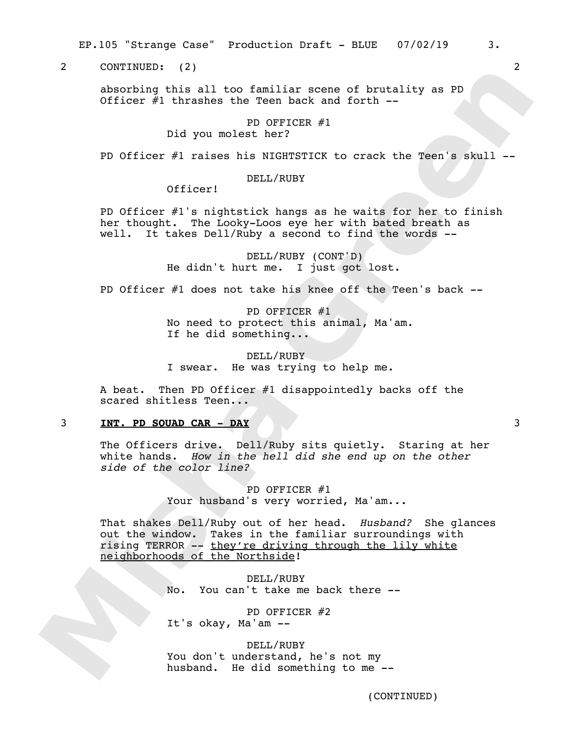2 CONTINUED: (2) 2

absorbing this all too familiar scene of brutality as PD Officer #1 thrashes the Teen back and forth --

PD OFFICER #1
Did you molest her?

PD Officer #1 raises his NIGHTSTICK to crack the Teen's skull --

DELL/RUBY
Officer!

PD Officer #1's nightstick hangs as he waits for her to finish her thought. The Looky-Loos eye her with bated breath as well. It takes Dell/Ruby a second to find the words --

DELL/RUBY (CONT'D)
He didn't hurt me. I just got lost.

PD Officer #1 does not take his knee off the Teen's back --

PD OFFICER #1
No need to protect this animal, Ma'am. If he did something...

DELL/RUBY
I swear. He was trying to help me.

A beat. Then PD Officer #1 disappointedly backs off the scared shitless Teen...

3 **INT. PD SQUAD CAR - DAY** 3

The Officers drive. Dell/Ruby sits quietly. Staring at her white hands. *How in the hell did she end up on the other side of the color line?*

PD OFFICER #1
Your husband's very worried, Ma'am...

That shakes Dell/Ruby out of her head. *Husband?* She glances out the window. Takes in the familiar surroundings with rising TERROR -- they're driving through the lily white neighborhoods of the Northside!

DELL/RUBY
No. You can't take me back there --

PD OFFICER #2
It's okay, Ma'am --

DELL/RUBY
You don't understand, he's not my husband. He did something to me --

(CONTINUED)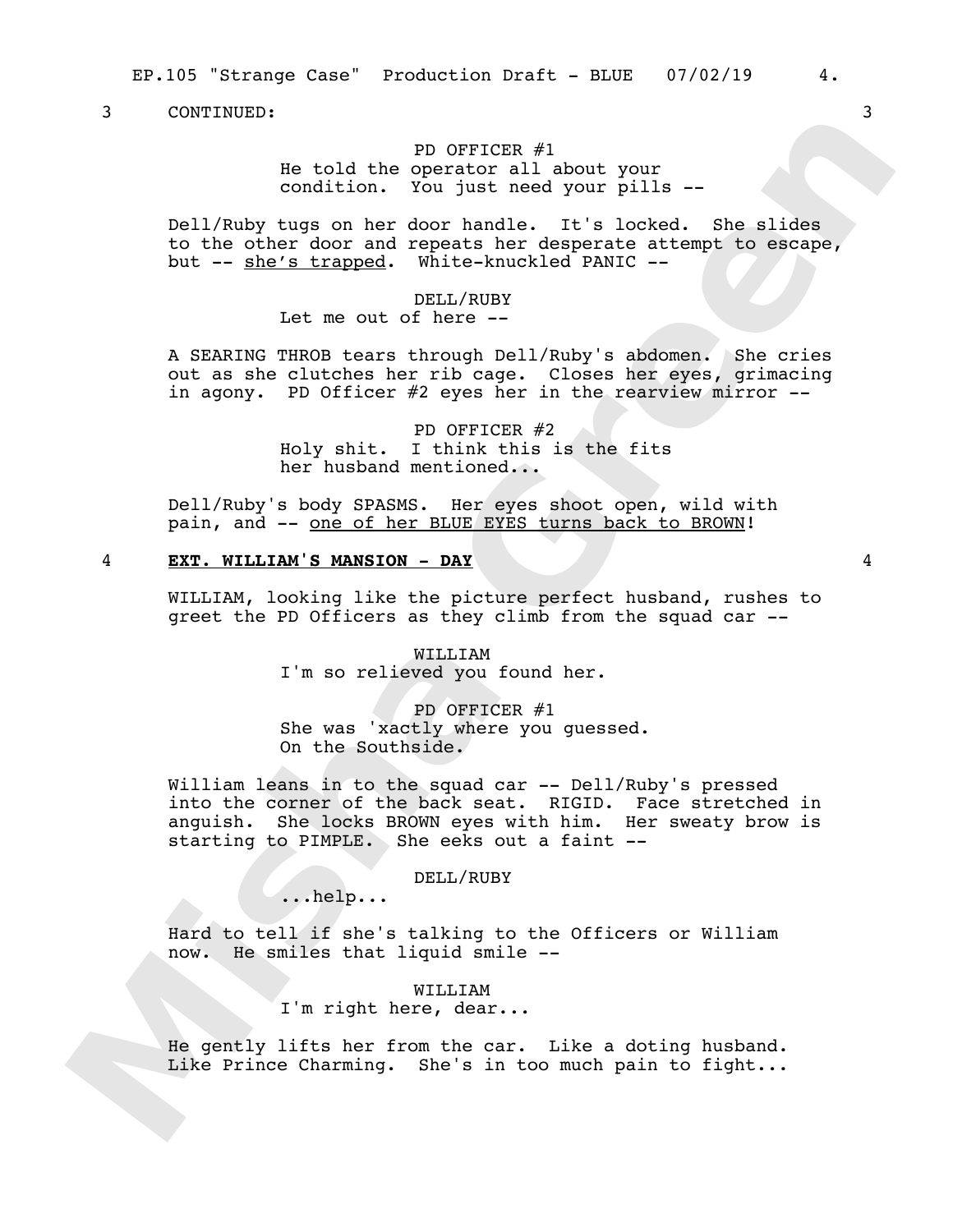3 CONTINUED: 3

PD OFFICER #1
He told the operator all about your condition. You just need your pills --

Dell/Ruby tugs on her door handle. It's locked. She slides to the other door and repeats her desperate attempt to escape, but -- she's trapped. White-knuckled PANIC --

DELL/RUBY
Let me out of here --

A SEARING THROB tears through Dell/Ruby's abdomen. She cries out as she clutches her rib cage. Closes her eyes, grimacing in agony. PD Officer #2 eyes her in the rearview mirror --

PD OFFICER #2
Holy shit. I think this is the fits her husband mentioned...

Dell/Ruby's body SPASMS. Her eyes shoot open, wild with pain, and -- one of her BLUE EYES turns back to BROWN!

4 **EXT. WILLIAM'S MANSION - DAY** 4

WILLIAM, looking like the picture perfect husband, rushes to greet the PD Officers as they climb from the squad car --

WILLIAM
I'm so relieved you found her.

PD OFFICER #1
She was 'xactly where you guessed. On the Southside.

William leans in to the squad car -- Dell/Ruby's pressed into the corner of the back seat. RIGID. Face stretched in anguish. She locks BROWN eyes with him. Her sweaty brow is starting to PIMPLE. She eeks out a faint --

DELL/RUBY
...help...

Hard to tell if she's talking to the Officers or William now. He smiles that liquid smile --

WILLIAM
I'm right here, dear...

He gently lifts her from the car. Like a doting husband. Like Prince Charming. She's in too much pain to fight...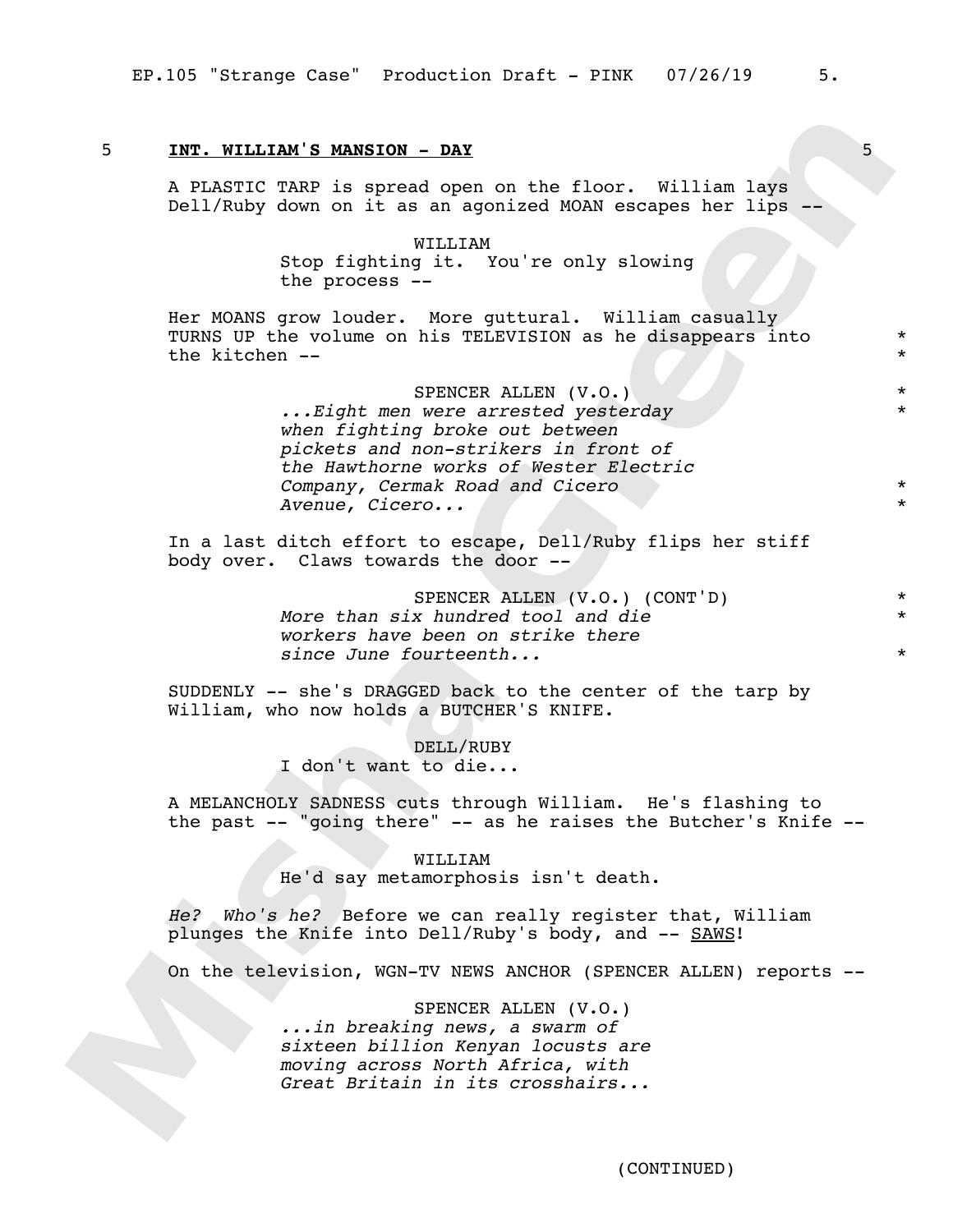## 5 INT. WILLIAM'S MANSION - DAY 5

A PLASTIC TARP is spread open on the floor. William lays Dell/Ruby down on it as an agonized MOAN escapes her lips --

WILLIAM
Stop fighting it. You're only slowing the process --

Her MOANS grow louder. More guttural. William casually TURNS UP the volume on his TELEVISION as he disappears into the kitchen --

SPENCER ALLEN (V.O.)
*...Eight men were arrested yesterday when fighting broke out between pickets and non-strikers in front of the Hawthorne works of Wester Electric Company, Cermak Road and Cicero Avenue, Cicero...*

In a last ditch effort to escape, Dell/Ruby flips her stiff body over. Claws towards the door --

SPENCER ALLEN (V.O.) (CONT'D)
*More than six hundred tool and die workers have been on strike there since June fourteenth...*

SUDDENLY -- she's DRAGGED back to the center of the tarp by William, who now holds a BUTCHER'S KNIFE.

DELL/RUBY
I don't want to die...

A MELANCHOLY SADNESS cuts through William. He's flashing to the past -- "going there" -- as he raises the Butcher's Knife --

WILLIAM
He'd say metamorphosis isn't death.

*He? Who's he?* Before we can really register that, William plunges the Knife into Dell/Ruby's body, and -- SAWS!

On the television, WGN-TV NEWS ANCHOR (SPENCER ALLEN) reports --

SPENCER ALLEN (V.O.)
*...in breaking news, a swarm of sixteen billion Kenyan locusts are moving across North Africa, with Great Britain in its crosshairs...*

(CONTINUED)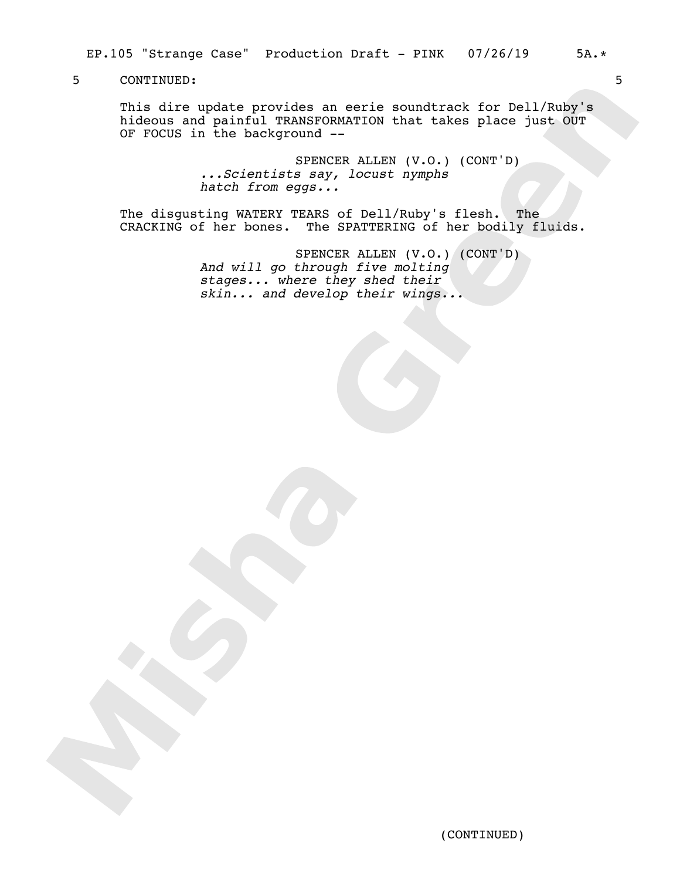5 CONTINUED: 5

This dire update provides an eerie soundtrack for Dell/Ruby's hideous and painful TRANSFORMATION that takes place just OUT OF FOCUS in the background --

SPENCER ALLEN (V.O.) (CONT'D)
*...Scientists say, locust nymphs hatch from eggs...*

The disgusting WATERY TEARS of Dell/Ruby's flesh. The CRACKING of her bones. The SPATTERING of her bodily fluids.

SPENCER ALLEN (V.O.) (CONT'D)
*And will go through five molting stages... where they shed their skin... and develop their wings...*

(CONTINUED)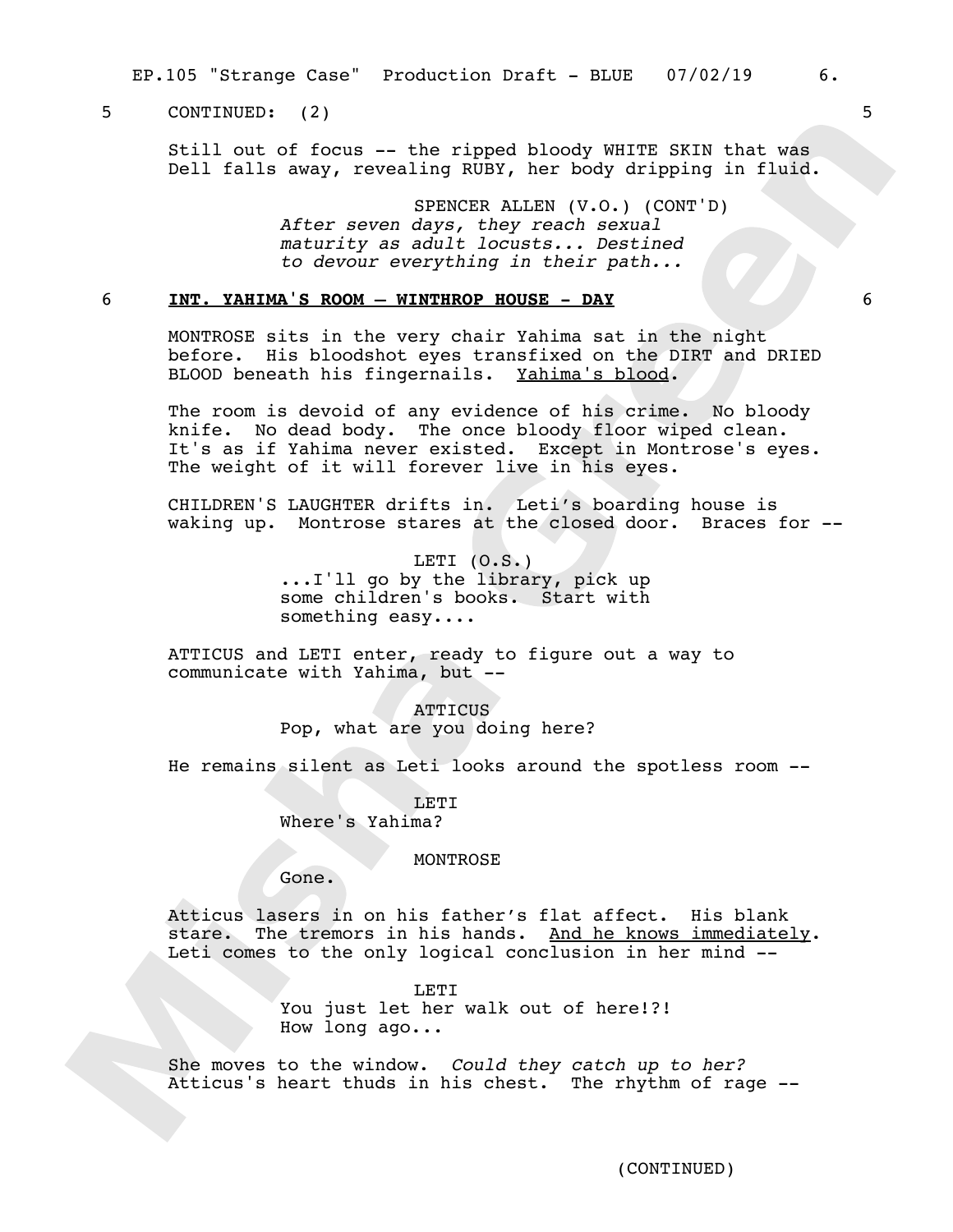5 CONTINUED: (2) 5

Still out of focus -- the ripped bloody WHITE SKIN that was Dell falls away, revealing RUBY, her body dripping in fluid.

SPENCER ALLEN (V.O.) (CONT'D)
*After seven days, they reach sexual maturity as adult locusts... Destined to devour everything in their path...*

6 **INT. YAHIMA'S ROOM – WINTHROP HOUSE - DAY** 6

MONTROSE sits in the very chair Yahima sat in the night before. His bloodshot eyes transfixed on the DIRT and DRIED BLOOD beneath his fingernails. Yahima's blood.

The room is devoid of any evidence of his crime. No bloody knife. No dead body. The once bloody floor wiped clean. It's as if Yahima never existed. Except in Montrose's eyes. The weight of it will forever live in his eyes.

CHILDREN'S LAUGHTER drifts in. Leti's boarding house is waking up. Montrose stares at the closed door. Braces for --

LETI (O.S.)
...I'll go by the library, pick up some children's books. Start with something easy....

ATTICUS and LETI enter, ready to figure out a way to communicate with Yahima, but --

ATTICUS
Pop, what are you doing here?

He remains silent as Leti looks around the spotless room --

LETI
Where's Yahima?

MONTROSE
Gone.

Atticus lasers in on his father's flat affect. His blank stare. The tremors in his hands. And he knows immediately. Leti comes to the only logical conclusion in her mind --

LETI
You just let her walk out of here!?! How long ago...

She moves to the window. *Could they catch up to her?* Atticus's heart thuds in his chest. The rhythm of rage --

(CONTINUED)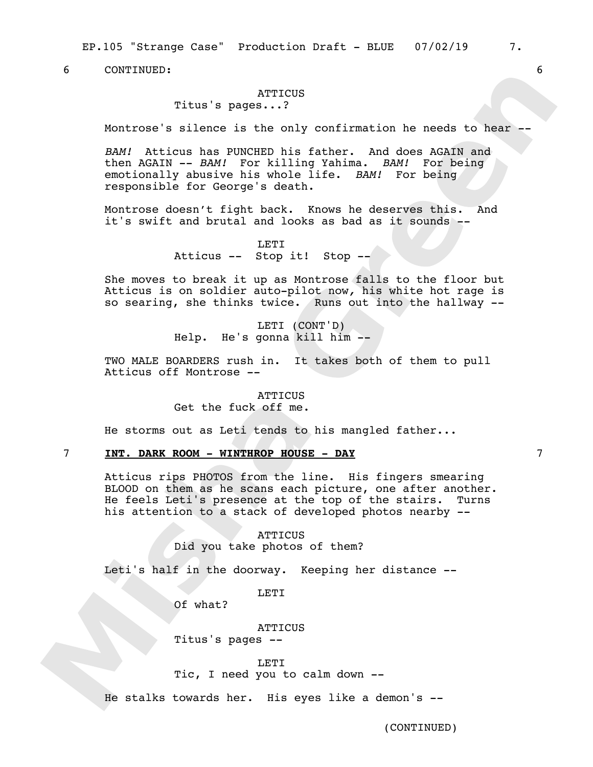6 CONTINUED: 6

ATTICUS
Titus's pages...?

Montrose's silence is the only confirmation he needs to hear --

*BAM!* Atticus has PUNCHED his father. And does AGAIN and then AGAIN -- *BAM!* For killing Yahima. *BAM!* For being emotionally abusive his whole life. *BAM!* For being responsible for George's death.

Montrose doesn't fight back. Knows he deserves this. And it's swift and brutal and looks as bad as it sounds --

LETI
Atticus -- Stop it! Stop --

She moves to break it up as Montrose falls to the floor but Atticus is on soldier auto-pilot now, his white hot rage is so searing, she thinks twice. Runs out into the hallway --

LETI (CONT'D)
Help. He's gonna kill him --

TWO MALE BOARDERS rush in. It takes both of them to pull Atticus off Montrose --

ATTICUS
Get the fuck off me.

He storms out as Leti tends to his mangled father...

7 **INT. DARK ROOM - WINTHROP HOUSE - DAY** 7

Atticus rips PHOTOS from the line. His fingers smearing BLOOD on them as he scans each picture, one after another. He feels Leti's presence at the top of the stairs. Turns his attention to a stack of developed photos nearby --

ATTICUS
Did you take photos of them?

Leti's half in the doorway. Keeping her distance --

LETI
Of what?

ATTICUS
Titus's pages --

LETI
Tic, I need you to calm down --

He stalks towards her. His eyes like a demon's --

(CONTINUED)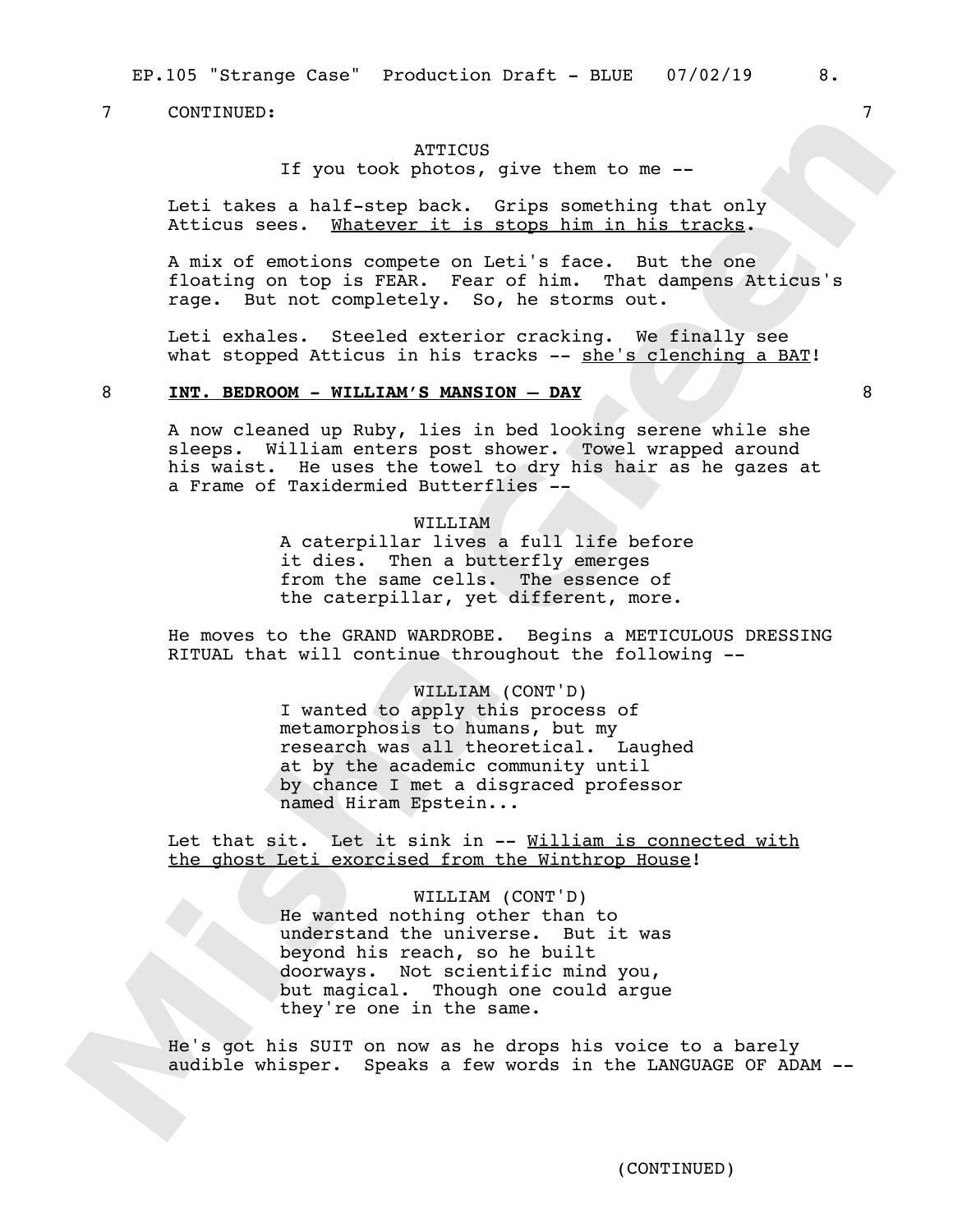7 CONTINUED: 7

ATTICUS
If you took photos, give them to me --

Leti takes a half-step back. Grips something that only Atticus sees. Whatever it is stops him in his tracks.

A mix of emotions compete on Leti's face. But the one floating on top is FEAR. Fear of him. That dampens Atticus's rage. But not completely. So, he storms out.

Leti exhales. Steeled exterior cracking. We finally see what stopped Atticus in his tracks -- she's clenching a BAT!

8 **INT. BEDROOM - WILLIAM'S MANSION – DAY** 8

A now cleaned up Ruby, lies in bed looking serene while she sleeps. William enters post shower. Towel wrapped around his waist. He uses the towel to dry his hair as he gazes at a Frame of Taxidermied Butterflies --

WILLIAM
A caterpillar lives a full life before it dies. Then a butterfly emerges from the same cells. The essence of the caterpillar, yet different, more.

He moves to the GRAND WARDROBE. Begins a METICULOUS DRESSING RITUAL that will continue throughout the following --

WILLIAM (CONT'D)
I wanted to apply this process of metamorphosis to humans, but my research was all theoretical. Laughed at by the academic community until by chance I met a disgraced professor named Hiram Epstein...

Let that sit. Let it sink in -- William is connected with the ghost Leti exorcised from the Winthrop House!

WILLIAM (CONT'D)
He wanted nothing other than to understand the universe. But it was beyond his reach, so he built doorways. Not scientific mind you, but magical. Though one could argue they're one in the same.

He's got his SUIT on now as he drops his voice to a barely audible whisper. Speaks a few words in the LANGUAGE OF ADAM --

(CONTINUED)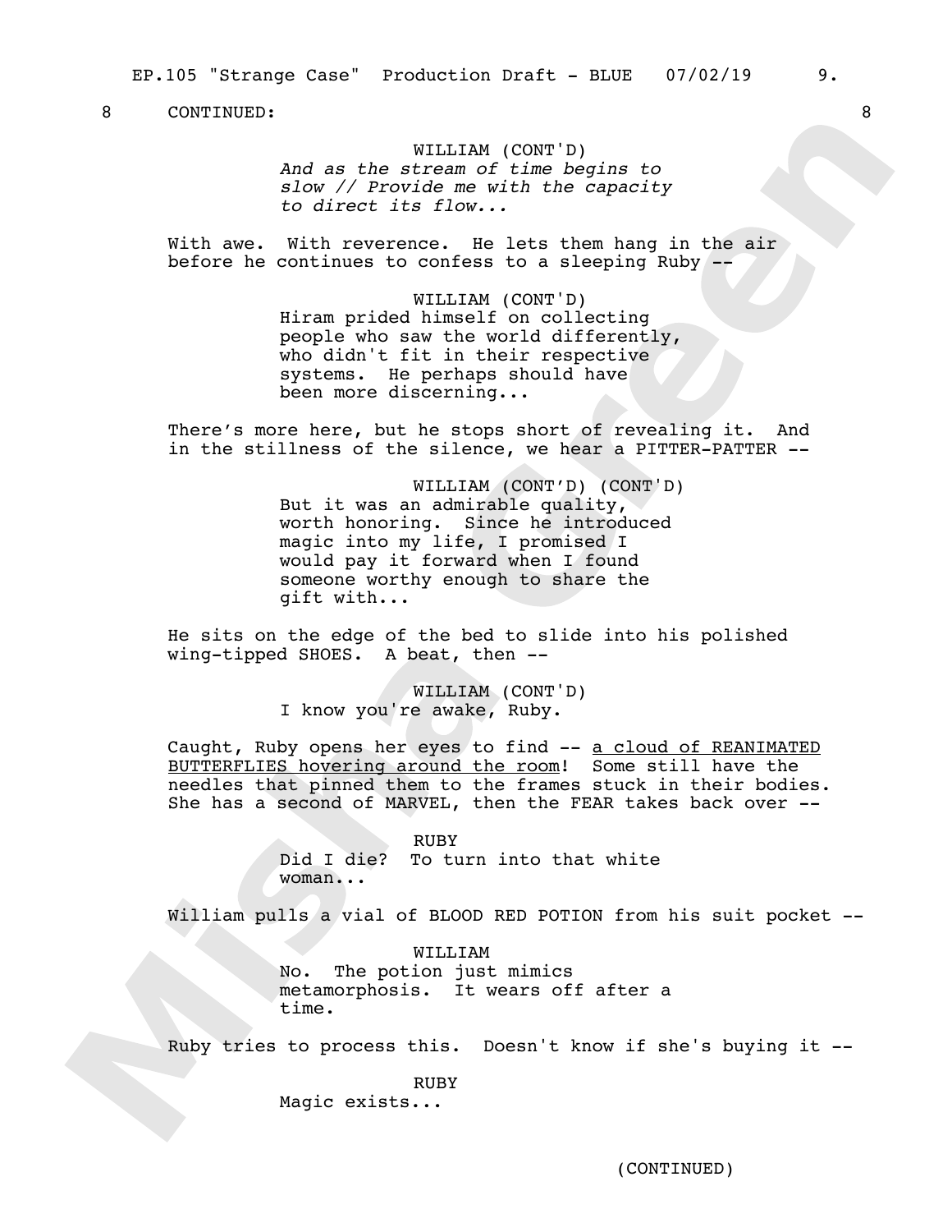8 CONTINUED: 8

WILLIAM (CONT'D)
*And as the stream of time begins to slow // Provide me with the capacity to direct its flow...*

With awe. With reverence. He lets them hang in the air before he continues to confess to a sleeping Ruby --

WILLIAM (CONT'D)
Hiram prided himself on collecting people who saw the world differently, who didn't fit in their respective systems. He perhaps should have been more discerning...

There's more here, but he stops short of revealing it. And in the stillness of the silence, we hear a PITTER-PATTER --

WILLIAM (CONT'D) (CONT'D)
But it was an admirable quality, worth honoring. Since he introduced magic into my life, I promised I would pay it forward when I found someone worthy enough to share the gift with...

He sits on the edge of the bed to slide into his polished wing-tipped SHOES. A beat, then --

WILLIAM (CONT'D)
I know you're awake, Ruby.

Caught, Ruby opens her eyes to find -- <u>a cloud of REANIMATED BUTTERFLIES hovering around the room</u>! Some still have the needles that pinned them to the frames stuck in their bodies. She has a second of MARVEL, then the FEAR takes back over --

RUBY
Did I die? To turn into that white woman...

William pulls a vial of BLOOD RED POTION from his suit pocket --

WILLIAM
No. The potion just mimics metamorphosis. It wears off after a time.

Ruby tries to process this. Doesn't know if she's buying it --

RUBY
Magic exists...

(CONTINUED)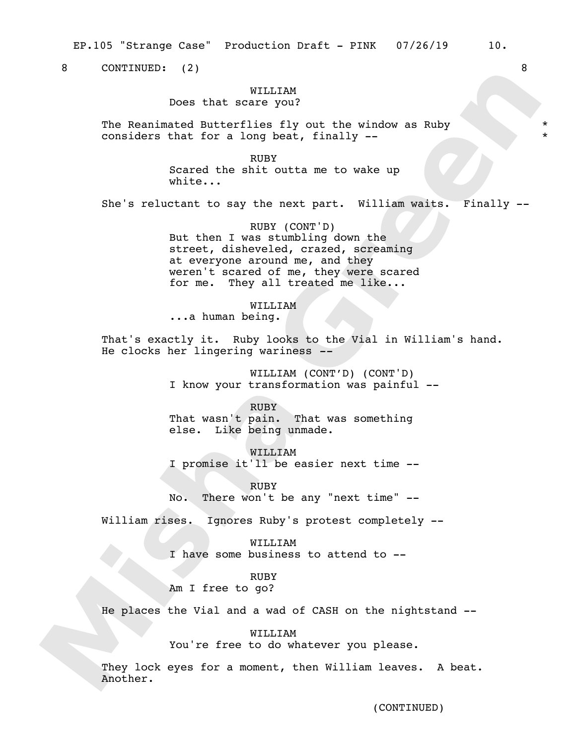8 CONTINUED: (2) 8

WILLIAM
Does that scare you?

The Reanimated Butterflies fly out the window as Ruby considers that for a long beat, finally -- * *

RUBY
Scared the shit outta me to wake up white...

She's reluctant to say the next part. William waits. Finally --

RUBY (CONT'D)
But then I was stumbling down the street, disheveled, crazed, screaming at everyone around me, and they weren't scared of me, they were scared for me. They all treated me like...

WILLIAM
...a human being.

That's exactly it. Ruby looks to the Vial in William's hand. He clocks her lingering wariness --

WILLIAM (CONT'D) (CONT'D)
I know your transformation was painful --

RUBY
That wasn't pain. That was something else. Like being unmade.

WILLIAM
I promise it'll be easier next time --

RUBY
No. There won't be any "next time" --

William rises. Ignores Ruby's protest completely --

WILLIAM
I have some business to attend to --

RUBY
Am I free to go?

He places the Vial and a wad of CASH on the nightstand --

WILLIAM
You're free to do whatever you please.

They lock eyes for a moment, then William leaves. A beat. Another.

(CONTINUED)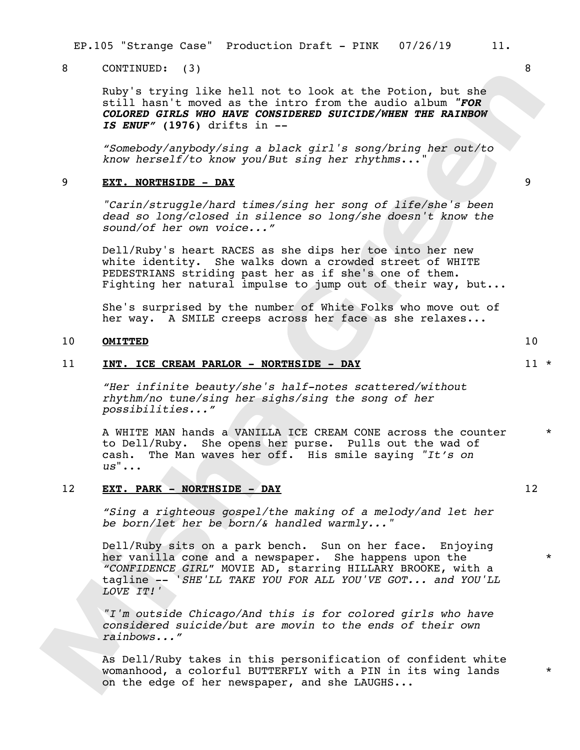8 CONTINUED: (3) 8

Ruby's trying like hell not to look at the Potion, but she still hasn't moved as the intro from the audio album ***"FOR COLORED GIRLS WHO HAVE CONSIDERED SUICIDE/WHEN THE RAINBOW IS ENUF"*** **(1976)** drifts in --

*"Somebody/anybody/sing a black girl's song/bring her out/to know herself/to know you/But sing her rhythms..."*

9 **EXT. NORTHSIDE - DAY** 9

*"Carin/struggle/hard times/sing her song of life/she's been dead so long/closed in silence so long/she doesn't know the sound/of her own voice..."*

Dell/Ruby's heart RACES as she dips her toe into her new white identity. She walks down a crowded street of WHITE PEDESTRIANS striding past her as if she's one of them. Fighting her natural impulse to jump out of their way, but...

She's surprised by the number of White Folks who move out of her way. A SMILE creeps across her face as she relaxes...

10 **OMITTED** 10

11 **INT. ICE CREAM PARLOR - NORTHSIDE - DAY** 11 *

*"Her infinite beauty/she's half-notes scattered/without rhythm/no tune/sing her sighs/sing the song of her possibilities..."*

A WHITE MAN hands a VANILLA ICE CREAM CONE across the counter to Dell/Ruby. She opens her purse. Pulls out the wad of cash. The Man waves her off. His smile saying *"It's on us"*... *

12 **EXT. PARK - NORTHSIDE - DAY** 12

*"Sing a righteous gospel/the making of a melody/and let her be born/let her be born/& handled warmly..."*

Dell/Ruby sits on a park bench. Sun on her face. Enjoying her vanilla cone and a newspaper. She happens upon the *"CONFIDENCE GIRL"* MOVIE AD, starring HILLARY BROOKE, with a tagline -- *'SHE'LL TAKE YOU FOR ALL YOU'VE GOT... and YOU'LL LOVE IT!'* *

*"I'm outside Chicago/And this is for colored girls who have considered suicide/but are movin to the ends of their own rainbows..."*

As Dell/Ruby takes in this personification of confident white womanhood, a colorful BUTTERFLY with a PIN in its wing lands on the edge of her newspaper, and she LAUGHS... *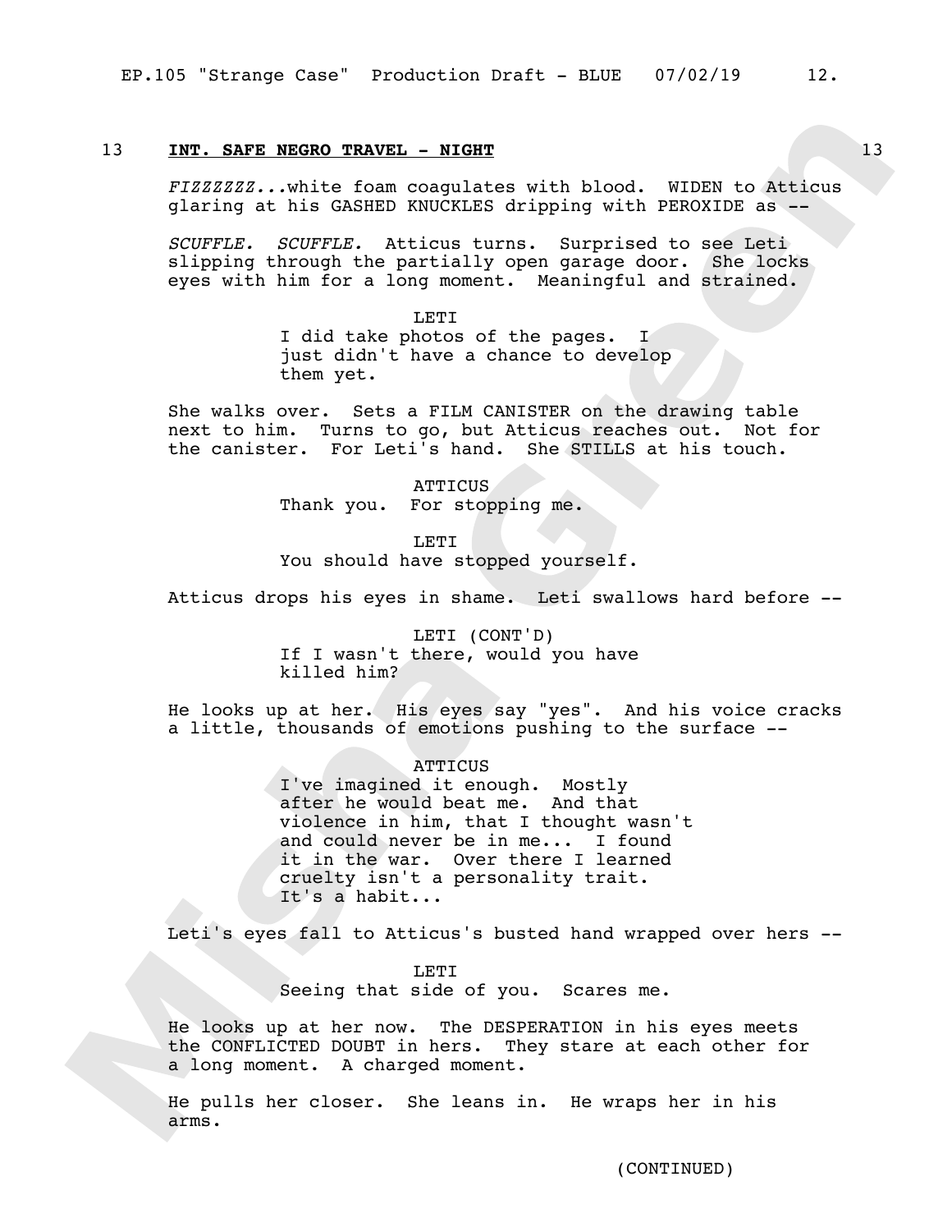13 **INT. SAFE NEGRO TRAVEL - NIGHT** 13

*FIZZZZZZ...*white foam coagulates with blood. WIDEN to Atticus glaring at his GASHED KNUCKLES dripping with PEROXIDE as --

*SCUFFLE. SCUFFLE.* Atticus turns. Surprised to see Leti slipping through the partially open garage door. She locks eyes with him for a long moment. Meaningful and strained.

LETI
I did take photos of the pages. I just didn't have a chance to develop them yet.

She walks over. Sets a FILM CANISTER on the drawing table next to him. Turns to go, but Atticus reaches out. Not for the canister. For Leti's hand. She STILLS at his touch.

ATTICUS
Thank you. For stopping me.

LETI
You should have stopped yourself.

Atticus drops his eyes in shame. Leti swallows hard before --

LETI (CONT'D)
If I wasn't there, would you have killed him?

He looks up at her. His eyes say "yes". And his voice cracks a little, thousands of emotions pushing to the surface --

ATTICUS
I've imagined it enough. Mostly after he would beat me. And that violence in him, that I thought wasn't and could never be in me... I found it in the war. Over there I learned cruelty isn't a personality trait. It's a habit...

Leti's eyes fall to Atticus's busted hand wrapped over hers --

LETI
Seeing that side of you. Scares me.

He looks up at her now. The DESPERATION in his eyes meets the CONFLICTED DOUBT in hers. They stare at each other for a long moment. A charged moment.

He pulls her closer. She leans in. He wraps her in his arms.

(CONTINUED)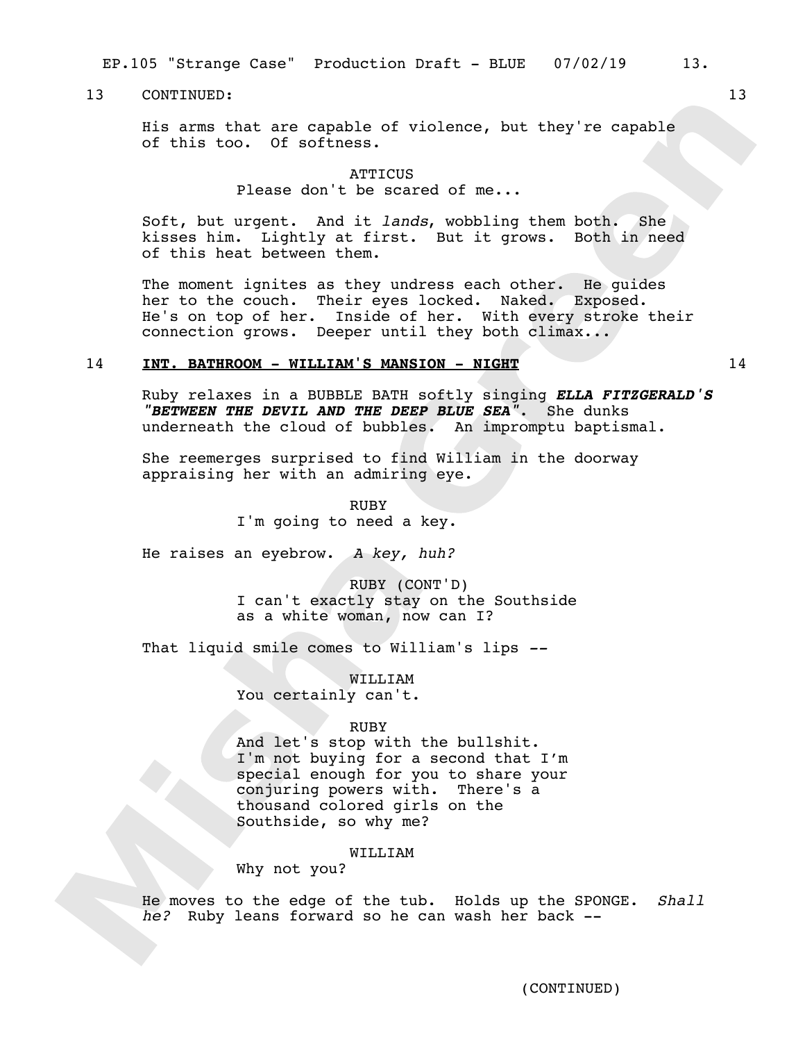13 CONTINUED: 13

His arms that are capable of violence, but they're capable of this too. Of softness.

ATTICUS
Please don't be scared of me...

Soft, but urgent. And it *lands*, wobbling them both. She kisses him. Lightly at first. But it grows. Both in need of this heat between them.

The moment ignites as they undress each other. He guides her to the couch. Their eyes locked. Naked. Exposed. He's on top of her. Inside of her. With every stroke their connection grows. Deeper until they both climax...

14 **INT. BATHROOM - WILLIAM'S MANSION - NIGHT** 14

Ruby relaxes in a BUBBLE BATH softly singing ***ELLA FITZGERALD'S "BETWEEN THE DEVIL AND THE DEEP BLUE SEA"***. She dunks underneath the cloud of bubbles. An impromptu baptismal.

She reemerges surprised to find William in the doorway appraising her with an admiring eye.

RUBY
I'm going to need a key.

He raises an eyebrow. *A key, huh?*

RUBY (CONT'D)
I can't exactly stay on the Southside as a white woman, now can I?

That liquid smile comes to William's lips --

WILLIAM
You certainly can't.

RUBY
And let's stop with the bullshit. I'm not buying for a second that I'm special enough for you to share your conjuring powers with. There's a thousand colored girls on the Southside, so why me?

WILLIAM
Why not you?

He moves to the edge of the tub. Holds up the SPONGE. *Shall he?* Ruby leans forward so he can wash her back --

(CONTINUED)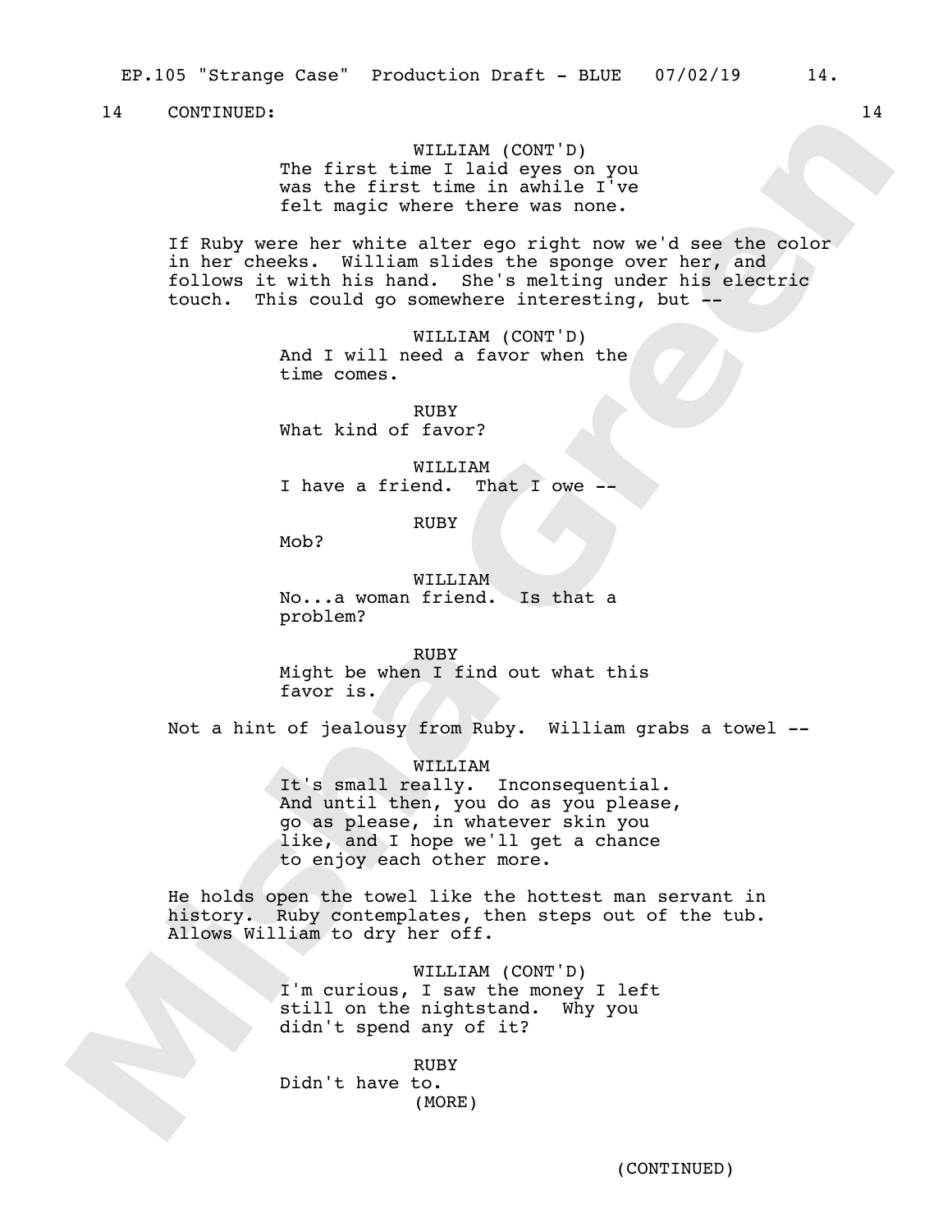14 CONTINUED: 14

WILLIAM (CONT'D)
The first time I laid eyes on you was the first time in awhile I've felt magic where there was none.

If Ruby were her white alter ego right now we'd see the color in her cheeks. William slides the sponge over her, and follows it with his hand. She's melting under his electric touch. This could go somewhere interesting, but --

WILLIAM (CONT'D)
And I will need a favor when the time comes.

RUBY
What kind of favor?

WILLIAM
I have a friend. That I owe --

RUBY
Mob?

WILLIAM
No...a woman friend. Is that a problem?

RUBY
Might be when I find out what this favor is.

Not a hint of jealousy from Ruby. William grabs a towel --

WILLIAM
It's small really. Inconsequential. And until then, you do as you please, go as please, in whatever skin you like, and I hope we'll get a chance to enjoy each other more.

He holds open the towel like the hottest man servant in history. Ruby contemplates, then steps out of the tub. Allows William to dry her off.

WILLIAM (CONT'D)
I'm curious, I saw the money I left still on the nightstand. Why you didn't spend any of it?

RUBY
Didn't have to.
(MORE)

(CONTINUED)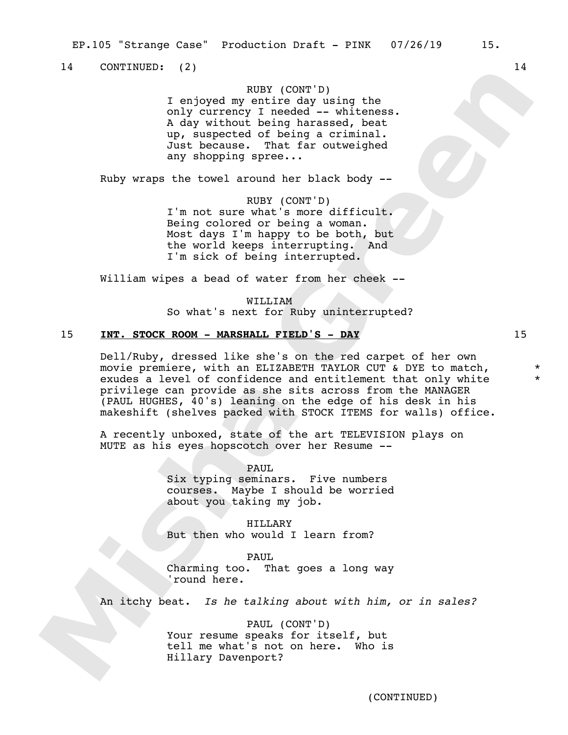14 CONTINUED: (2) 14

RUBY (CONT'D)
I enjoyed my entire day using the only currency I needed -- whiteness. A day without being harassed, beat up, suspected of being a criminal. Just because. That far outweighed any shopping spree...

Ruby wraps the towel around her black body --

RUBY (CONT'D)
I'm not sure what's more difficult. Being colored or being a woman. Most days I'm happy to be both, but the world keeps interrupting. And I'm sick of being interrupted.

William wipes a bead of water from her cheek --

WILLIAM
So what's next for Ruby uninterrupted?

15 **INT. STOCK ROOM - MARSHALL FIELD'S - DAY** 15

Dell/Ruby, dressed like she's on the red carpet of her own movie premiere, with an ELIZABETH TAYLOR CUT & DYE to match, exudes a level of confidence and entitlement that only white privilege can provide as she sits across from the MANAGER (PAUL HUGHES, 40's) leaning on the edge of his desk in his makeshift (shelves packed with STOCK ITEMS for walls) office. * *

A recently unboxed, state of the art TELEVISION plays on MUTE as his eyes hopscotch over her Resume --

PAUL
Six typing seminars. Five numbers courses. Maybe I should be worried about you taking my job.

HILLARY
But then who would I learn from?

PAUL
Charming too. That goes a long way 'round here.

An itchy beat. *Is he talking about with him, or in sales?*

PAUL (CONT'D)
Your resume speaks for itself, but tell me what's not on here. Who is Hillary Davenport?

(CONTINUED)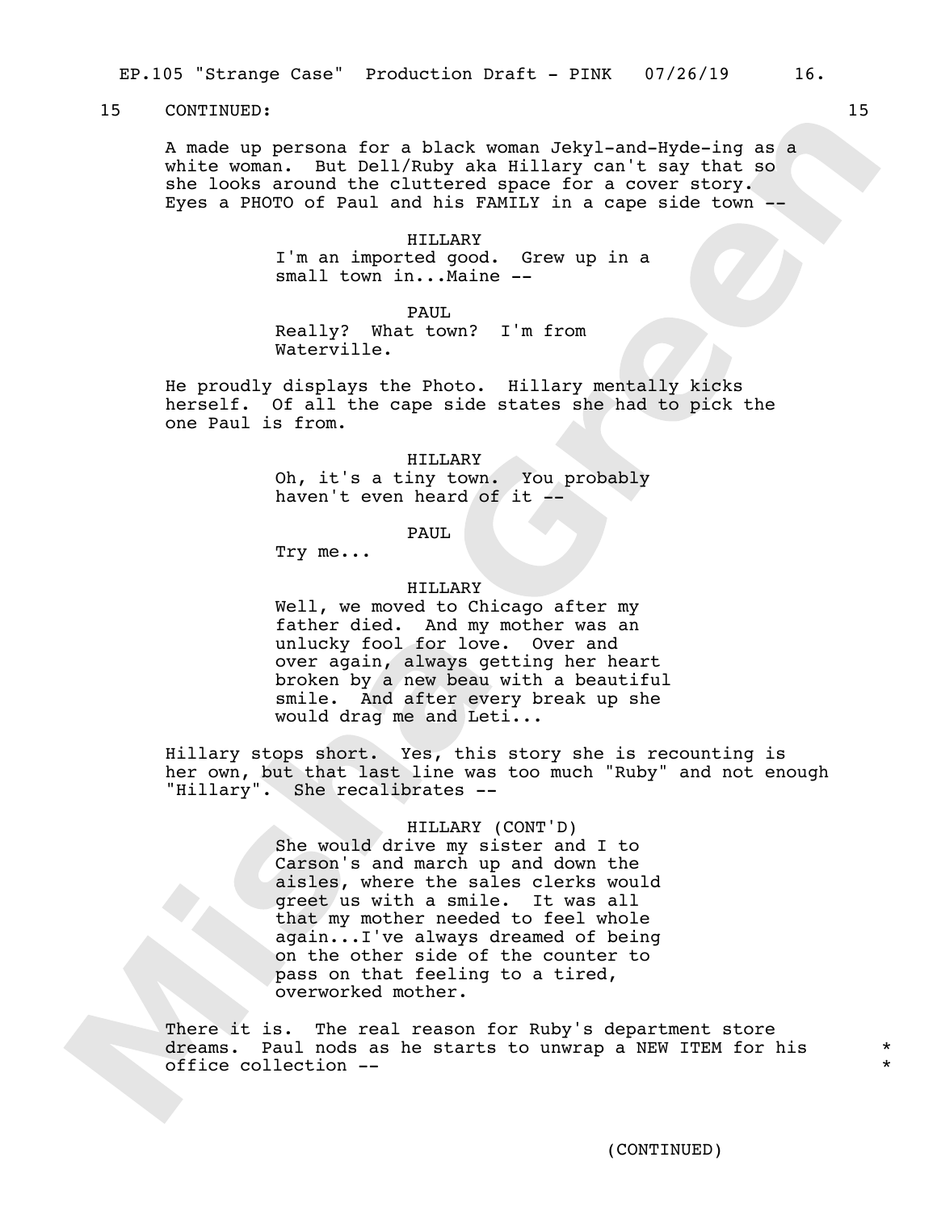15 CONTINUED: 15

A made up persona for a black woman Jekyl-and-Hyde-ing as a white woman. But Dell/Ruby aka Hillary can't say that so she looks around the cluttered space for a cover story. Eyes a PHOTO of Paul and his FAMILY in a cape side town --

HILLARY
I'm an imported good. Grew up in a small town in...Maine --

PAUL
Really? What town? I'm from Waterville.

He proudly displays the Photo. Hillary mentally kicks herself. Of all the cape side states she had to pick the one Paul is from.

HILLARY
Oh, it's a tiny town. You probably haven't even heard of it --

PAUL
Try me...

HILLARY
Well, we moved to Chicago after my father died. And my mother was an unlucky fool for love. Over and over again, always getting her heart broken by a new beau with a beautiful smile. And after every break up she would drag me and Leti...

Hillary stops short. Yes, this story she is recounting is her own, but that last line was too much "Ruby" and not enough "Hillary". She recalibrates --

HILLARY (CONT'D)
She would drive my sister and I to Carson's and march up and down the aisles, where the sales clerks would greet us with a smile. It was all that my mother needed to feel whole again...I've always dreamed of being on the other side of the counter to pass on that feeling to a tired, overworked mother.

There it is. The real reason for Ruby's department store dreams. Paul nods as he starts to unwrap a NEW ITEM for his office collection -- *

(CONTINUED)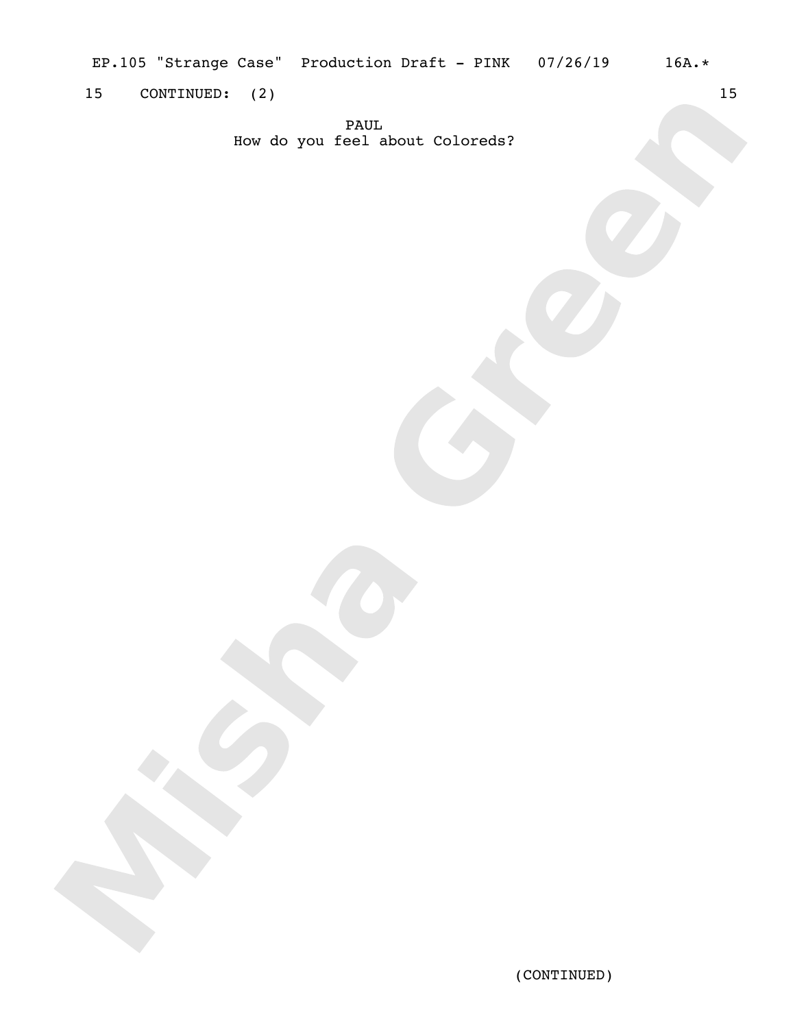15 CONTINUED: (2) 15

PAUL

How do you feel about Coloreds?

(CONTINUED)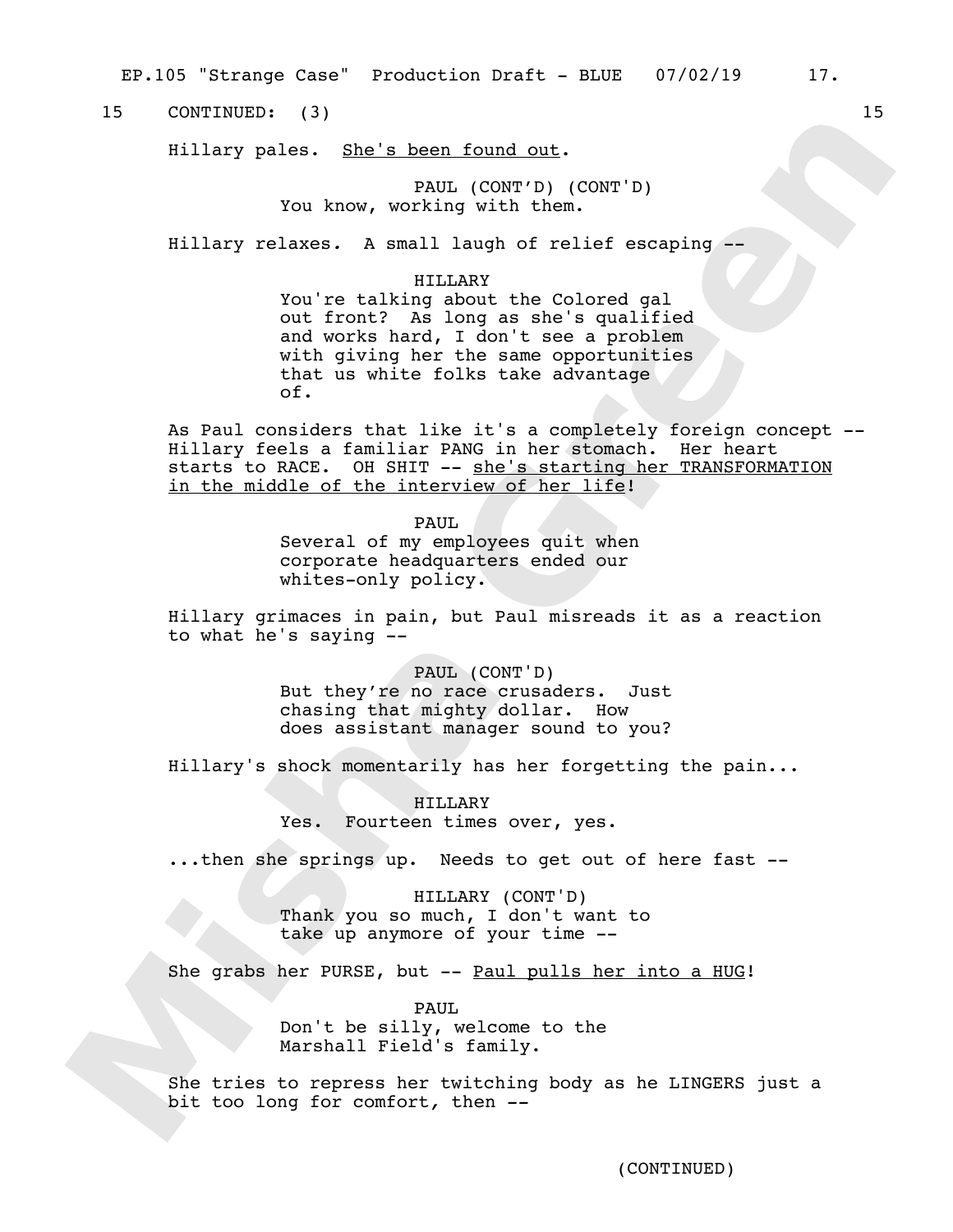15 CONTINUED: (3) 15

Hillary pales. She's been found out.

PAUL (CONT'D) (CONT'D)
You know, working with them.

Hillary relaxes. A small laugh of relief escaping --

HILLARY
You're talking about the Colored gal out front? As long as she's qualified and works hard, I don't see a problem with giving her the same opportunities that us white folks take advantage of.

As Paul considers that like it's a completely foreign concept -- Hillary feels a familiar PANG in her stomach. Her heart starts to RACE. OH SHIT -- she's starting her TRANSFORMATION in the middle of the interview of her life!

PAUL
Several of my employees quit when corporate headquarters ended our whites-only policy.

Hillary grimaces in pain, but Paul misreads it as a reaction to what he's saying --

PAUL (CONT'D)
But they're no race crusaders. Just chasing that mighty dollar. How does assistant manager sound to you?

Hillary's shock momentarily has her forgetting the pain...

HILLARY
Yes. Fourteen times over, yes.

...then she springs up. Needs to get out of here fast --

HILLARY (CONT'D)
Thank you so much, I don't want to take up anymore of your time --

She grabs her PURSE, but -- Paul pulls her into a HUG!

PAUL
Don't be silly, welcome to the Marshall Field's family.

She tries to repress her twitching body as he LINGERS just a bit too long for comfort, then --

(CONTINUED)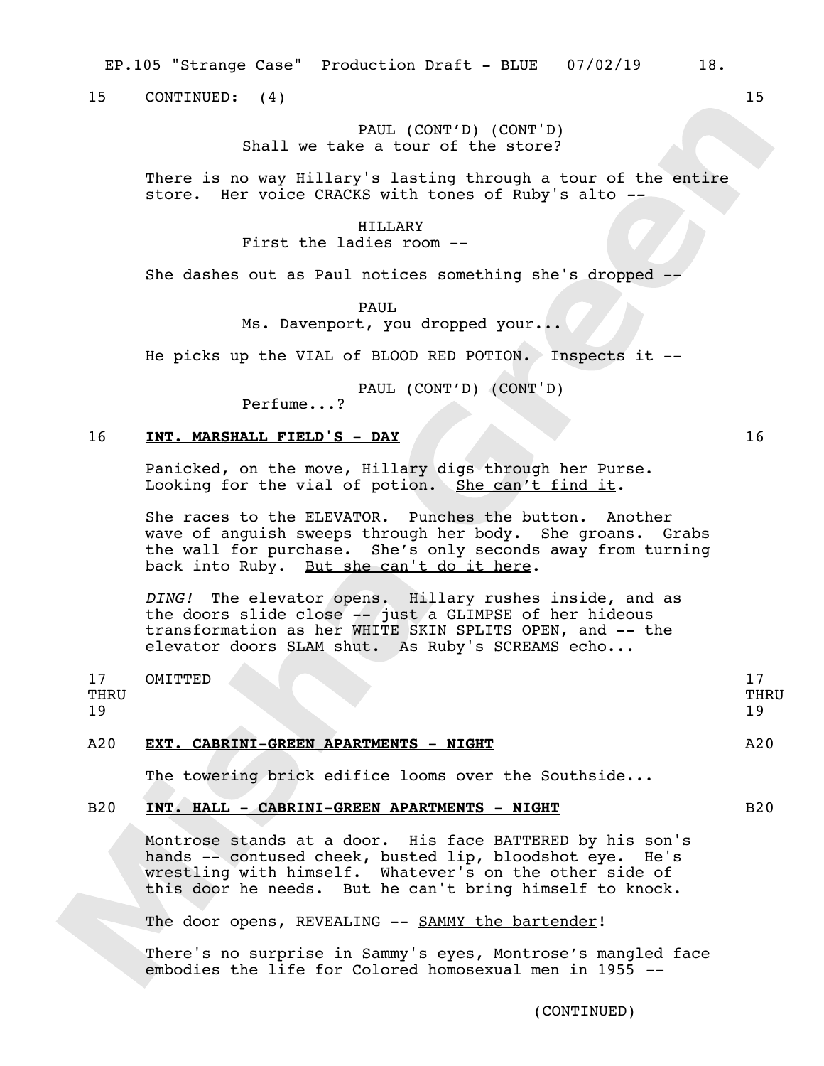15 CONTINUED: (4) 15

PAUL (CONT'D) (CONT'D)
Shall we take a tour of the store?

There is no way Hillary's lasting through a tour of the entire store. Her voice CRACKS with tones of Ruby's alto --

HILLARY
First the ladies room --

She dashes out as Paul notices something she's dropped --

PAUL
Ms. Davenport, you dropped your...

He picks up the VIAL of BLOOD RED POTION. Inspects it --

PAUL (CONT'D) (CONT'D)
Perfume...?

16 **INT. MARSHALL FIELD'S - DAY** 16

Panicked, on the move, Hillary digs through her Purse. Looking for the vial of potion. She can't find it.

She races to the ELEVATOR. Punches the button. Another wave of anguish sweeps through her body. She groans. Grabs the wall for purchase. She's only seconds away from turning back into Ruby. But she can't do it here.

*DING!* The elevator opens. Hillary rushes inside, and as the doors slide close -- just a GLIMPSE of her hideous transformation as her WHITE SKIN SPLITS OPEN, and -- the elevator doors SLAM shut. As Ruby's SCREAMS echo...

17 THRU 19 OMITTED 17 THRU 19

A20 **EXT. CABRINI-GREEN APARTMENTS - NIGHT** A20

The towering brick edifice looms over the Southside...

B20 **INT. HALL - CABRINI-GREEN APARTMENTS - NIGHT** B20

Montrose stands at a door. His face BATTERED by his son's hands -- contused cheek, busted lip, bloodshot eye. He's wrestling with himself. Whatever's on the other side of this door he needs. But he can't bring himself to knock.

The door opens, REVEALING -- SAMMY the bartender!

There's no surprise in Sammy's eyes, Montrose's mangled face embodies the life for Colored homosexual men in 1955 --

(CONTINUED)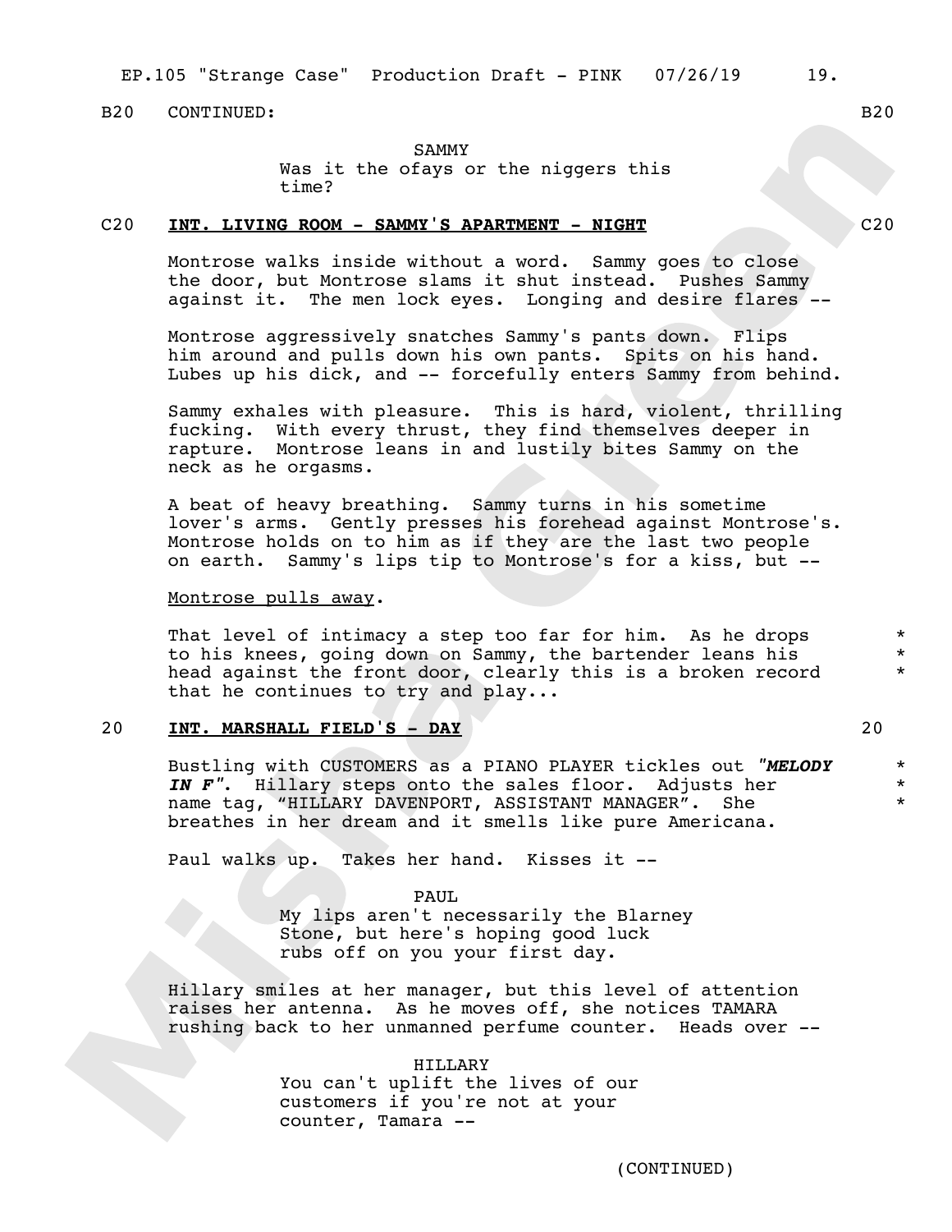B20 CONTINUED: B20

SAMMY
Was it the ofays or the niggers this time?

C20 **INT. LIVING ROOM - SAMMY'S APARTMENT - NIGHT** C20

Montrose walks inside without a word. Sammy goes to close the door, but Montrose slams it shut instead. Pushes Sammy against it. The men lock eyes. Longing and desire flares --

Montrose aggressively snatches Sammy's pants down. Flips him around and pulls down his own pants. Spits on his hand. Lubes up his dick, and -- forcefully enters Sammy from behind.

Sammy exhales with pleasure. This is hard, violent, thrilling fucking. With every thrust, they find themselves deeper in rapture. Montrose leans in and lustily bites Sammy on the neck as he orgasms.

A beat of heavy breathing. Sammy turns in his sometime lover's arms. Gently presses his forehead against Montrose's. Montrose holds on to him as if they are the last two people on earth. Sammy's lips tip to Montrose's for a kiss, but --

Montrose pulls away.

That level of intimacy a step too far for him. As he drops to his knees, going down on Sammy, the bartender leans his head against the front door, clearly this is a broken record that he continues to try and play... *

20 **INT. MARSHALL FIELD'S - DAY** 20

Bustling with CUSTOMERS as a PIANO PLAYER tickles out ***"MELODY IN F"***. Hillary steps onto the sales floor. Adjusts her name tag, "HILLARY DAVENPORT, ASSISTANT MANAGER". She breathes in her dream and it smells like pure Americana. *

Paul walks up. Takes her hand. Kisses it --

PAUL
My lips aren't necessarily the Blarney Stone, but here's hoping good luck rubs off on you your first day.

Hillary smiles at her manager, but this level of attention raises her antenna. As he moves off, she notices TAMARA rushing back to her unmanned perfume counter. Heads over --

HILLARY
You can't uplift the lives of our customers if you're not at your counter, Tamara --

(CONTINUED)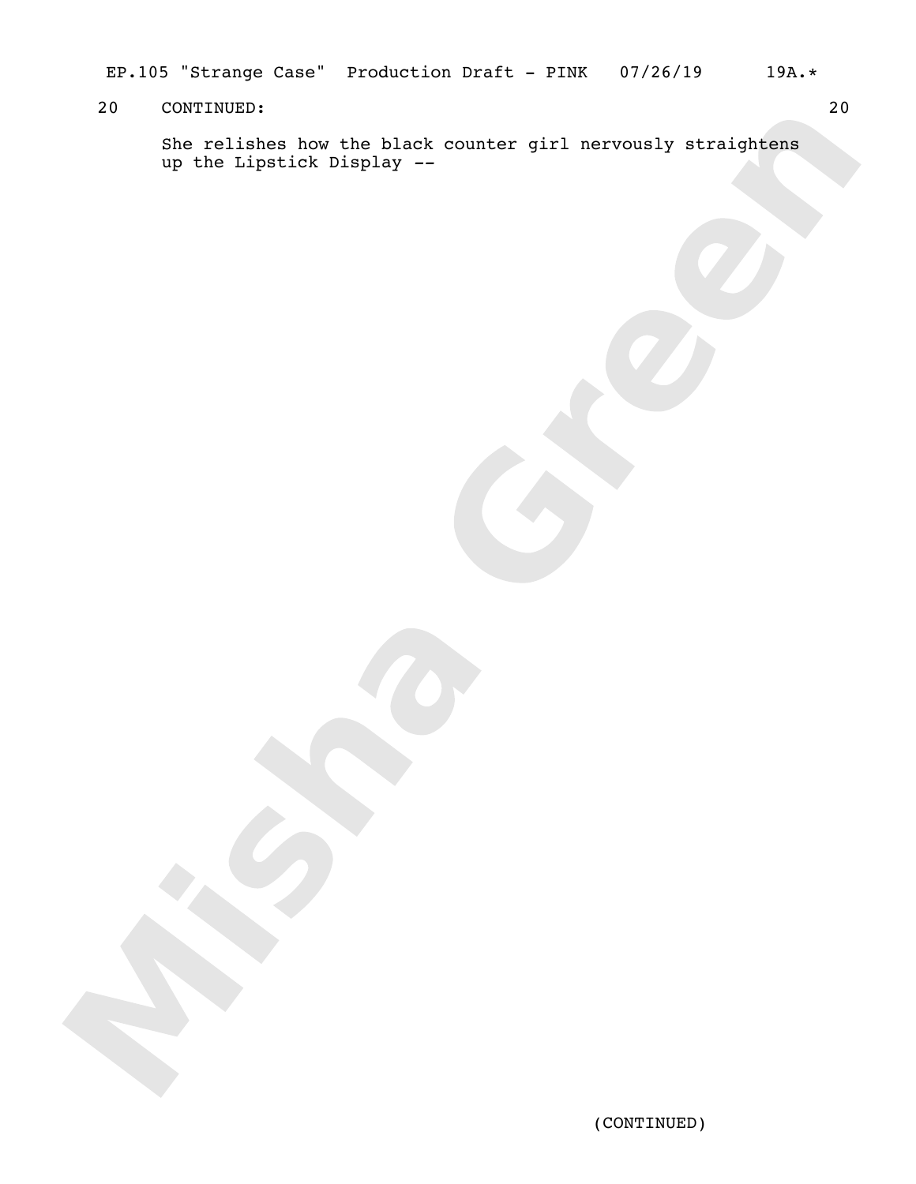20 CONTINUED: 20

She relishes how the black counter girl nervously straightens up the Lipstick Display --

(CONTINUED)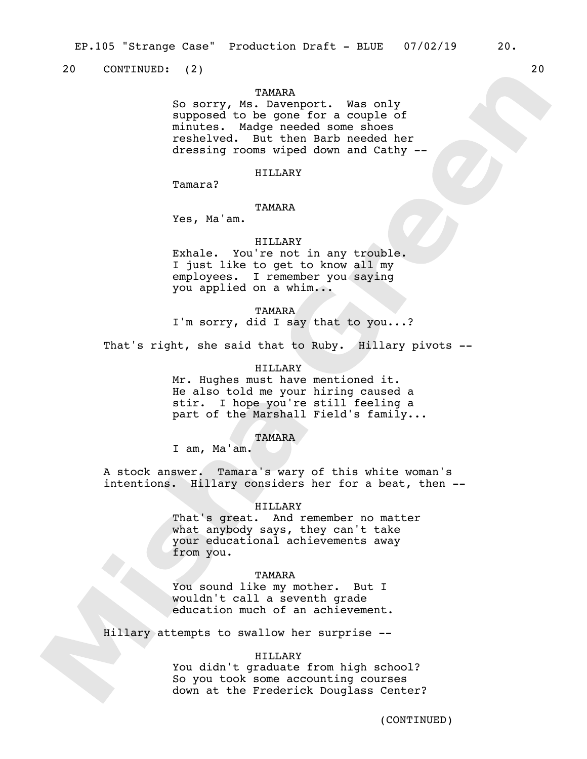20 CONTINUED: (2) 20

TAMARA
So sorry, Ms. Davenport. Was only supposed to be gone for a couple of minutes. Madge needed some shoes reshelved. But then Barb needed her dressing rooms wiped down and Cathy --

HILLARY
Tamara?

TAMARA
Yes, Ma'am.

HILLARY
Exhale. You're not in any trouble. I just like to get to know all my employees. I remember you saying you applied on a whim...

TAMARA
I'm sorry, did I say that to you...?

That's right, she said that to Ruby. Hillary pivots --

HILLARY
Mr. Hughes must have mentioned it. He also told me your hiring caused a stir. I hope you're still feeling a part of the Marshall Field's family...

TAMARA
I am, Ma'am.

A stock answer. Tamara's wary of this white woman's intentions. Hillary considers her for a beat, then --

HILLARY
That's great. And remember no matter what anybody says, they can't take your educational achievements away from you.

TAMARA
You sound like my mother. But I wouldn't call a seventh grade education much of an achievement.

Hillary attempts to swallow her surprise --

HILLARY
You didn't graduate from high school? So you took some accounting courses down at the Frederick Douglass Center?

(CONTINUED)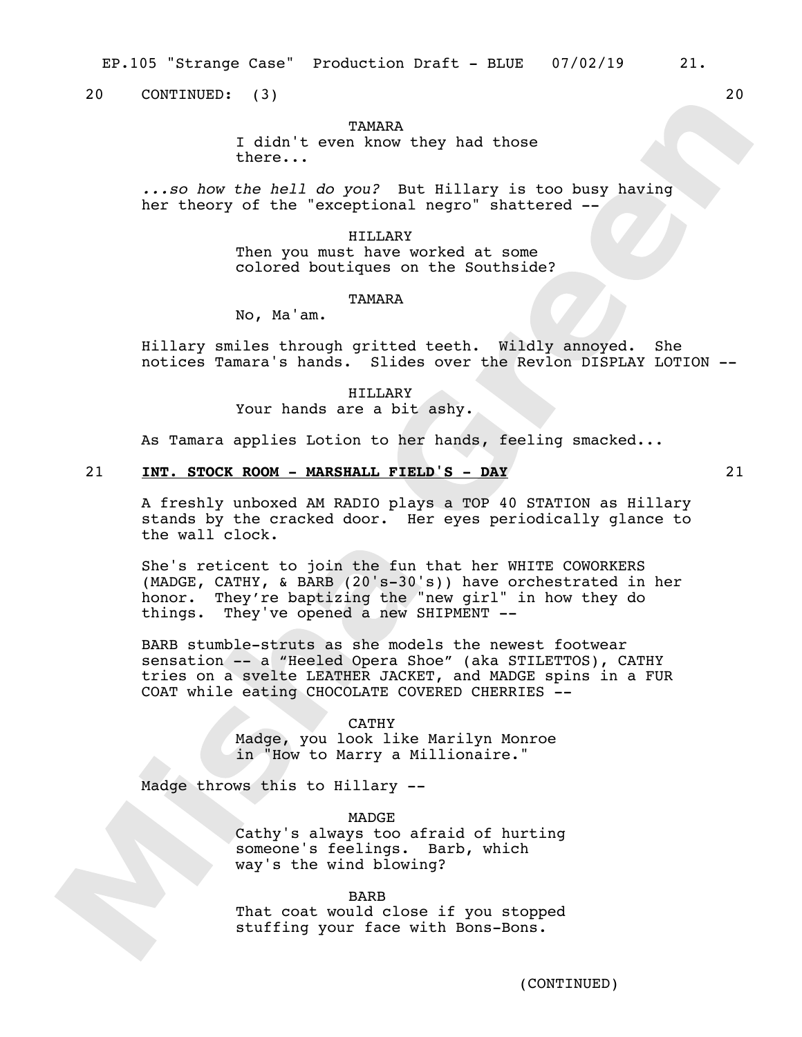20 CONTINUED: (3) 20

TAMARA
I didn't even know they had those there...

*...so how the hell do you?* But Hillary is too busy having her theory of the "exceptional negro" shattered --

HILLARY
Then you must have worked at some colored boutiques on the Southside?

TAMARA
No, Ma'am.

Hillary smiles through gritted teeth. Wildly annoyed. She notices Tamara's hands. Slides over the Revlon DISPLAY LOTION --

HILLARY
Your hands are a bit ashy.

As Tamara applies Lotion to her hands, feeling smacked...

21 **INT. STOCK ROOM - MARSHALL FIELD'S - DAY** 21

A freshly unboxed AM RADIO plays a TOP 40 STATION as Hillary stands by the cracked door. Her eyes periodically glance to the wall clock.

She's reticent to join the fun that her WHITE COWORKERS (MADGE, CATHY, & BARB (20's-30's)) have orchestrated in her honor. They're baptizing the "new girl" in how they do things. They've opened a new SHIPMENT --

BARB stumble-struts as she models the newest footwear sensation -- a "Heeled Opera Shoe" (aka STILETTOS), CATHY tries on a svelte LEATHER JACKET, and MADGE spins in a FUR COAT while eating CHOCOLATE COVERED CHERRIES --

CATHY
Madge, you look like Marilyn Monroe in "How to Marry a Millionaire."

Madge throws this to Hillary --

MADGE
Cathy's always too afraid of hurting someone's feelings. Barb, which way's the wind blowing?

BARB
That coat would close if you stopped stuffing your face with Bons-Bons.

(CONTINUED)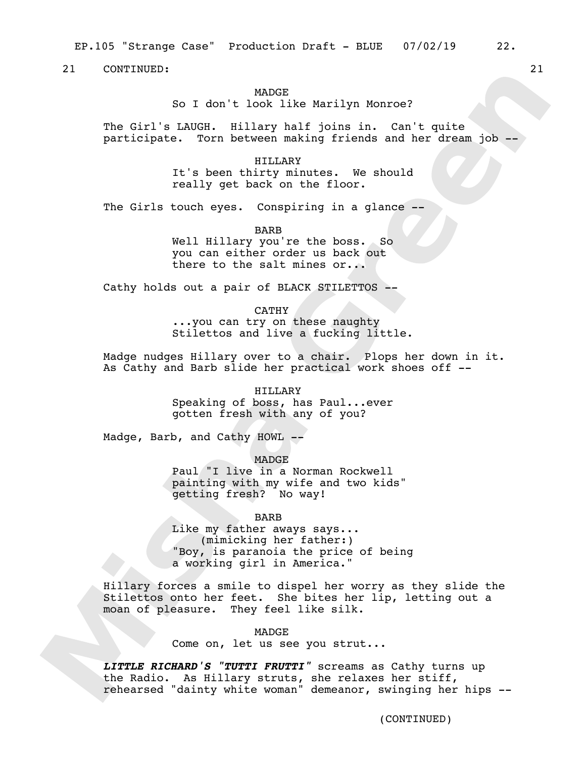21 CONTINUED: 21

MADGE
So I don't look like Marilyn Monroe?

The Girl's LAUGH. Hillary half joins in. Can't quite participate. Torn between making friends and her dream job --

HILLARY
It's been thirty minutes. We should really get back on the floor.

The Girls touch eyes. Conspiring in a glance --

BARB
Well Hillary you're the boss. So you can either order us back out there to the salt mines or...

Cathy holds out a pair of BLACK STILETTOS --

CATHY
...you can try on these naughty Stilettos and live a fucking little.

Madge nudges Hillary over to a chair. Plops her down in it. As Cathy and Barb slide her practical work shoes off --

HILLARY
Speaking of boss, has Paul...ever gotten fresh with any of you?

Madge, Barb, and Cathy HOWL --

MADGE
Paul "I live in a Norman Rockwell painting with my wife and two kids" getting fresh? No way!

BARB
Like my father aways says...
(mimicking her father:)
"Boy, is paranoia the price of being a working girl in America."

Hillary forces a smile to dispel her worry as they slide the Stilettos onto her feet. She bites her lip, letting out a moan of pleasure. They feel like silk.

MADGE
Come on, let us see you strut...

***LITTLE RICHARD'S "TUTTI FRUTTI"*** screams as Cathy turns up the Radio. As Hillary struts, she relaxes her stiff, rehearsed "dainty white woman" demeanor, swinging her hips --

(CONTINUED)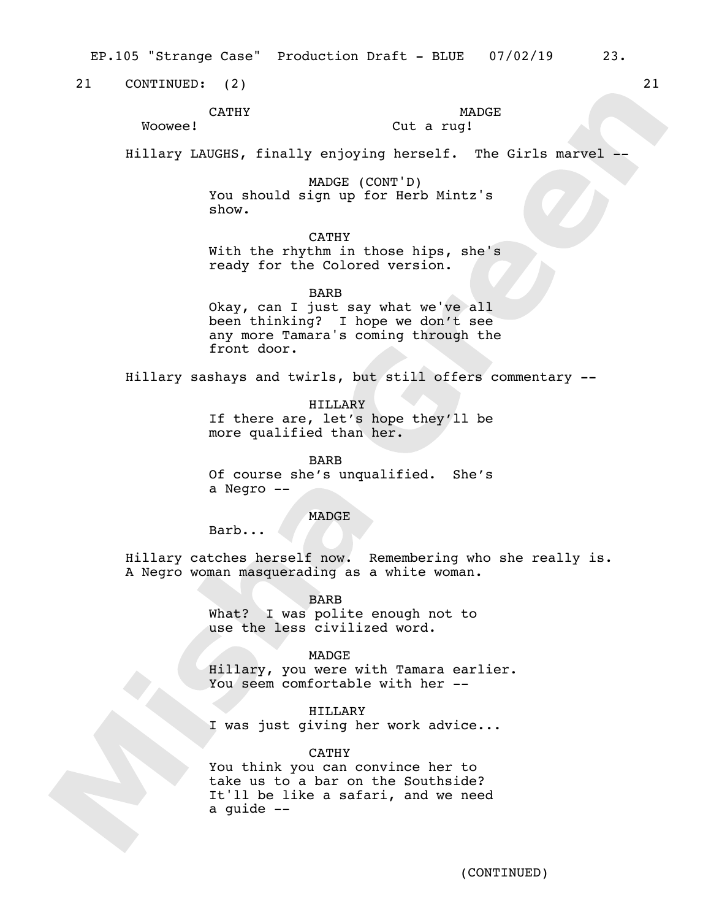21 CONTINUED: (2) 21

CATHY
Woowee!

MADGE
Cut a rug!

Hillary LAUGHS, finally enjoying herself. The Girls marvel --

MADGE (CONT'D)
You should sign up for Herb Mintz's show.

CATHY
With the rhythm in those hips, she's ready for the Colored version.

BARB
Okay, can I just say what we've all been thinking? I hope we don't see any more Tamara's coming through the front door.

Hillary sashays and twirls, but still offers commentary --

HILLARY
If there are, let's hope they'll be more qualified than her.

BARB
Of course she's unqualified. She's a Negro --

MADGE
Barb...

Hillary catches herself now. Remembering who she really is. A Negro woman masquerading as a white woman.

BARB
What? I was polite enough not to use the less civilized word.

MADGE
Hillary, you were with Tamara earlier. You seem comfortable with her --

HILLARY
I was just giving her work advice...

CATHY
You think you can convince her to take us to a bar on the Southside? It'll be like a safari, and we need a guide --

(CONTINUED)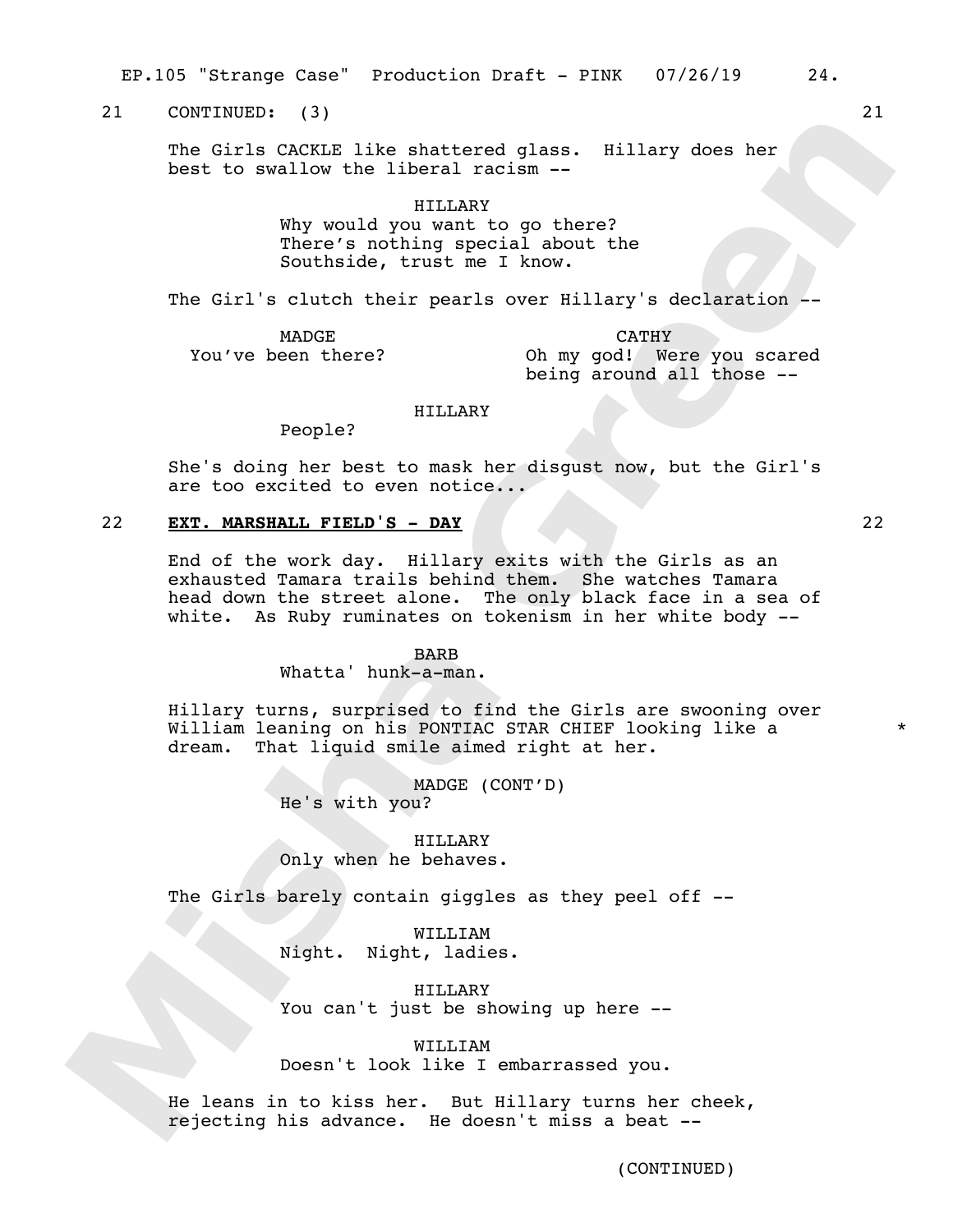21 CONTINUED: (3) 21

The Girls CACKLE like shattered glass. Hillary does her best to swallow the liberal racism --

HILLARY
Why would you want to go there? There's nothing special about the Southside, trust me I know.

The Girl's clutch their pearls over Hillary's declaration --

MADGE
You've been there?

CATHY
Oh my god! Were you scared being around all those --

HILLARY
People?

She's doing her best to mask her disgust now, but the Girl's are too excited to even notice...

22 **EXT. MARSHALL FIELD'S - DAY** 22

End of the work day. Hillary exits with the Girls as an exhausted Tamara trails behind them. She watches Tamara head down the street alone. The only black face in a sea of white. As Ruby ruminates on tokenism in her white body --

BARB
Whatta' hunk-a-man.

Hillary turns, surprised to find the Girls are swooning over William leaning on his PONTIAC STAR CHIEF looking like a dream. That liquid smile aimed right at her. *

MADGE (CONT'D)
He's with you?

HILLARY
Only when he behaves.

The Girls barely contain giggles as they peel off --

WILLIAM
Night. Night, ladies.

HILLARY
You can't just be showing up here --

WILLIAM
Doesn't look like I embarrassed you.

He leans in to kiss her. But Hillary turns her cheek, rejecting his advance. He doesn't miss a beat --

(CONTINUED)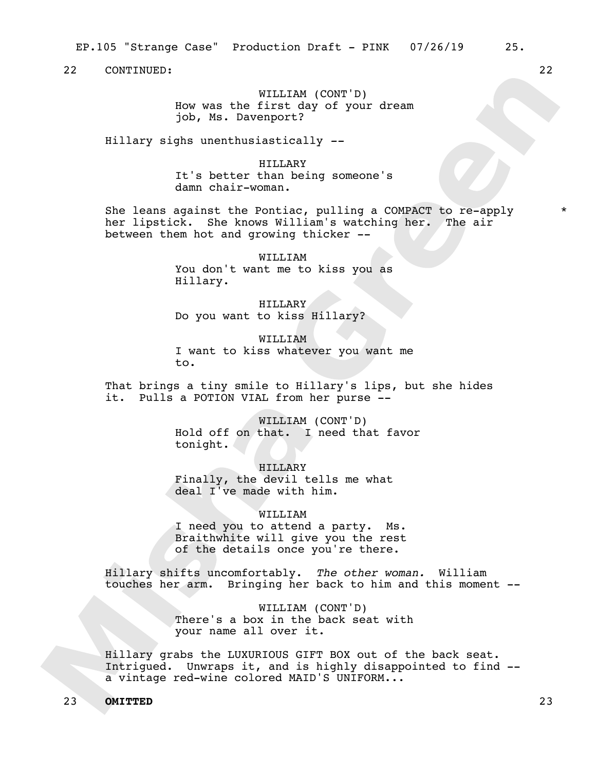22 CONTINUED: 22

WILLIAM (CONT'D)
How was the first day of your dream job, Ms. Davenport?

Hillary sighs unenthusiastically --

HILLARY
It's better than being someone's damn chair-woman.

She leans against the Pontiac, pulling a COMPACT to re-apply her lipstick. She knows William's watching her. The air between them hot and growing thicker -- *

WILLIAM
You don't want me to kiss you as Hillary.

HILLARY
Do you want to kiss Hillary?

WILLIAM
I want to kiss whatever you want me to.

That brings a tiny smile to Hillary's lips, but she hides it. Pulls a POTION VIAL from her purse --

WILLIAM (CONT'D)
Hold off on that. I need that favor tonight.

HILLARY
Finally, the devil tells me what deal I've made with him.

WILLIAM
I need you to attend a party. Ms. Braithwhite will give you the rest of the details once you're there.

Hillary shifts uncomfortably. *The other woman.* William touches her arm. Bringing her back to him and this moment --

WILLIAM (CONT'D)
There's a box in the back seat with your name all over it.

Hillary grabs the LUXURIOUS GIFT BOX out of the back seat. Intrigued. Unwraps it, and is highly disappointed to find -- a vintage red-wine colored MAID'S UNIFORM...

23 **OMITTED** 23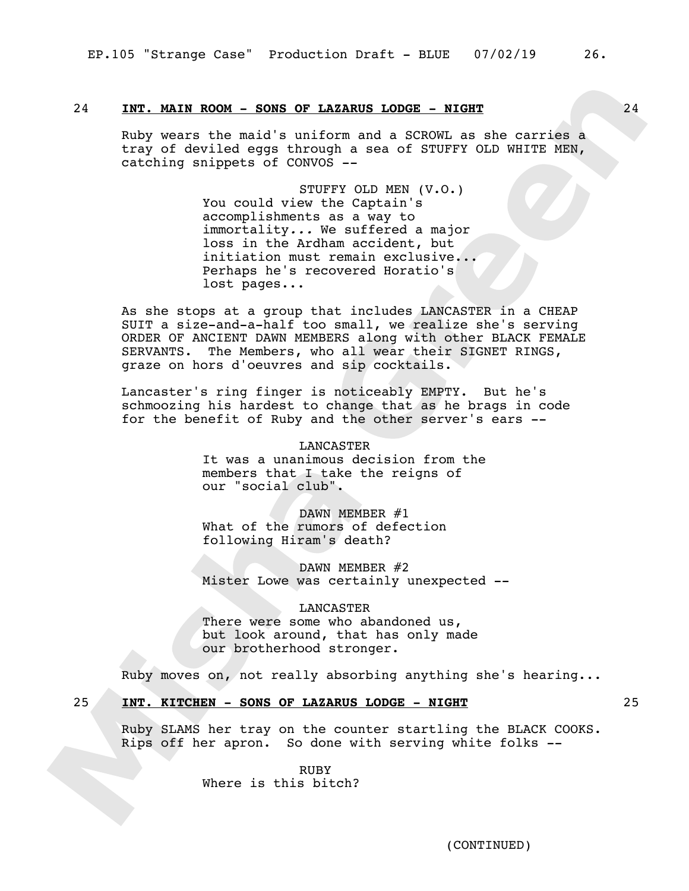24 **INT. MAIN ROOM - SONS OF LAZARUS LODGE - NIGHT** 24

Ruby wears the maid's uniform and a SCROWL as she carries a tray of deviled eggs through a sea of STUFFY OLD WHITE MEN, catching snippets of CONVOS --

STUFFY OLD MEN (V.O.)
You could view the Captain's accomplishments as a way to immortality... We suffered a major loss in the Ardham accident, but initiation must remain exclusive... Perhaps he's recovered Horatio's lost pages...

As she stops at a group that includes LANCASTER in a CHEAP SUIT a size-and-a-half too small, we realize she's serving ORDER OF ANCIENT DAWN MEMBERS along with other BLACK FEMALE SERVANTS. The Members, who all wear their SIGNET RINGS, graze on hors d'oeuvres and sip cocktails.

Lancaster's ring finger is noticeably EMPTY. But he's schmoozing his hardest to change that as he brags in code for the benefit of Ruby and the other server's ears --

LANCASTER
It was a unanimous decision from the members that I take the reigns of our "social club".

DAWN MEMBER #1
What of the rumors of defection following Hiram's death?

DAWN MEMBER #2
Mister Lowe was certainly unexpected --

LANCASTER
There were some who abandoned us, but look around, that has only made our brotherhood stronger.

Ruby moves on, not really absorbing anything she's hearing...

25 **INT. KITCHEN - SONS OF LAZARUS LODGE - NIGHT** 25

Ruby SLAMS her tray on the counter startling the BLACK COOKS. Rips off her apron. So done with serving white folks --

RUBY
Where is this bitch?

(CONTINUED)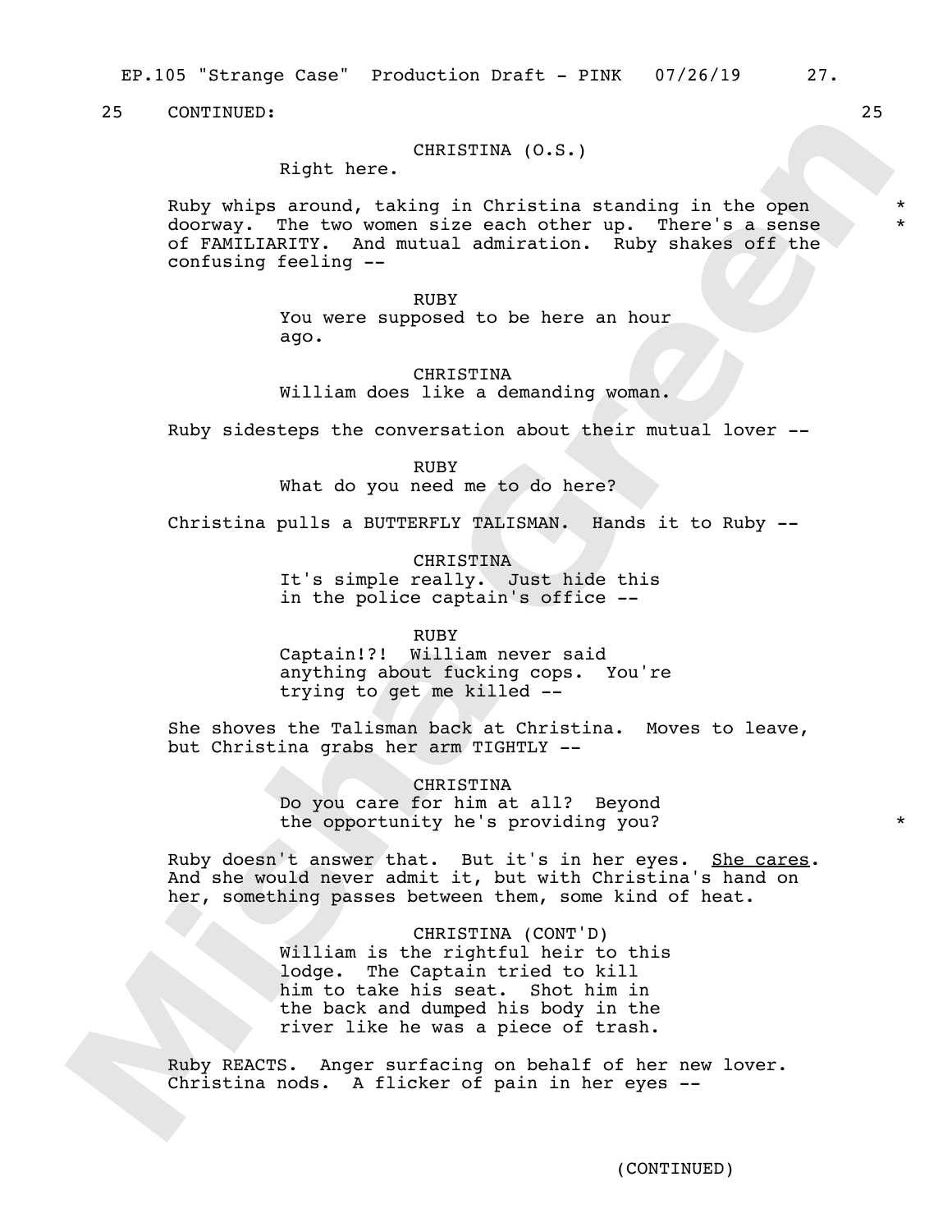25 CONTINUED: 25

CHRISTINA (O.S.)
Right here.

Ruby whips around, taking in Christina standing in the open doorway. The two women size each other up. There's a sense of FAMILIARITY. And mutual admiration. Ruby shakes off the confusing feeling -- * *

RUBY
You were supposed to be here an hour ago.

CHRISTINA
William does like a demanding woman.

Ruby sidesteps the conversation about their mutual lover --

RUBY
What do you need me to do here?

Christina pulls a BUTTERFLY TALISMAN. Hands it to Ruby --

CHRISTINA
It's simple really. Just hide this in the police captain's office --

RUBY
Captain!?! William never said anything about fucking cops. You're trying to get me killed --

She shoves the Talisman back at Christina. Moves to leave, but Christina grabs her arm TIGHTLY --

CHRISTINA
Do you care for him at all? Beyond the opportunity he's providing you? *

Ruby doesn't answer that. But it's in her eyes. She cares. And she would never admit it, but with Christina's hand on her, something passes between them, some kind of heat.

CHRISTINA (CONT'D)
William is the rightful heir to this lodge. The Captain tried to kill him to take his seat. Shot him in the back and dumped his body in the river like he was a piece of trash.

Ruby REACTS. Anger surfacing on behalf of her new lover. Christina nods. A flicker of pain in her eyes --

(CONTINUED)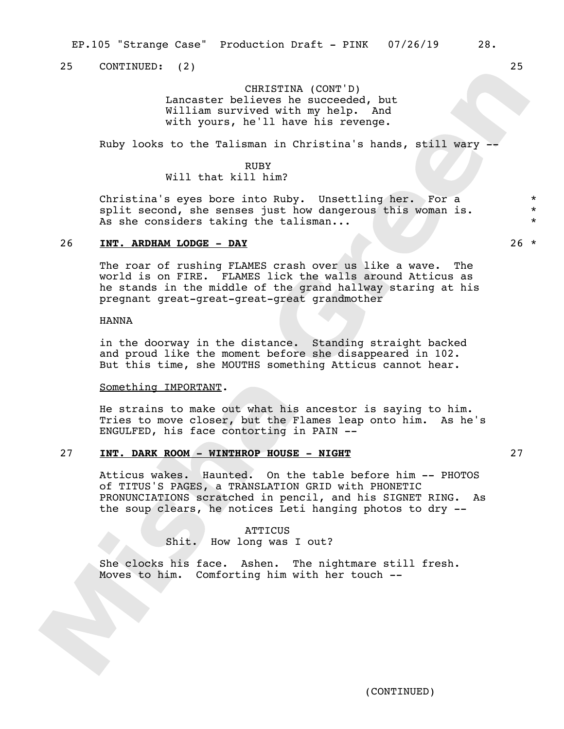25 CONTINUED: (2) 25

CHRISTINA (CONT'D)
Lancaster believes he succeeded, but William survived with my help. And with yours, he'll have his revenge.

Ruby looks to the Talisman in Christina's hands, still wary --

RUBY
Will that kill him?

Christina's eyes bore into Ruby. Unsettling her. For a split second, she senses just how dangerous this woman is. As she considers taking the talisman... *

26 **INT. ARDHAM LODGE - DAY** 26 *

The roar of rushing FLAMES crash over us like a wave. The world is on FIRE. FLAMES lick the walls around Atticus as he stands in the middle of the grand hallway staring at his pregnant great-great-great-great grandmother

HANNA

in the doorway in the distance. Standing straight backed and proud like the moment before she disappeared in 102. But this time, she MOUTHS something Atticus cannot hear.

Something IMPORTANT.

He strains to make out what his ancestor is saying to him. Tries to move closer, but the Flames leap onto him. As he's ENGULFED, his face contorting in PAIN --

27 **INT. DARK ROOM - WINTHROP HOUSE - NIGHT** 27

Atticus wakes. Haunted. On the table before him -- PHOTOS of TITUS'S PAGES, a TRANSLATION GRID with PHONETIC PRONUNCIATIONS scratched in pencil, and his SIGNET RING. As the soup clears, he notices Leti hanging photos to dry --

ATTICUS
Shit. How long was I out?

She clocks his face. Ashen. The nightmare still fresh. Moves to him. Comforting him with her touch --

(CONTINUED)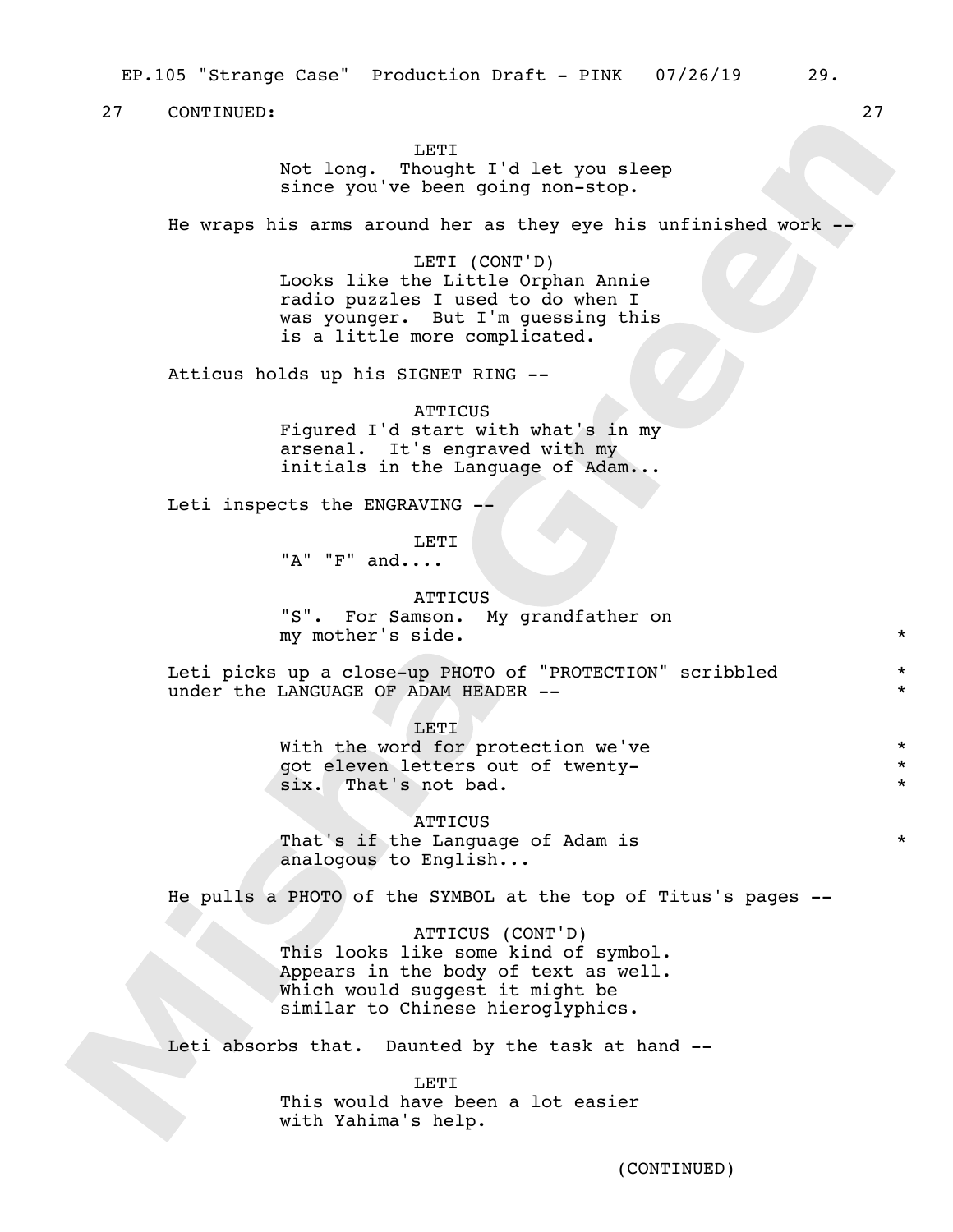27 CONTINUED: 27

LETI
Not long. Thought I'd let you sleep since you've been going non-stop.

He wraps his arms around her as they eye his unfinished work --

LETI (CONT'D)
Looks like the Little Orphan Annie radio puzzles I used to do when I was younger. But I'm guessing this is a little more complicated.

Atticus holds up his SIGNET RING --

ATTICUS
Figured I'd start with what's in my arsenal. It's engraved with my initials in the Language of Adam...

Leti inspects the ENGRAVING --

LETI
"A" "F" and....

ATTICUS
"S". For Samson. My grandfather on my mother's side. *

Leti picks up a close-up PHOTO of "PROTECTION" scribbled under the LANGUAGE OF ADAM HEADER -- * *

LETI
With the word for protection we've got eleven letters out of twenty-six. That's not bad. * * *

ATTICUS
That's if the Language of Adam is analogous to English... *

He pulls a PHOTO of the SYMBOL at the top of Titus's pages --

ATTICUS (CONT'D)
This looks like some kind of symbol. Appears in the body of text as well. Which would suggest it might be similar to Chinese hieroglyphics.

Leti absorbs that. Daunted by the task at hand --

LETI
This would have been a lot easier with Yahima's help.

(CONTINUED)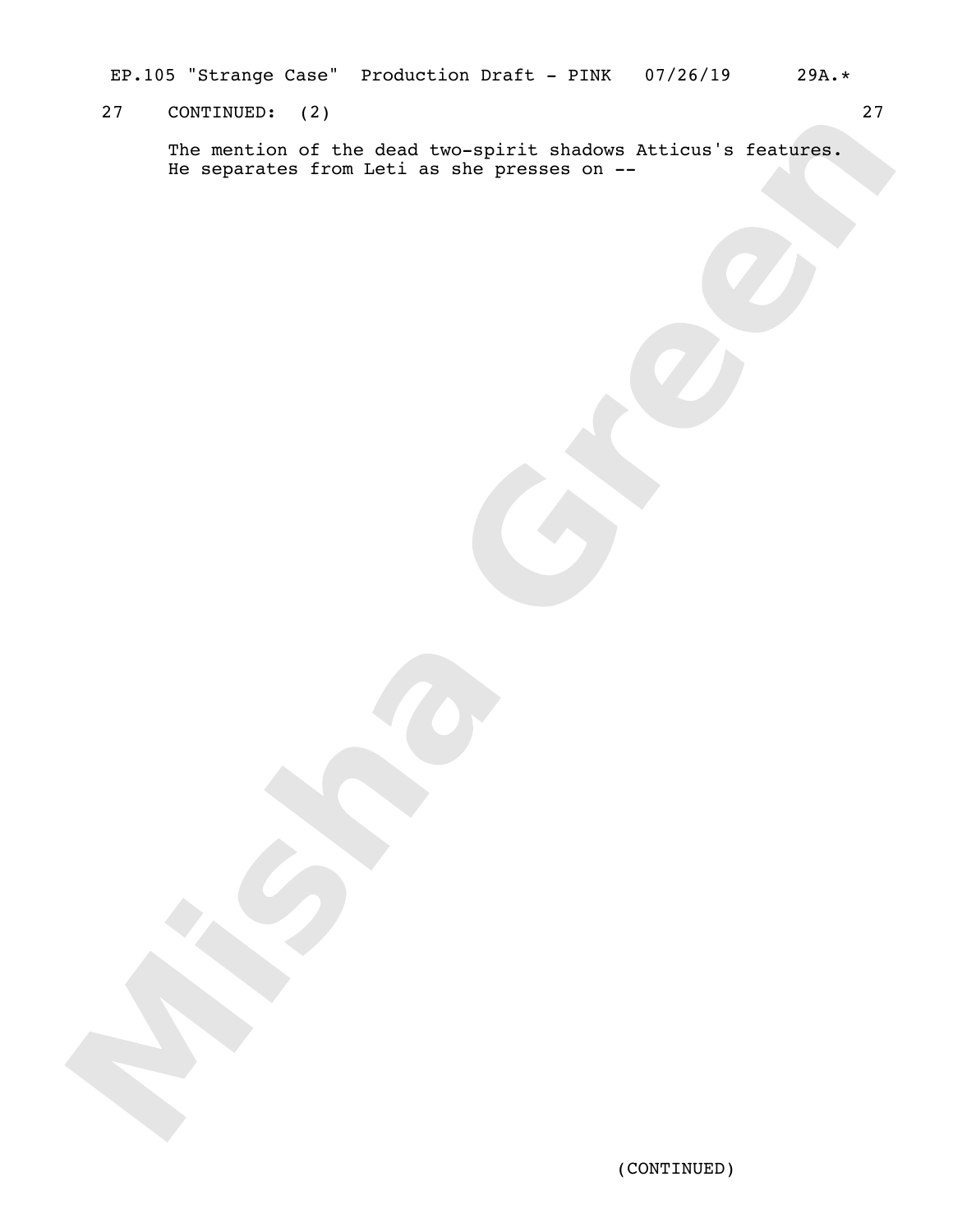27 CONTINUED: (2) 27

The mention of the dead two-spirit shadows Atticus's features. He separates from Leti as she presses on --

(CONTINUED)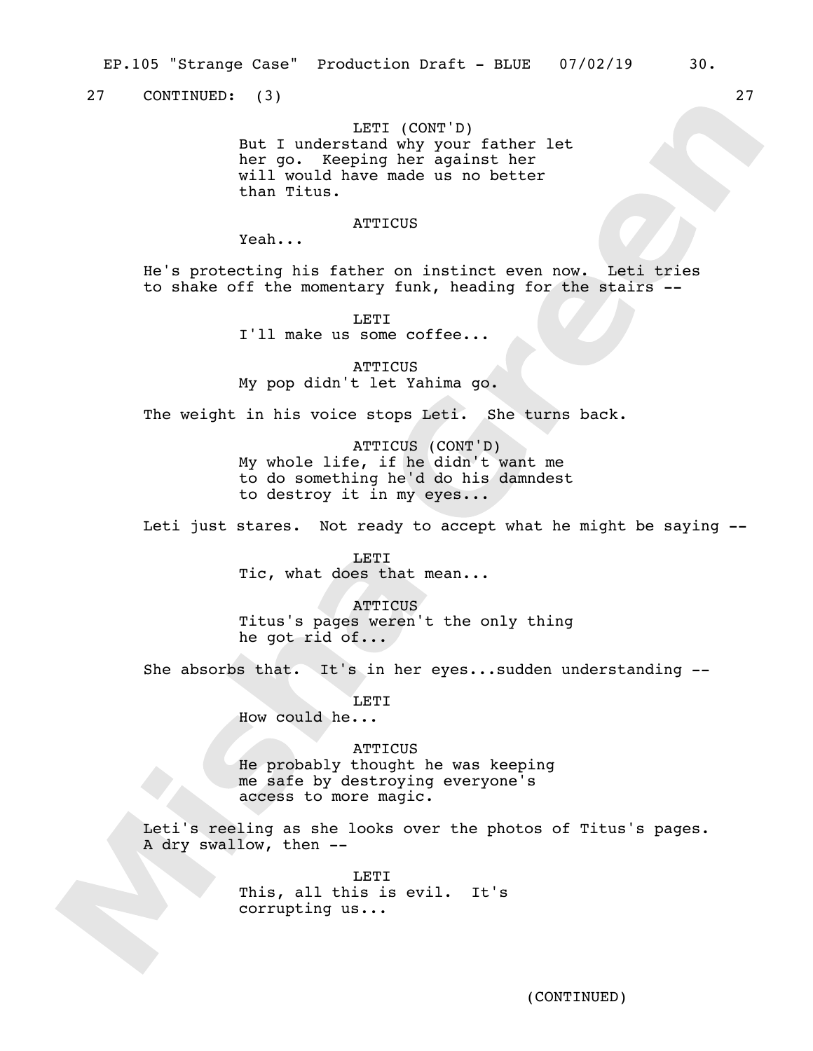27 CONTINUED: (3) 27

LETI (CONT'D)
But I understand why your father let her go. Keeping her against her will would have made us no better than Titus.

ATTICUS
Yeah...

He's protecting his father on instinct even now. Leti tries to shake off the momentary funk, heading for the stairs --

LETI
I'll make us some coffee...

ATTICUS
My pop didn't let Yahima go.

The weight in his voice stops Leti. She turns back.

ATTICUS (CONT'D)
My whole life, if he didn't want me to do something he'd do his damndest to destroy it in my eyes...

Leti just stares. Not ready to accept what he might be saying --

LETI
Tic, what does that mean...

ATTICUS
Titus's pages weren't the only thing he got rid of...

She absorbs that. It's in her eyes...sudden understanding --

LETI
How could he...

ATTICUS
He probably thought he was keeping me safe by destroying everyone's access to more magic.

Leti's reeling as she looks over the photos of Titus's pages. A dry swallow, then --

LETI
This, all this is evil. It's corrupting us...

(CONTINUED)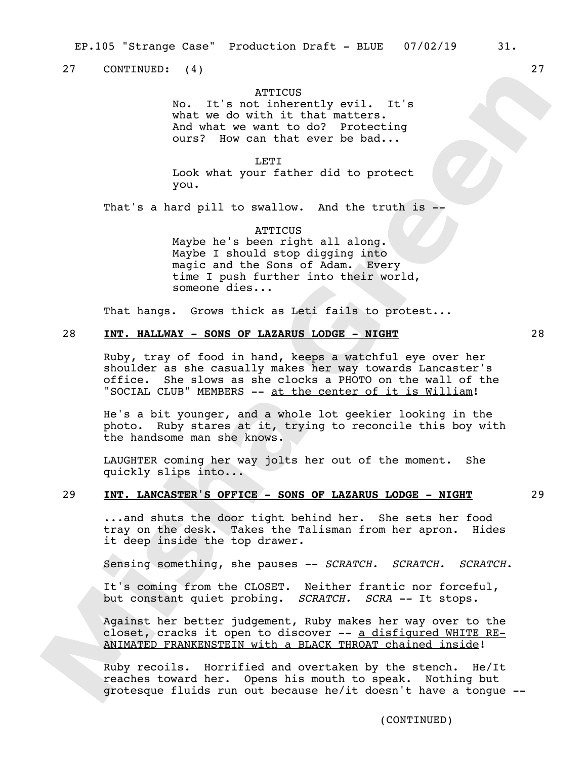27 CONTINUED: (4) 27

ATTICUS
No. It's not inherently evil. It's what we do with it that matters. And what we want to do? Protecting ours? How can that ever be bad...

LETI
Look what your father did to protect you.

That's a hard pill to swallow. And the truth is --

ATTICUS
Maybe he's been right all along. Maybe I should stop digging into magic and the Sons of Adam. Every time I push further into their world, someone dies...

That hangs. Grows thick as Leti fails to protest...

28 **INT. HALLWAY - SONS OF LAZARUS LODGE - NIGHT** 28

Ruby, tray of food in hand, keeps a watchful eye over her shoulder as she casually makes her way towards Lancaster's office. She slows as she clocks a PHOTO on the wall of the "SOCIAL CLUB" MEMBERS -- at the center of it is William!

He's a bit younger, and a whole lot geekier looking in the photo. Ruby stares at it, trying to reconcile this boy with the handsome man she knows.

LAUGHTER coming her way jolts her out of the moment. She quickly slips into...

29 **INT. LANCASTER'S OFFICE - SONS OF LAZARUS LODGE - NIGHT** 29

...and shuts the door tight behind her. She sets her food tray on the desk. Takes the Talisman from her apron. Hides it deep inside the top drawer.

Sensing something, she pauses -- *SCRATCH. SCRATCH. SCRATCH.*

It's coming from the CLOSET. Neither frantic nor forceful, but constant quiet probing. *SCRATCH. SCRA* -- It stops.

Against her better judgement, Ruby makes her way over to the closet, cracks it open to discover -- a disfigured WHITE RE-ANIMATED FRANKENSTEIN with a BLACK THROAT chained inside!

Ruby recoils. Horrified and overtaken by the stench. He/It reaches toward her. Opens his mouth to speak. Nothing but grotesque fluids run out because he/it doesn't have a tongue --

(CONTINUED)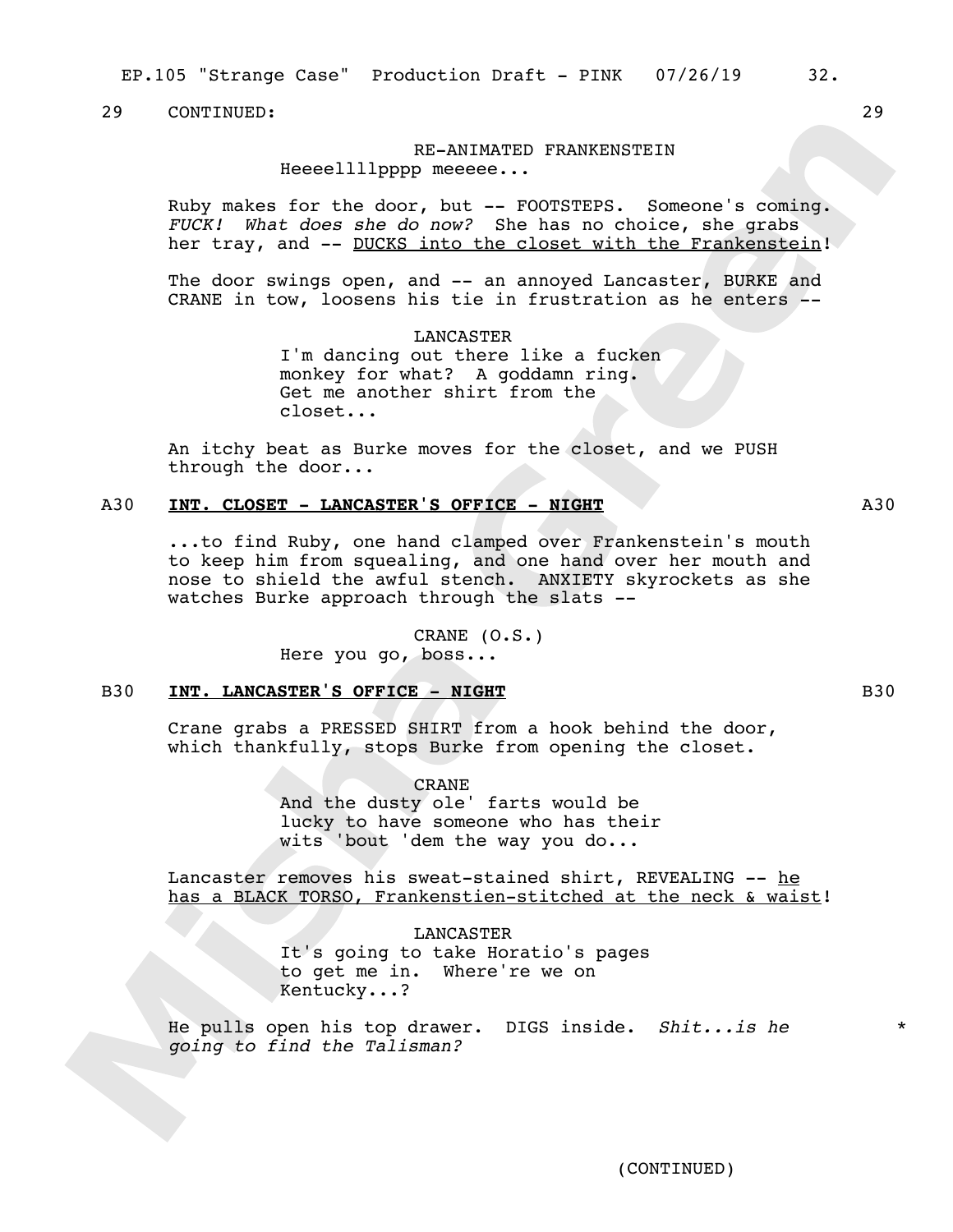29 CONTINUED: 29

RE-ANIMATED FRANKENSTEIN
Heeeellllpppp meeeee...

Ruby makes for the door, but -- FOOTSTEPS. Someone's coming. *FUCK! What does she do now?* She has no choice, she grabs her tray, and -- DUCKS into the closet with the Frankenstein!

The door swings open, and -- an annoyed Lancaster, BURKE and CRANE in tow, loosens his tie in frustration as he enters --

LANCASTER
I'm dancing out there like a fucken monkey for what? A goddamn ring. Get me another shirt from the closet...

An itchy beat as Burke moves for the closet, and we PUSH through the door...

## A30 INT. CLOSET - LANCASTER'S OFFICE - NIGHT A30

...to find Ruby, one hand clamped over Frankenstein's mouth to keep him from squealing, and one hand over her mouth and nose to shield the awful stench. ANXIETY skyrockets as she watches Burke approach through the slats --

CRANE (O.S.)
Here you go, boss...

## B30 INT. LANCASTER'S OFFICE - NIGHT B30

Crane grabs a PRESSED SHIRT from a hook behind the door, which thankfully, stops Burke from opening the closet.

CRANE
And the dusty ole' farts would be lucky to have someone who has their wits 'bout 'dem the way you do...

Lancaster removes his sweat-stained shirt, REVEALING -- he has a BLACK TORSO, Frankenstien-stitched at the neck & waist!

LANCASTER
It's going to take Horatio's pages to get me in. Where're we on Kentucky...?

He pulls open his top drawer. DIGS inside. *Shit...is he going to find the Talisman?* *

(CONTINUED)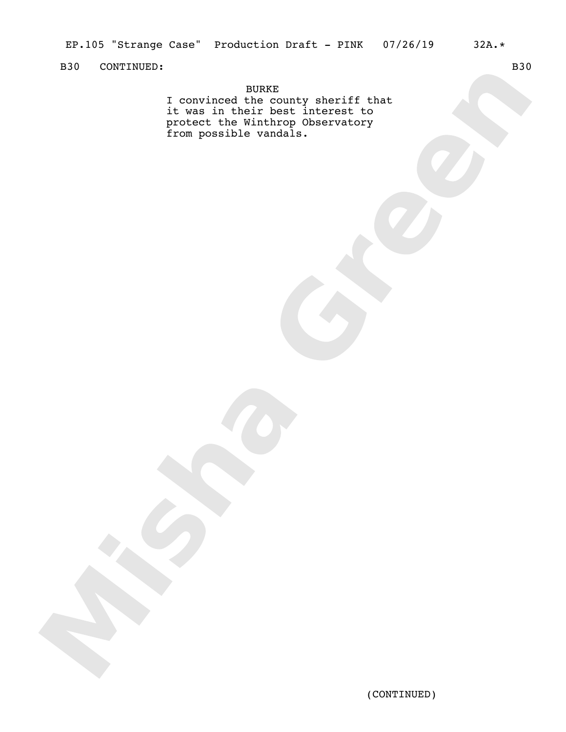B30 CONTINUED: B30

BURKE

I convinced the county sheriff that it was in their best interest to protect the Winthrop Observatory from possible vandals.

(CONTINUED)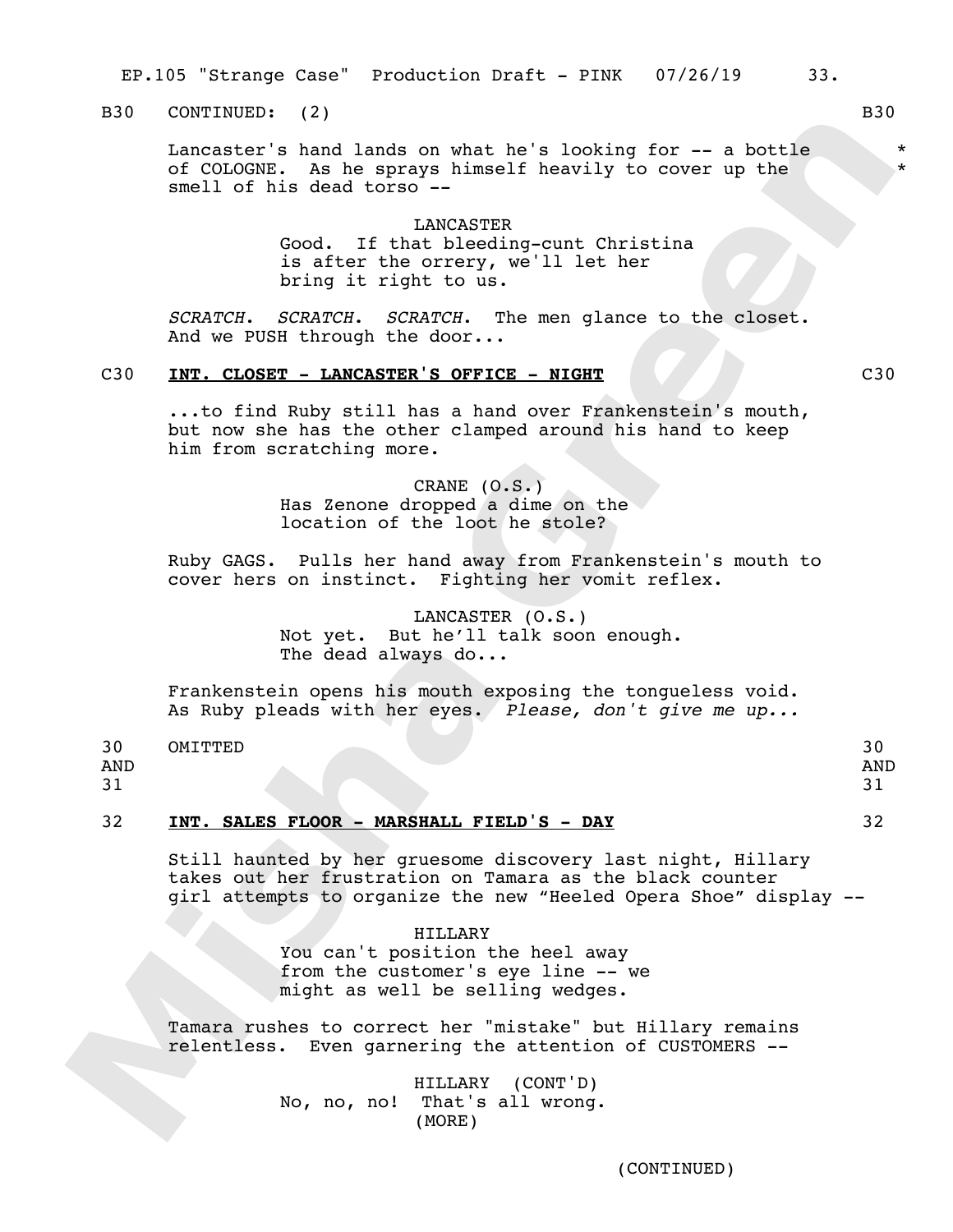B30 CONTINUED: (2) B30

Lancaster's hand lands on what he's looking for -- a bottle of COLOGNE. As he sprays himself heavily to cover up the smell of his dead torso -- * *

LANCASTER
Good. If that bleeding-cunt Christina is after the orrery, we'll let her bring it right to us.

*SCRATCH. SCRATCH. SCRATCH.* The men glance to the closet. And we PUSH through the door...

C30 **INT. CLOSET - LANCASTER'S OFFICE - NIGHT** C30

...to find Ruby still has a hand over Frankenstein's mouth, but now she has the other clamped around his hand to keep him from scratching more.

CRANE (O.S.)
Has Zenone dropped a dime on the location of the loot he stole?

Ruby GAGS. Pulls her hand away from Frankenstein's mouth to cover hers on instinct. Fighting her vomit reflex.

LANCASTER (O.S.)
Not yet. But he'll talk soon enough. The dead always do...

Frankenstein opens his mouth exposing the tongueless void. As Ruby pleads with her eyes. *Please, don't give me up...*

30 AND 31 OMITTED 30 AND 31

32 **INT. SALES FLOOR - MARSHALL FIELD'S - DAY** 32

Still haunted by her gruesome discovery last night, Hillary takes out her frustration on Tamara as the black counter girl attempts to organize the new "Heeled Opera Shoe" display --

HILLARY
You can't position the heel away from the customer's eye line -- we might as well be selling wedges.

Tamara rushes to correct her "mistake" but Hillary remains relentless. Even garnering the attention of CUSTOMERS --

HILLARY (CONT'D)
No, no, no! That's all wrong.
(MORE)

(CONTINUED)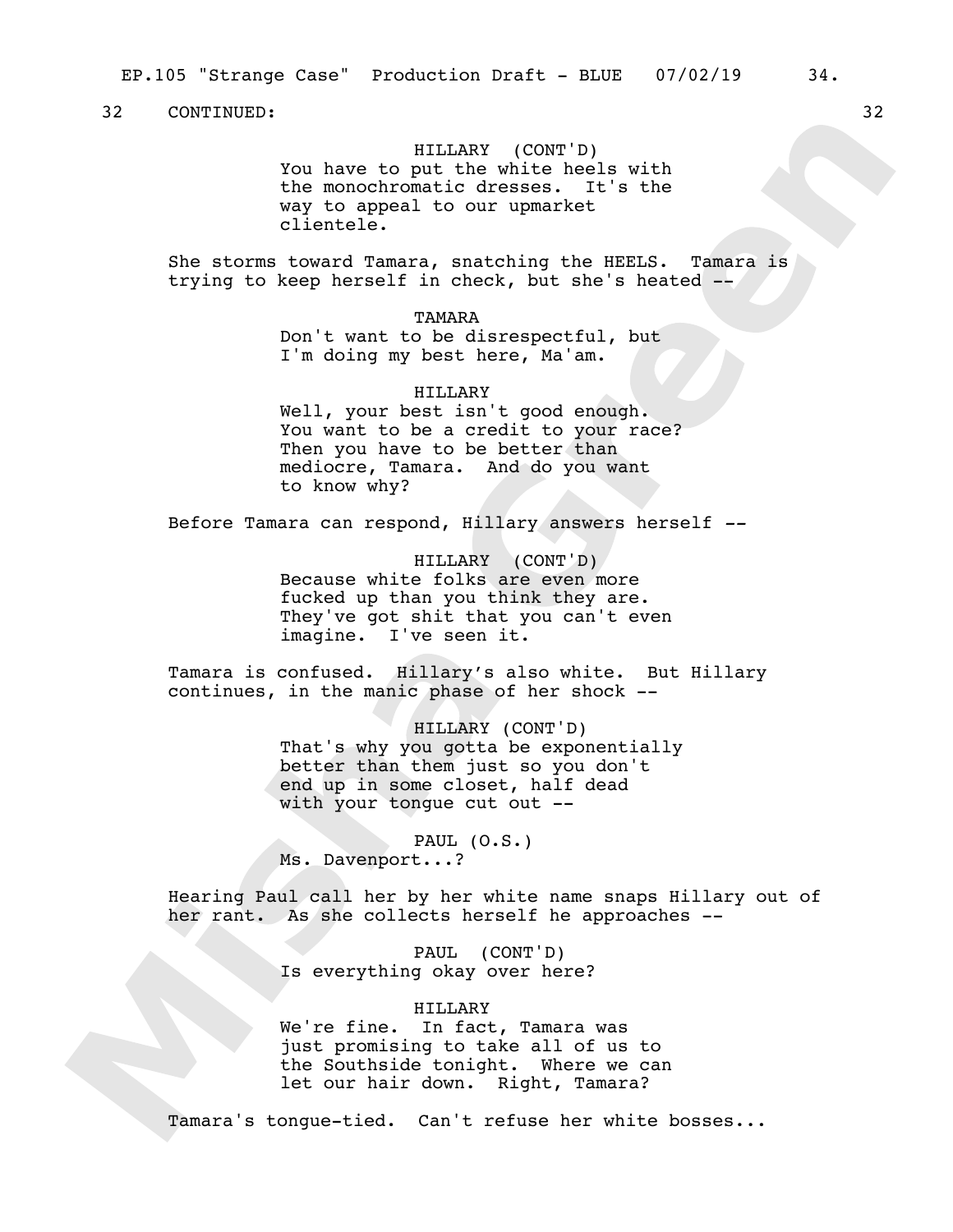32 CONTINUED: 32

HILLARY (CONT'D)
You have to put the white heels with the monochromatic dresses. It's the way to appeal to our upmarket clientele.

She storms toward Tamara, snatching the HEELS. Tamara is trying to keep herself in check, but she's heated --

TAMARA
Don't want to be disrespectful, but I'm doing my best here, Ma'am.

HILLARY
Well, your best isn't good enough. You want to be a credit to your race? Then you have to be better than mediocre, Tamara. And do you want to know why?

Before Tamara can respond, Hillary answers herself --

HILLARY (CONT'D)
Because white folks are even more fucked up than you think they are. They've got shit that you can't even imagine. I've seen it.

Tamara is confused. Hillary's also white. But Hillary continues, in the manic phase of her shock --

HILLARY (CONT'D)
That's why you gotta be exponentially better than them just so you don't end up in some closet, half dead with your tongue cut out --

PAUL (O.S.)
Ms. Davenport...?

Hearing Paul call her by her white name snaps Hillary out of her rant. As she collects herself he approaches --

PAUL (CONT'D)
Is everything okay over here?

HILLARY
We're fine. In fact, Tamara was just promising to take all of us to the Southside tonight. Where we can let our hair down. Right, Tamara?

Tamara's tongue-tied. Can't refuse her white bosses...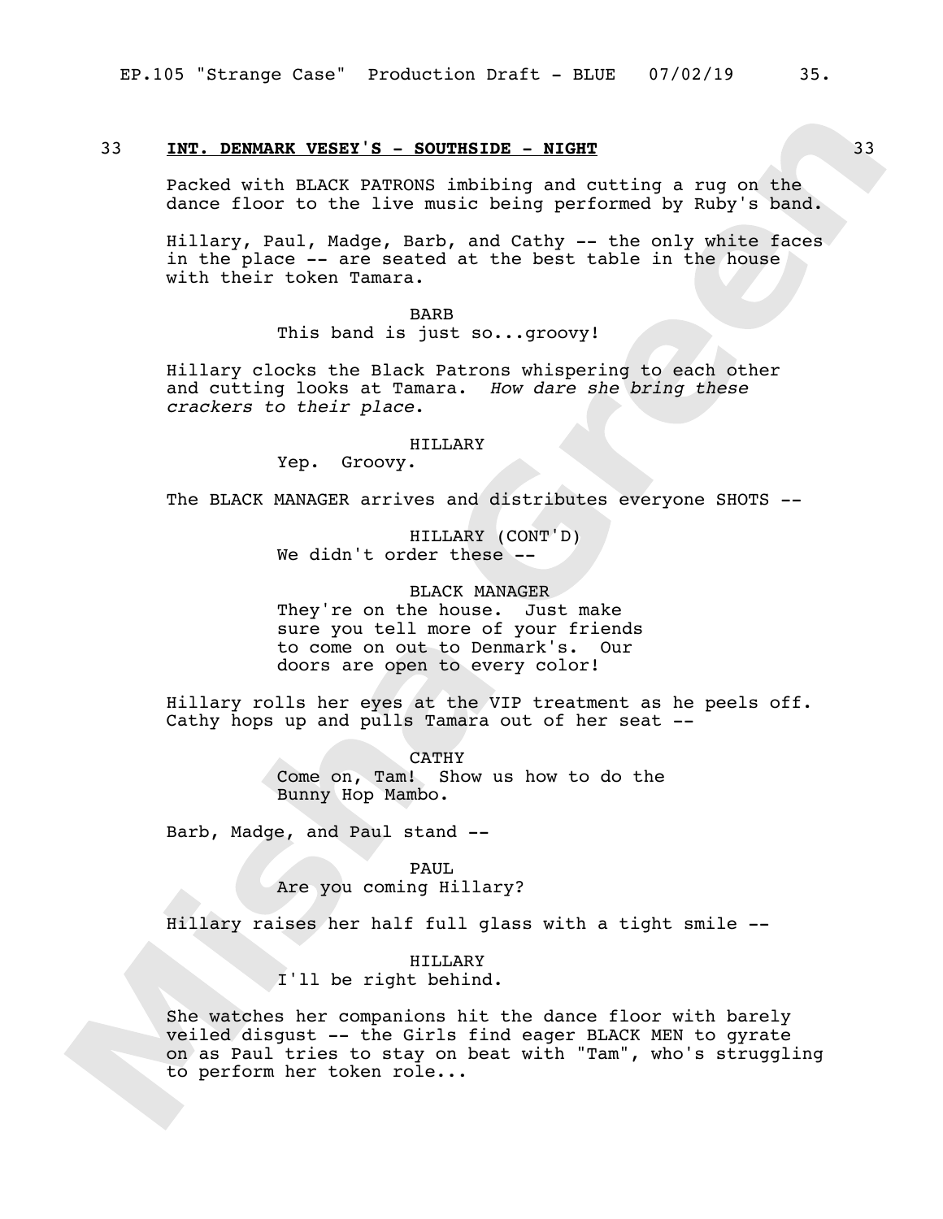33 **INT. DENMARK VESEY'S - SOUTHSIDE - NIGHT** 33

Packed with BLACK PATRONS imbibing and cutting a rug on the dance floor to the live music being performed by Ruby's band.

Hillary, Paul, Madge, Barb, and Cathy -- the only white faces in the place -- are seated at the best table in the house with their token Tamara.

BARB
This band is just so...groovy!

Hillary clocks the Black Patrons whispering to each other and cutting looks at Tamara. *How dare she bring these crackers to their place*.

HILLARY
Yep. Groovy.

The BLACK MANAGER arrives and distributes everyone SHOTS --

HILLARY (CONT'D)
We didn't order these --

BLACK MANAGER
They're on the house. Just make sure you tell more of your friends to come on out to Denmark's. Our doors are open to every color!

Hillary rolls her eyes at the VIP treatment as he peels off. Cathy hops up and pulls Tamara out of her seat --

CATHY
Come on, Tam! Show us how to do the Bunny Hop Mambo.

Barb, Madge, and Paul stand --

PAUL
Are you coming Hillary?

Hillary raises her half full glass with a tight smile --

HILLARY
I'll be right behind.

She watches her companions hit the dance floor with barely veiled disgust -- the Girls find eager BLACK MEN to gyrate on as Paul tries to stay on beat with "Tam", who's struggling to perform her token role...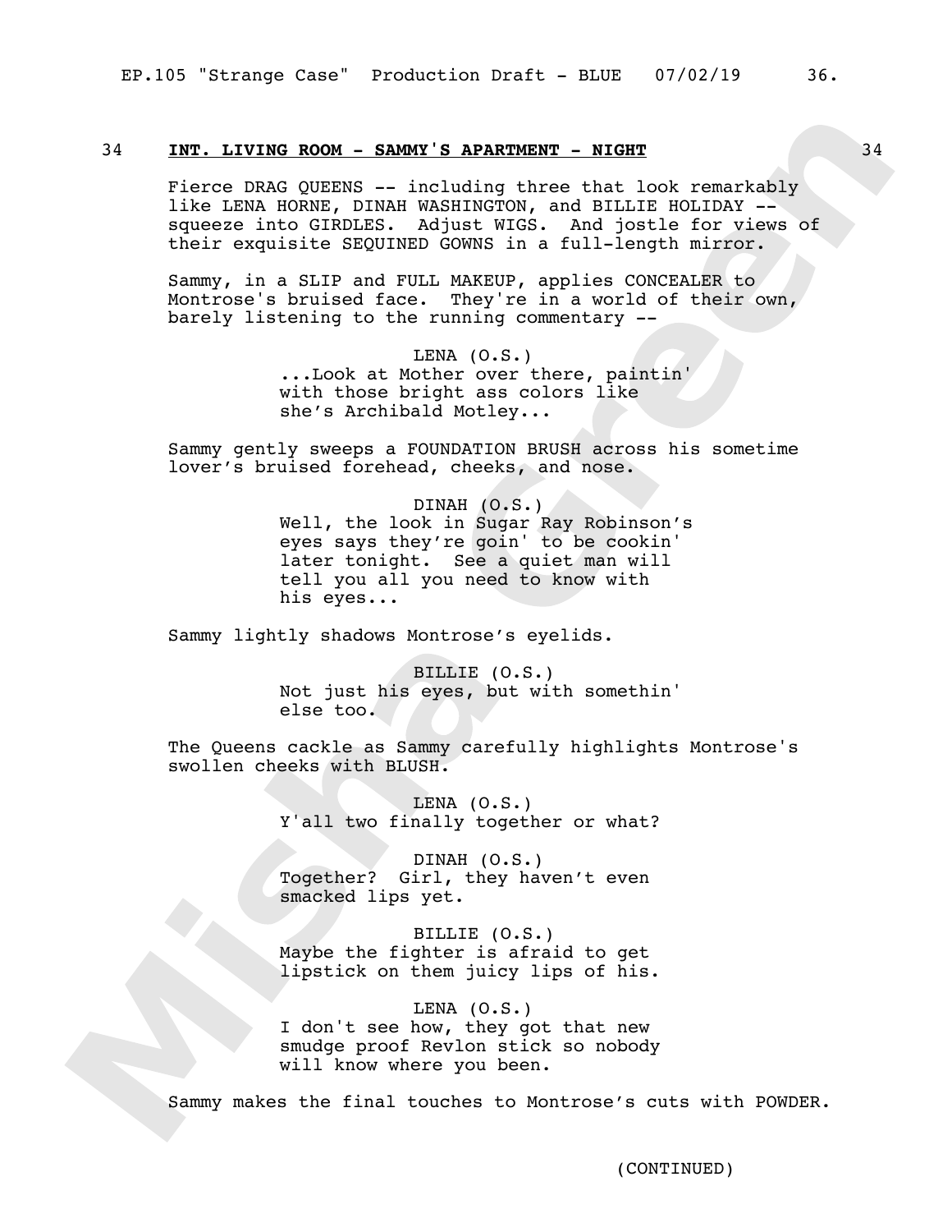34 **INT. LIVING ROOM - SAMMY'S APARTMENT - NIGHT** 34

Fierce DRAG QUEENS -- including three that look remarkably like LENA HORNE, DINAH WASHINGTON, and BILLIE HOLIDAY -- squeeze into GIRDLES. Adjust WIGS. And jostle for views of their exquisite SEQUINED GOWNS in a full-length mirror.

Sammy, in a SLIP and FULL MAKEUP, applies CONCEALER to Montrose's bruised face. They're in a world of their own, barely listening to the running commentary --

LENA (O.S.)
...Look at Mother over there, paintin' with those bright ass colors like she's Archibald Motley...

Sammy gently sweeps a FOUNDATION BRUSH across his sometime lover's bruised forehead, cheeks, and nose.

DINAH (O.S.)
Well, the look in Sugar Ray Robinson's eyes says they're goin' to be cookin' later tonight. See a quiet man will tell you all you need to know with his eyes...

Sammy lightly shadows Montrose's eyelids.

BILLIE (O.S.)
Not just his eyes, but with somethin' else too.

The Queens cackle as Sammy carefully highlights Montrose's swollen cheeks with BLUSH.

LENA (O.S.)
Y'all two finally together or what?

DINAH (O.S.)
Together? Girl, they haven't even smacked lips yet.

BILLIE (O.S.)
Maybe the fighter is afraid to get lipstick on them juicy lips of his.

LENA (O.S.)
I don't see how, they got that new smudge proof Revlon stick so nobody will know where you been.

Sammy makes the final touches to Montrose's cuts with POWDER.

(CONTINUED)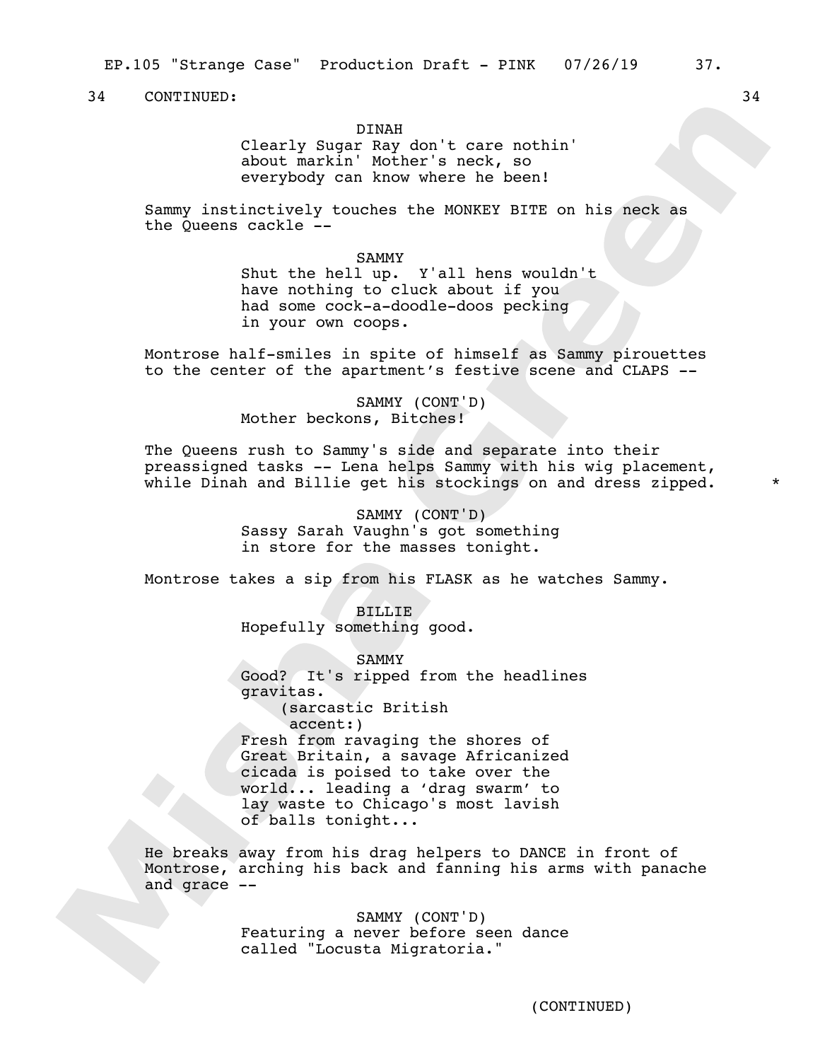34 CONTINUED: 34

DINAH
Clearly Sugar Ray don't care nothin' about markin' Mother's neck, so everybody can know where he been!

Sammy instinctively touches the MONKEY BITE on his neck as the Queens cackle --

SAMMY
Shut the hell up. Y'all hens wouldn't have nothing to cluck about if you had some cock-a-doodle-doos pecking in your own coops.

Montrose half-smiles in spite of himself as Sammy pirouettes to the center of the apartment's festive scene and CLAPS --

SAMMY (CONT'D)
Mother beckons, Bitches!

The Queens rush to Sammy's side and separate into their preassigned tasks -- Lena helps Sammy with his wig placement, while Dinah and Billie get his stockings on and dress zipped. *

SAMMY (CONT'D)
Sassy Sarah Vaughn's got something in store for the masses tonight.

Montrose takes a sip from his FLASK as he watches Sammy.

BILLIE
Hopefully something good.

SAMMY
Good? It's ripped from the headlines gravitas.
(sarcastic British accent:)
Fresh from ravaging the shores of Great Britain, a savage Africanized cicada is poised to take over the world... leading a 'drag swarm' to lay waste to Chicago's most lavish of balls tonight...

He breaks away from his drag helpers to DANCE in front of Montrose, arching his back and fanning his arms with panache and grace --

SAMMY (CONT'D)
Featuring a never before seen dance called "Locusta Migratoria."

(CONTINUED)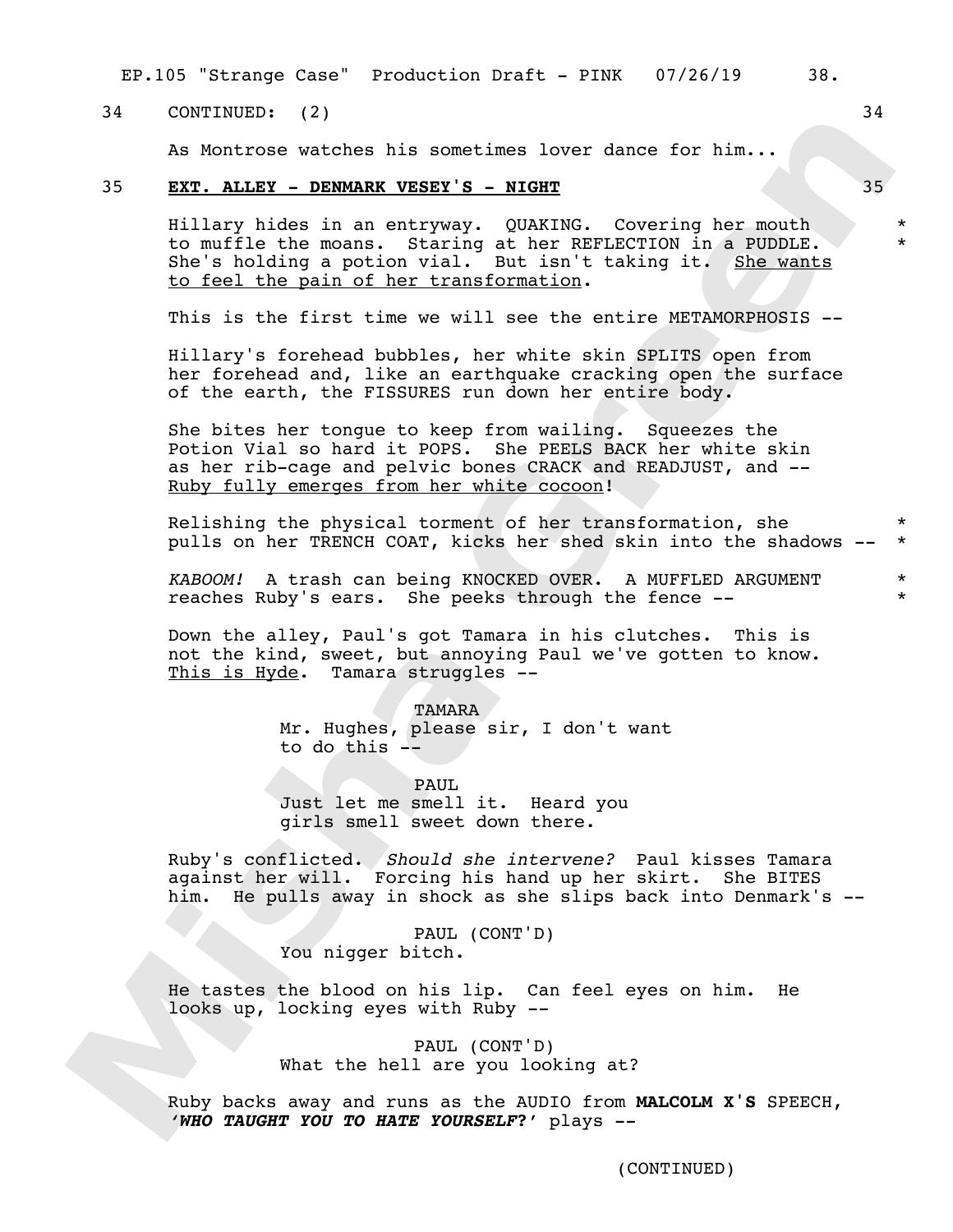34 CONTINUED: (2) 34

As Montrose watches his sometimes lover dance for him...

35 **EXT. ALLEY - DENMARK VESEY'S - NIGHT** 35

Hillary hides in an entryway. QUAKING. Covering her mouth to muffle the moans. Staring at her REFLECTION in a PUDDLE. She's holding a potion vial. But isn't taking it. She wants to feel the pain of her transformation. *

This is the first time we will see the entire METAMORPHOSIS --

Hillary's forehead bubbles, her white skin SPLITS open from her forehead and, like an earthquake cracking open the surface of the earth, the FISSURES run down her entire body.

She bites her tongue to keep from wailing. Squeezes the Potion Vial so hard it POPS. She PEELS BACK her white skin as her rib-cage and pelvic bones CRACK and READJUST, and -- Ruby fully emerges from her white cocoon!

Relishing the physical torment of her transformation, she pulls on her TRENCH COAT, kicks her shed skin into the shadows -- *

*KABOOM!* A trash can being KNOCKED OVER. A MUFFLED ARGUMENT reaches Ruby's ears. She peeks through the fence -- *

Down the alley, Paul's got Tamara in his clutches. This is not the kind, sweet, but annoying Paul we've gotten to know. This is Hyde. Tamara struggles --

TAMARA
Mr. Hughes, please sir, I don't want to do this --

PAUL
Just let me smell it. Heard you girls smell sweet down there.

Ruby's conflicted. *Should she intervene?* Paul kisses Tamara against her will. Forcing his hand up her skirt. She BITES him. He pulls away in shock as she slips back into Denmark's --

PAUL (CONT'D)
You nigger bitch.

He tastes the blood on his lip. Can feel eyes on him. He looks up, locking eyes with Ruby --

PAUL (CONT'D)
What the hell are you looking at?

Ruby backs away and runs as the AUDIO from **MALCOLM X'S** SPEECH, ***'WHO TAUGHT YOU TO HATE YOURSELF?'*** plays --

(CONTINUED)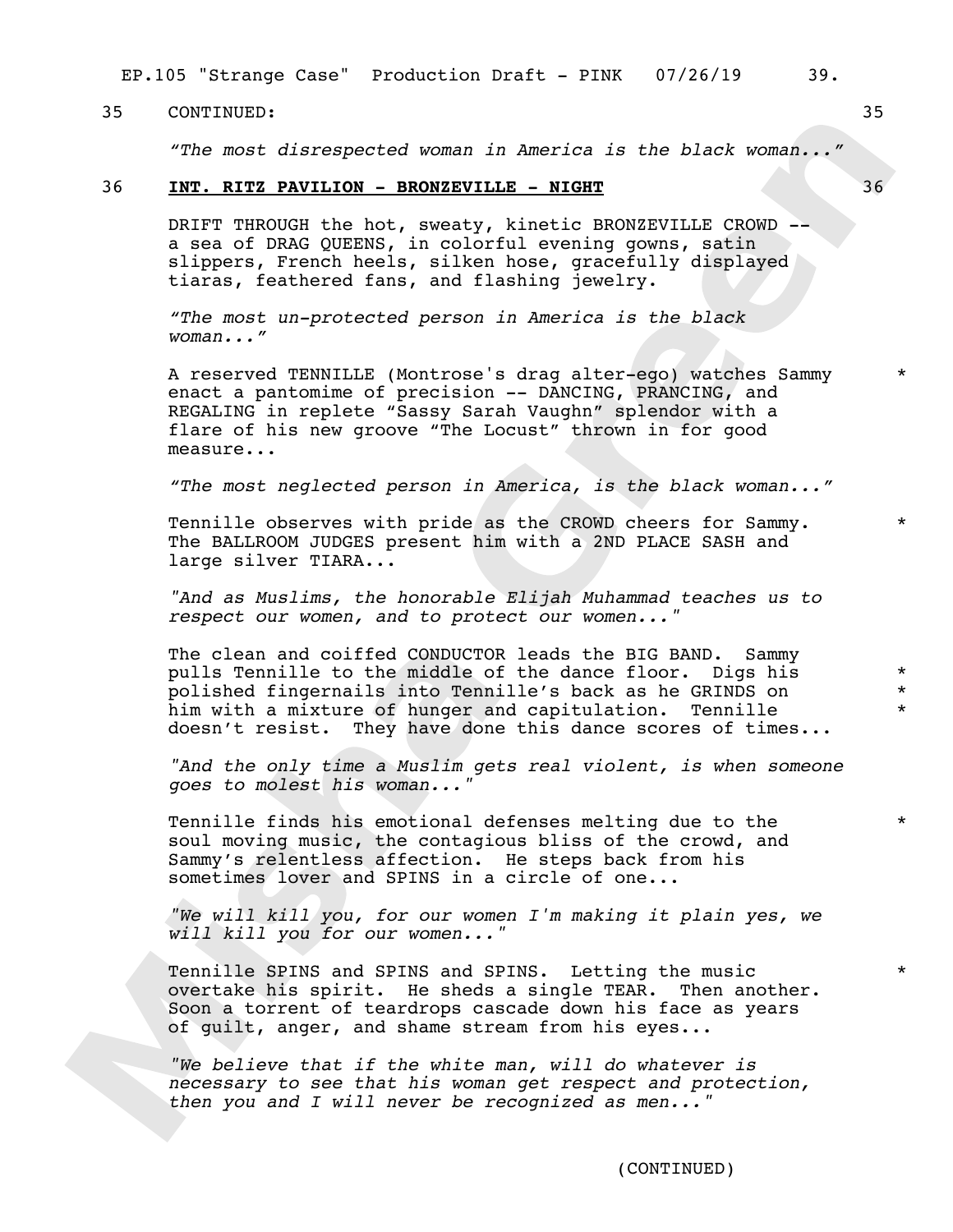35 CONTINUED: 35

*"The most disrespected woman in America is the black woman..."*

36 **INT. RITZ PAVILION - BRONZEVILLE - NIGHT** 36

DRIFT THROUGH the hot, sweaty, kinetic BRONZEVILLE CROWD -- a sea of DRAG QUEENS, in colorful evening gowns, satin slippers, French heels, silken hose, gracefully displayed tiaras, feathered fans, and flashing jewelry.

*"The most un-protected person in America is the black woman..."*

A reserved TENNILLE (Montrose's drag alter-ego) watches Sammy enact a pantomime of precision -- DANCING, PRANCING, and REGALING in replete "Sassy Sarah Vaughn" splendor with a flare of his new groove "The Locust" thrown in for good measure... *

*"The most neglected person in America, is the black woman..."*

Tennille observes with pride as the CROWD cheers for Sammy. The BALLROOM JUDGES present him with a 2ND PLACE SASH and large silver TIARA... *

*"And as Muslims, the honorable Elijah Muhammad teaches us to respect our women, and to protect our women..."*

The clean and coiffed CONDUCTOR leads the BIG BAND. Sammy pulls Tennille to the middle of the dance floor. Digs his polished fingernails into Tennille's back as he GRINDS on him with a mixture of hunger and capitulation. Tennille doesn't resist. They have done this dance scores of times... * * *

*"And the only time a Muslim gets real violent, is when someone goes to molest his woman..."*

Tennille finds his emotional defenses melting due to the soul moving music, the contagious bliss of the crowd, and Sammy's relentless affection. He steps back from his sometimes lover and SPINS in a circle of one... *

*"We will kill you, for our women I'm making it plain yes, we will kill you for our women..."*

Tennille SPINS and SPINS and SPINS. Letting the music overtake his spirit. He sheds a single TEAR. Then another. Soon a torrent of teardrops cascade down his face as years of guilt, anger, and shame stream from his eyes... *

*"We believe that if the white man, will do whatever is necessary to see that his woman get respect and protection, then you and I will never be recognized as men..."*

(CONTINUED)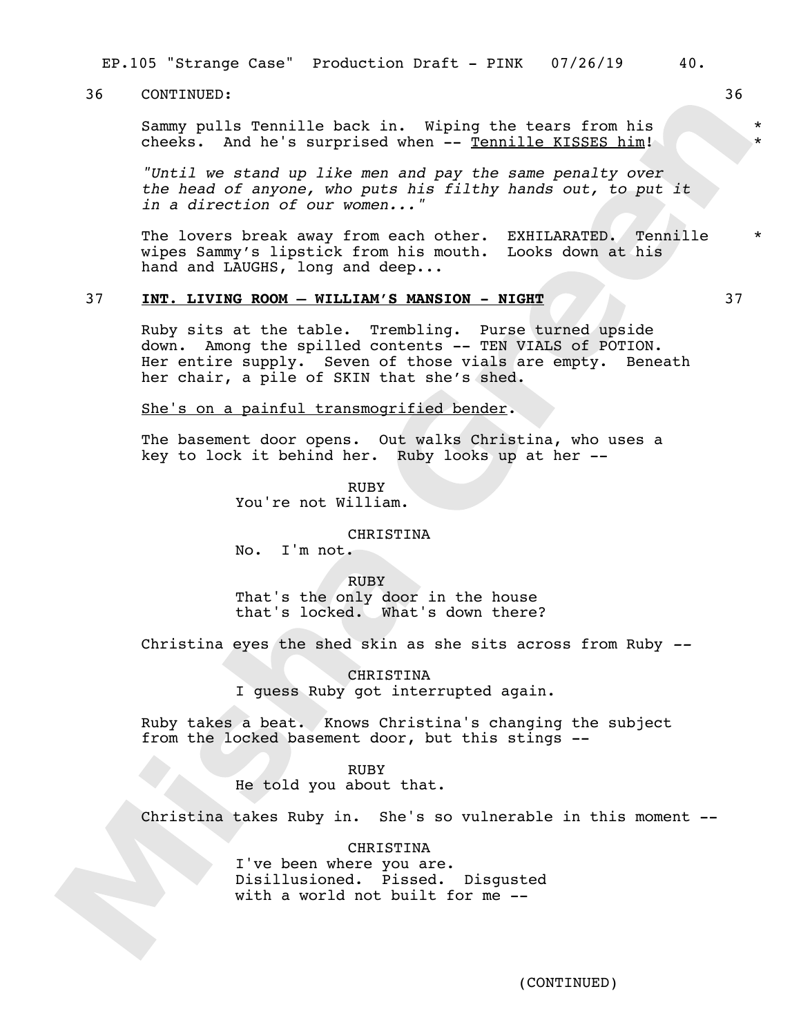36 CONTINUED: 36

Sammy pulls Tennille back in. Wiping the tears from his cheeks. And he's surprised when -- Tennille KISSES him! * *

*"Until we stand up like men and pay the same penalty over the head of anyone, who puts his filthy hands out, to put it in a direction of our women..."*

The lovers break away from each other. EXHILARATED. Tennille wipes Sammy's lipstick from his mouth. Looks down at his hand and LAUGHS, long and deep... *

37 **INT. LIVING ROOM – WILLIAM'S MANSION - NIGHT** 37

Ruby sits at the table. Trembling. Purse turned upside down. Among the spilled contents -- TEN VIALS of POTION. Her entire supply. Seven of those vials are empty. Beneath her chair, a pile of SKIN that she's shed.

She's on a painful transmogrified bender.

The basement door opens. Out walks Christina, who uses a key to lock it behind her. Ruby looks up at her --

RUBY
You're not William.

CHRISTINA
No. I'm not.

RUBY
That's the only door in the house that's locked. What's down there?

Christina eyes the shed skin as she sits across from Ruby --

CHRISTINA
I guess Ruby got interrupted again.

Ruby takes a beat. Knows Christina's changing the subject from the locked basement door, but this stings --

RUBY
He told you about that.

Christina takes Ruby in. She's so vulnerable in this moment --

CHRISTINA
I've been where you are. Disillusioned. Pissed. Disgusted with a world not built for me --

(CONTINUED)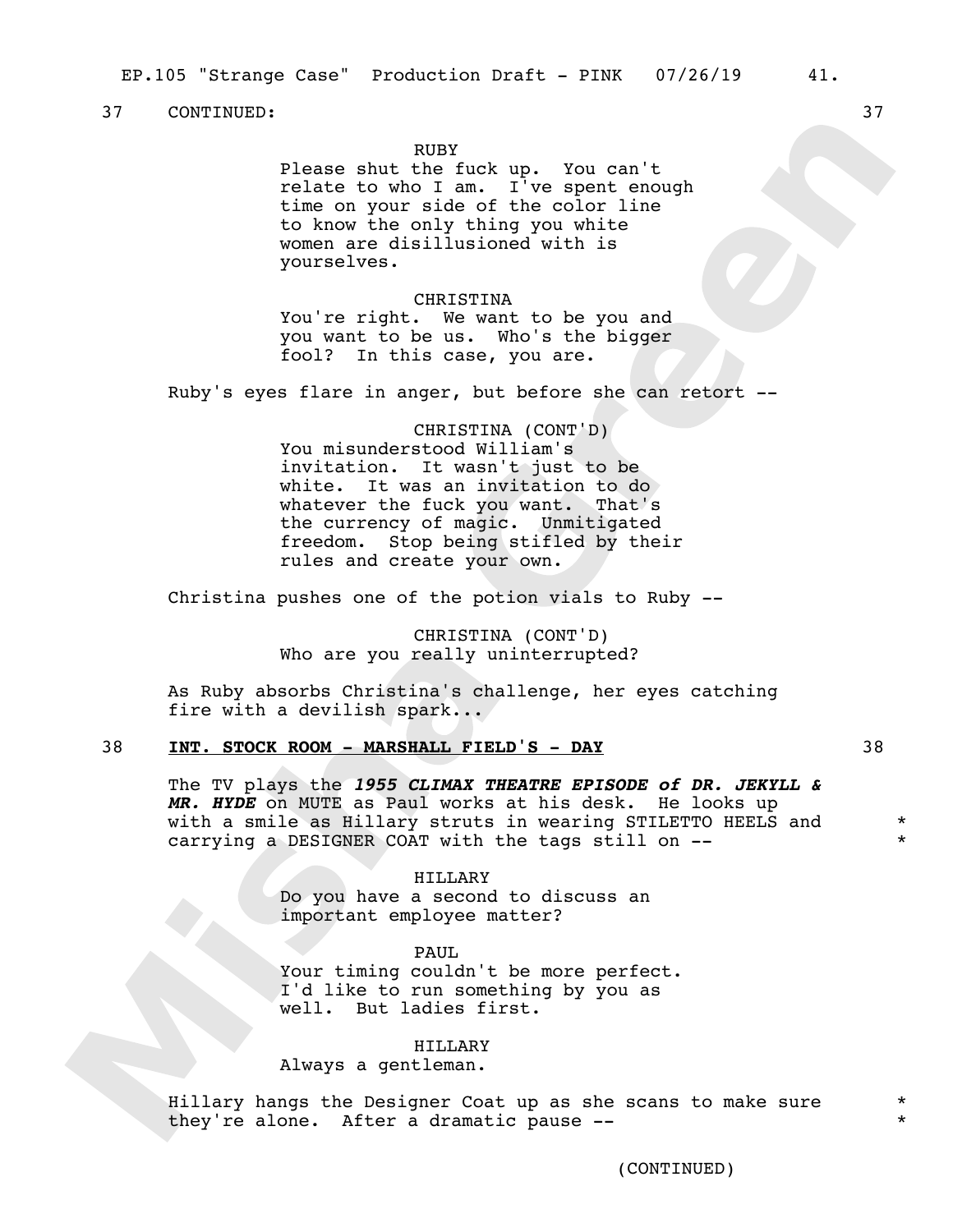37 CONTINUED: 37

RUBY
Please shut the fuck up. You can't relate to who I am. I've spent enough time on your side of the color line to know the only thing you white women are disillusioned with is yourselves.

CHRISTINA
You're right. We want to be you and you want to be us. Who's the bigger fool? In this case, you are.

Ruby's eyes flare in anger, but before she can retort --

CHRISTINA (CONT'D)
You misunderstood William's invitation. It wasn't just to be white. It was an invitation to do whatever the fuck you want. That's the currency of magic. Unmitigated freedom. Stop being stifled by their rules and create your own.

Christina pushes one of the potion vials to Ruby --

CHRISTINA (CONT'D)
Who are you really uninterrupted?

As Ruby absorbs Christina's challenge, her eyes catching fire with a devilish spark...

38 **INT. STOCK ROOM - MARSHALL FIELD'S - DAY** 38

The TV plays the ***1955 CLIMAX THEATRE EPISODE of DR. JEKYLL & MR. HYDE*** on MUTE as Paul works at his desk. He looks up with a smile as Hillary struts in wearing STILETTO HEELS and carrying a DESIGNER COAT with the tags still on -- *

HILLARY
Do you have a second to discuss an important employee matter?

PAUL
Your timing couldn't be more perfect. I'd like to run something by you as well. But ladies first.

HILLARY
Always a gentleman.

Hillary hangs the Designer Coat up as she scans to make sure they're alone. After a dramatic pause -- *

(CONTINUED)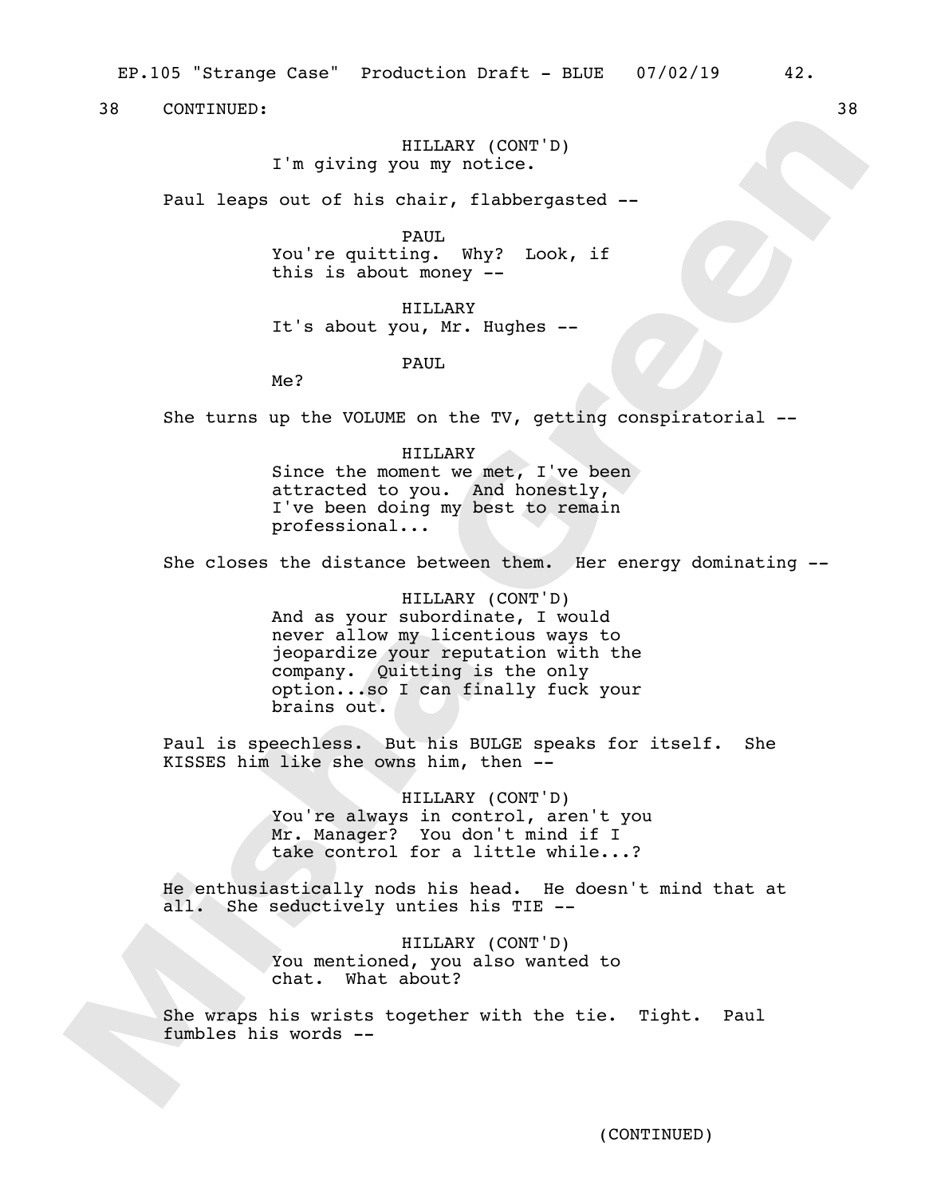38 CONTINUED: 38

HILLARY (CONT'D)
I'm giving you my notice.

Paul leaps out of his chair, flabbergasted --

PAUL
You're quitting. Why? Look, if this is about money --

HILLARY
It's about you, Mr. Hughes --

PAUL
Me?

She turns up the VOLUME on the TV, getting conspiratorial --

HILLARY
Since the moment we met, I've been attracted to you. And honestly, I've been doing my best to remain professional...

She closes the distance between them. Her energy dominating --

HILLARY (CONT'D)
And as your subordinate, I would never allow my licentious ways to jeopardize your reputation with the company. Quitting is the only option...so I can finally fuck your brains out.

Paul is speechless. But his BULGE speaks for itself. She KISSES him like she owns him, then --

HILLARY (CONT'D)
You're always in control, aren't you Mr. Manager? You don't mind if I take control for a little while...?

He enthusiastically nods his head. He doesn't mind that at all. She seductively unties his TIE --

HILLARY (CONT'D)
You mentioned, you also wanted to chat. What about?

She wraps his wrists together with the tie. Tight. Paul fumbles his words --

(CONTINUED)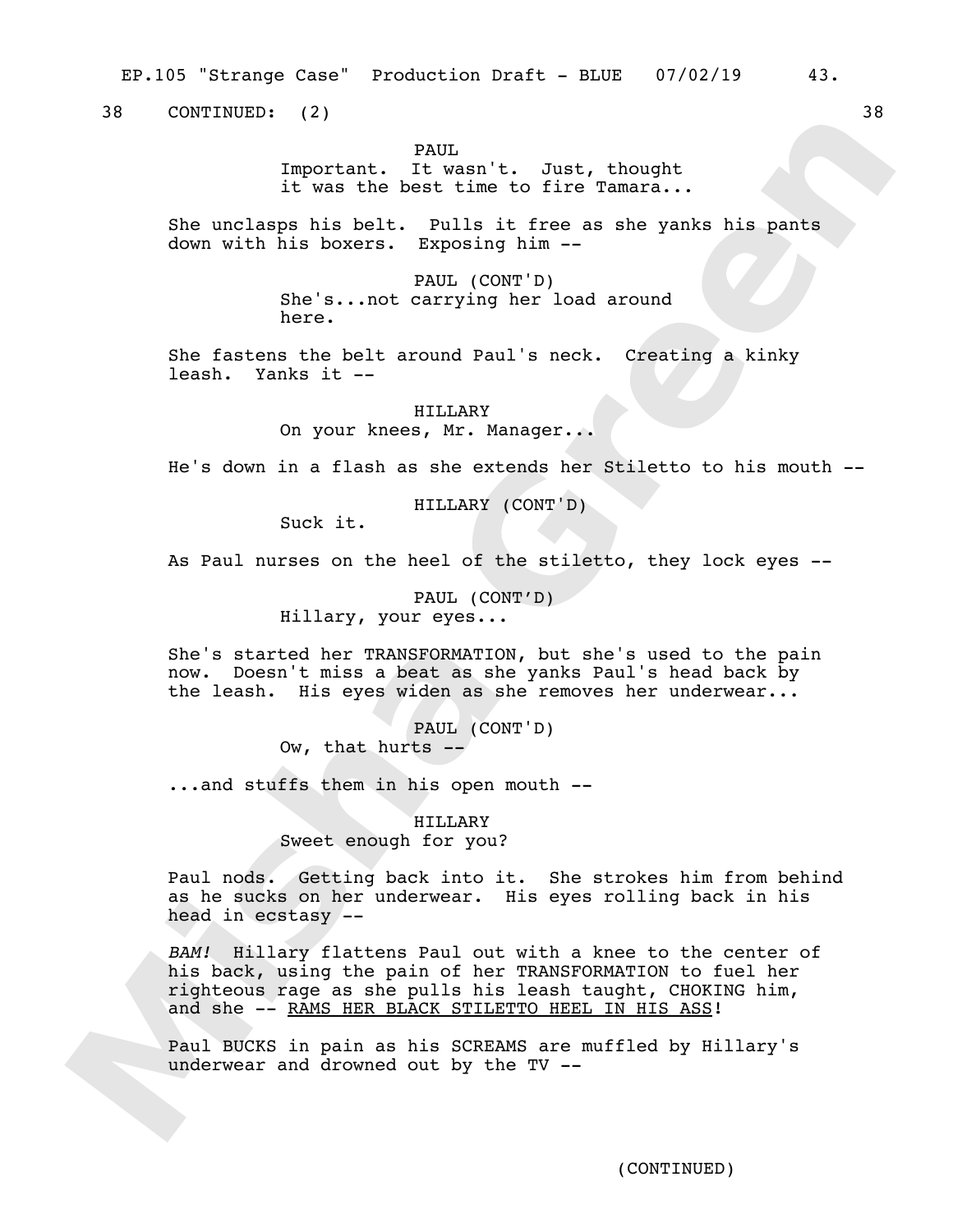38 CONTINUED: (2) 38

PAUL
Important. It wasn't. Just, thought it was the best time to fire Tamara...

She unclasps his belt. Pulls it free as she yanks his pants down with his boxers. Exposing him --

PAUL (CONT'D)
She's...not carrying her load around here.

She fastens the belt around Paul's neck. Creating a kinky leash. Yanks it --

HILLARY
On your knees, Mr. Manager...

He's down in a flash as she extends her Stiletto to his mouth --

HILLARY (CONT'D)
Suck it.

As Paul nurses on the heel of the stiletto, they lock eyes --

PAUL (CONT'D)
Hillary, your eyes...

She's started her TRANSFORMATION, but she's used to the pain now. Doesn't miss a beat as she yanks Paul's head back by the leash. His eyes widen as she removes her underwear...

PAUL (CONT'D)
Ow, that hurts --

...and stuffs them in his open mouth --

HILLARY
Sweet enough for you?

Paul nods. Getting back into it. She strokes him from behind as he sucks on her underwear. His eyes rolling back in his head in ecstasy --

*BAM!* Hillary flattens Paul out with a knee to the center of his back, using the pain of her TRANSFORMATION to fuel her righteous rage as she pulls his leash taught, CHOKING him, and she -- <u>RAMS HER BLACK STILETTO HEEL IN HIS ASS</u>!

Paul BUCKS in pain as his SCREAMS are muffled by Hillary's underwear and drowned out by the TV --

(CONTINUED)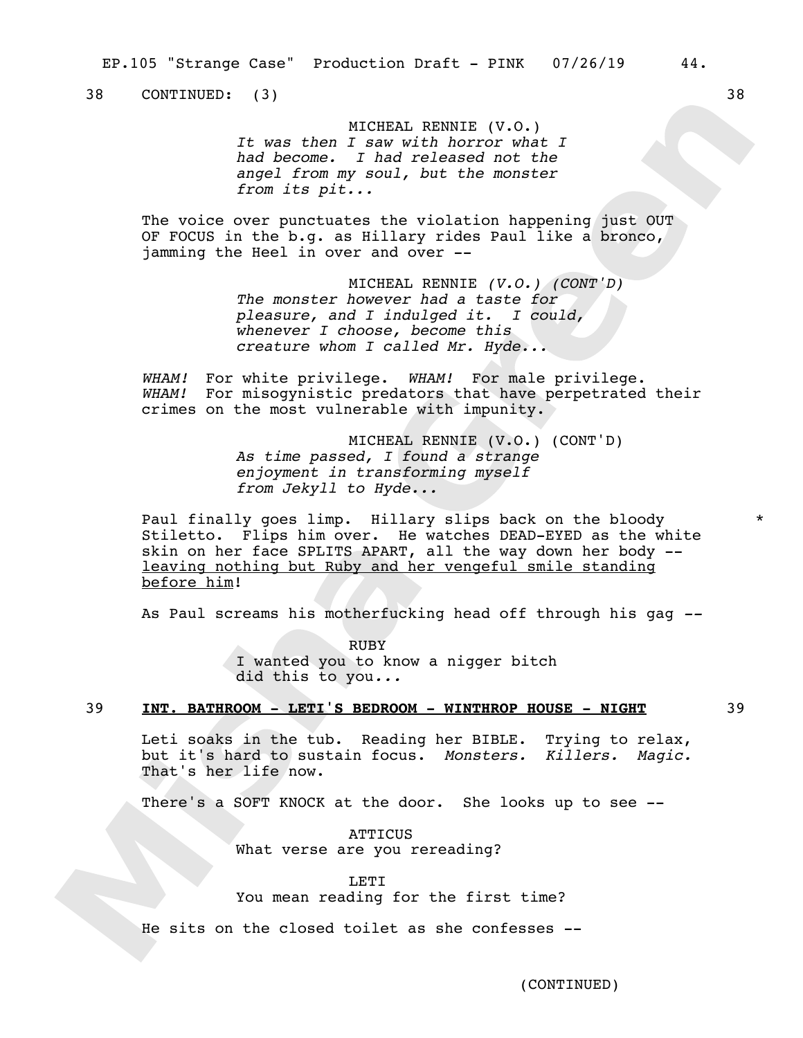38 CONTINUED: (3) 38

MICHEAL RENNIE (V.O.)
*It was then I saw with horror what I had become. I had released not the angel from my soul, but the monster from its pit...*

The voice over punctuates the violation happening just OUT OF FOCUS in the b.g. as Hillary rides Paul like a bronco, jamming the Heel in over and over --

MICHEAL RENNIE *(V.O.) (CONT'D)*
*The monster however had a taste for pleasure, and I indulged it. I could, whenever I choose, become this creature whom I called Mr. Hyde...*

*WHAM!* For white privilege. *WHAM!* For male privilege. *WHAM!* For misogynistic predators that have perpetrated their crimes on the most vulnerable with impunity.

MICHEAL RENNIE (V.O.) (CONT'D)
*As time passed, I found a strange enjoyment in transforming myself from Jekyll to Hyde...*

Paul finally goes limp. Hillary slips back on the bloody Stiletto. Flips him over. He watches DEAD-EYED as the white skin on her face SPLITS APART, all the way down her body -- <u>leaving nothing but Ruby and her vengeful smile standing before him</u>! *

As Paul screams his motherfucking head off through his gag --

RUBY
I wanted you to know a nigger bitch did this to you*...*

39 **<u>INT. BATHROOM - LETI'S BEDROOM - WINTHROP HOUSE - NIGHT</u>** 39

Leti soaks in the tub. Reading her BIBLE. Trying to relax, but it's hard to sustain focus. *Monsters. Killers. Magic.* That's her life now.

There's a SOFT KNOCK at the door. She looks up to see --

ATTICUS
What verse are you rereading?

LETI
You mean reading for the first time?

He sits on the closed toilet as she confesses --

(CONTINUED)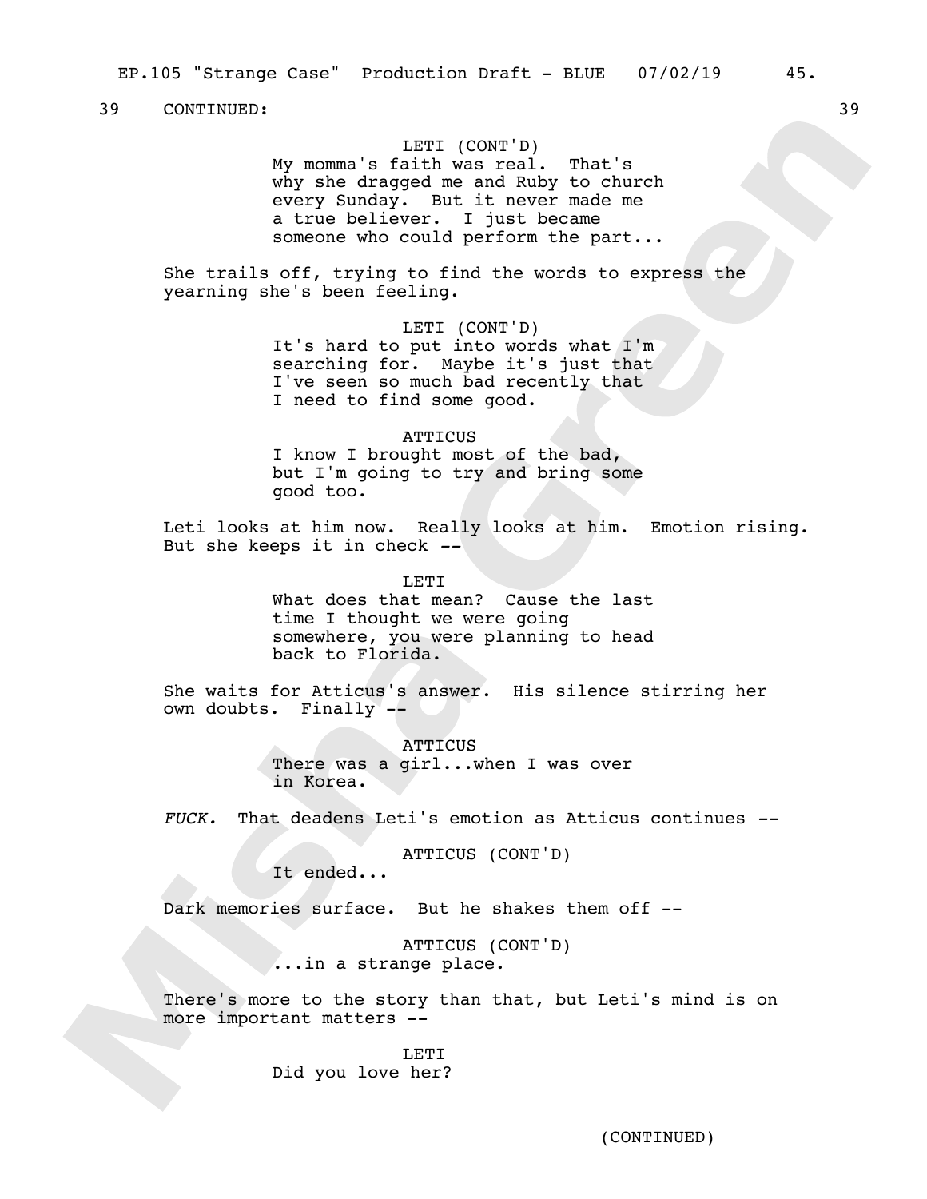39 CONTINUED: 39

LETI (CONT'D)
My momma's faith was real. That's why she dragged me and Ruby to church every Sunday. But it never made me a true believer. I just became someone who could perform the part...

She trails off, trying to find the words to express the yearning she's been feeling.

LETI (CONT'D)
It's hard to put into words what I'm searching for. Maybe it's just that I've seen so much bad recently that I need to find some good.

ATTICUS
I know I brought most of the bad, but I'm going to try and bring some good too.

Leti looks at him now. Really looks at him. Emotion rising. But she keeps it in check --

LETI
What does that mean? Cause the last time I thought we were going somewhere, you were planning to head back to Florida.

She waits for Atticus's answer. His silence stirring her own doubts. Finally --

ATTICUS
There was a girl...when I was over in Korea.

*FUCK.* That deadens Leti's emotion as Atticus continues --

ATTICUS (CONT'D)
It ended...

Dark memories surface. But he shakes them off --

ATTICUS (CONT'D)
...in a strange place.

There's more to the story than that, but Leti's mind is on more important matters --

LETI
Did you love her?

(CONTINUED)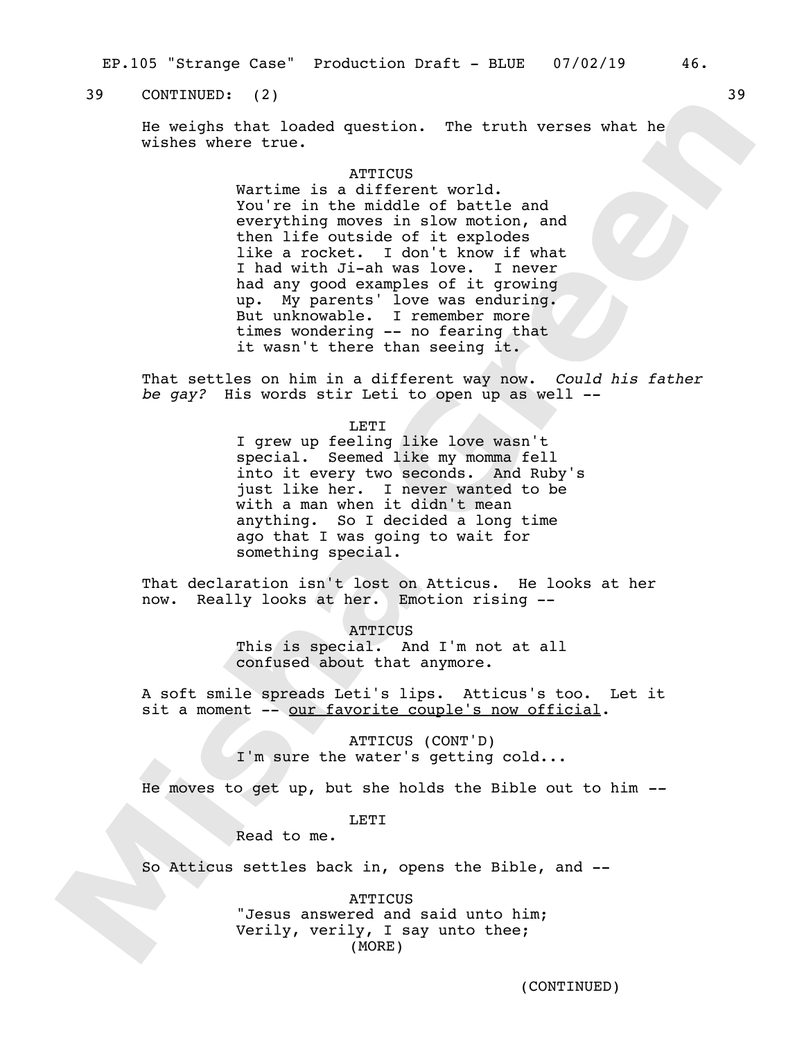39 CONTINUED: (2) 39

He weighs that loaded question. The truth verses what he wishes where true.

ATTICUS

Wartime is a different world. You're in the middle of battle and everything moves in slow motion, and then life outside of it explodes like a rocket. I don't know if what I had with Ji-ah was love. I never had any good examples of it growing up. My parents' love was enduring. But unknowable. I remember more times wondering -- no fearing that it wasn't there than seeing it.

That settles on him in a different way now. *Could his father be gay?* His words stir Leti to open up as well --

LETI

I grew up feeling like love wasn't special. Seemed like my momma fell into it every two seconds. And Ruby's just like her. I never wanted to be with a man when it didn't mean anything. So I decided a long time ago that I was going to wait for something special.

That declaration isn't lost on Atticus. He looks at her now. Really looks at her. Emotion rising --

ATTICUS

This is special. And I'm not at all confused about that anymore.

A soft smile spreads Leti's lips. Atticus's too. Let it sit a moment -- <u>our favorite couple's now official</u>.

ATTICUS (CONT'D)

I'm sure the water's getting cold...

He moves to get up, but she holds the Bible out to him --

LETI

Read to me.

So Atticus settles back in, opens the Bible, and --

ATTICUS

"Jesus answered and said unto him; Verily, verily, I say unto thee;

(MORE)

(CONTINUED)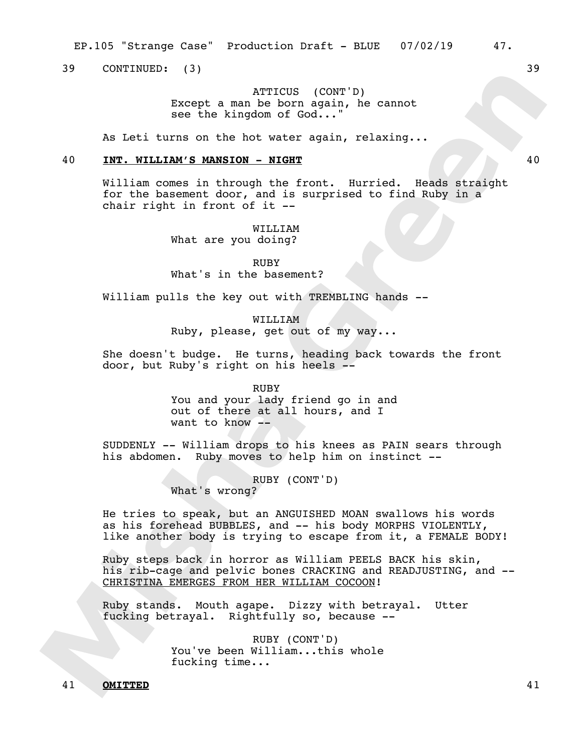39 CONTINUED: (3) 39

ATTICUS (CONT'D)
Except a man be born again, he cannot see the kingdom of God..."

As Leti turns on the hot water again, relaxing...

40 **INT. WILLIAM'S MANSION - NIGHT** 40

William comes in through the front. Hurried. Heads straight for the basement door, and is surprised to find Ruby in a chair right in front of it --

WILLIAM
What are you doing?

RUBY
What's in the basement?

William pulls the key out with TREMBLING hands --

WILLIAM
Ruby, please, get out of my way...

She doesn't budge. He turns, heading back towards the front door, but Ruby's right on his heels --

RUBY
You and your lady friend go in and out of there at all hours, and I want to know --

SUDDENLY -- William drops to his knees as PAIN sears through his abdomen. Ruby moves to help him on instinct --

RUBY (CONT'D)
What's wrong?

He tries to speak, but an ANGUISHED MOAN swallows his words as his forehead BUBBLES, and -- his body MORPHS VIOLENTLY, like another body is trying to escape from it, a FEMALE BODY!

Ruby steps back in horror as William PEELS BACK his skin, his rib-cage and pelvic bones CRACKING and READJUSTING, and -- CHRISTINA EMERGES FROM HER WILLIAM COCOON!

Ruby stands. Mouth agape. Dizzy with betrayal. Utter fucking betrayal. Rightfully so, because --

RUBY (CONT'D)
You've been William...this whole fucking time...

41 **OMITTED** 41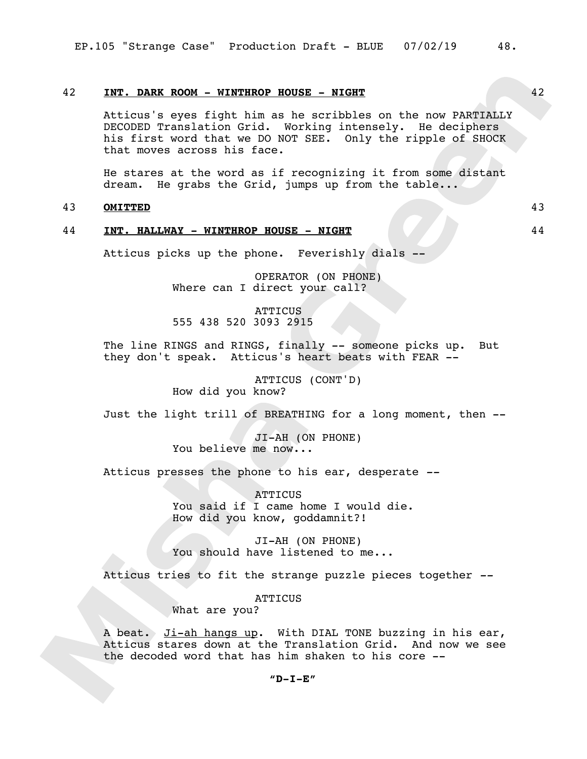42 **INT. DARK ROOM - WINTHROP HOUSE - NIGHT** 42

Atticus's eyes fight him as he scribbles on the now PARTIALLY DECODED Translation Grid. Working intensely. He deciphers his first word that we DO NOT SEE. Only the ripple of SHOCK that moves across his face.

He stares at the word as if recognizing it from some distant dream. He grabs the Grid, jumps up from the table...

43 **OMITTED** 43

44 **INT. HALLWAY - WINTHROP HOUSE - NIGHT** 44

Atticus picks up the phone. Feverishly dials --

OPERATOR (ON PHONE)
Where can I direct your call?

ATTICUS
555 438 520 3093 2915

The line RINGS and RINGS, finally -- someone picks up. But they don't speak. Atticus's heart beats with FEAR --

ATTICUS (CONT'D)
How did you know?

Just the light trill of BREATHING for a long moment, then --

JI-AH (ON PHONE)
You believe me now...

Atticus presses the phone to his ear, desperate --

ATTICUS
You said if I came home I would die.
How did you know, goddamnit?!

JI-AH (ON PHONE)
You should have listened to me...

Atticus tries to fit the strange puzzle pieces together --

ATTICUS
What are you?

A beat. Ji-ah hangs up. With DIAL TONE buzzing in his ear, Atticus stares down at the Translation Grid. And now we see the decoded word that has him shaken to his core --

**"D-I-E"**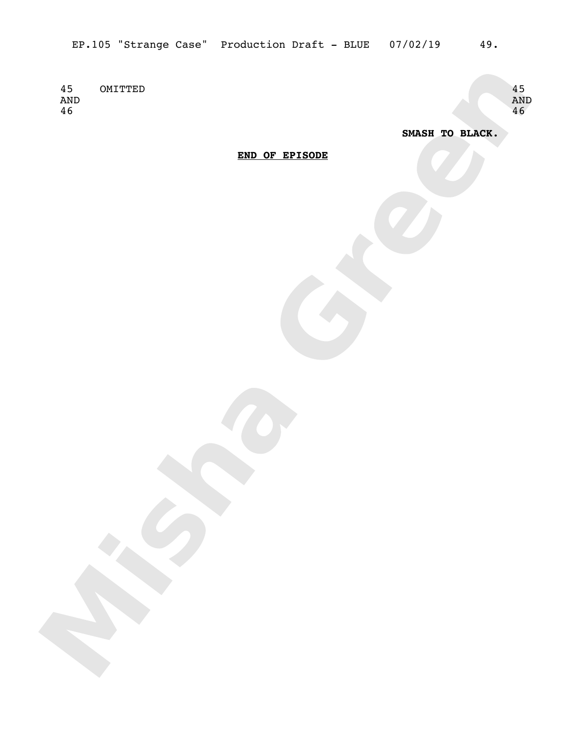45 AND 46 OMITTED 45 AND 46

**SMASH TO BLACK.**

**END OF EPISODE**